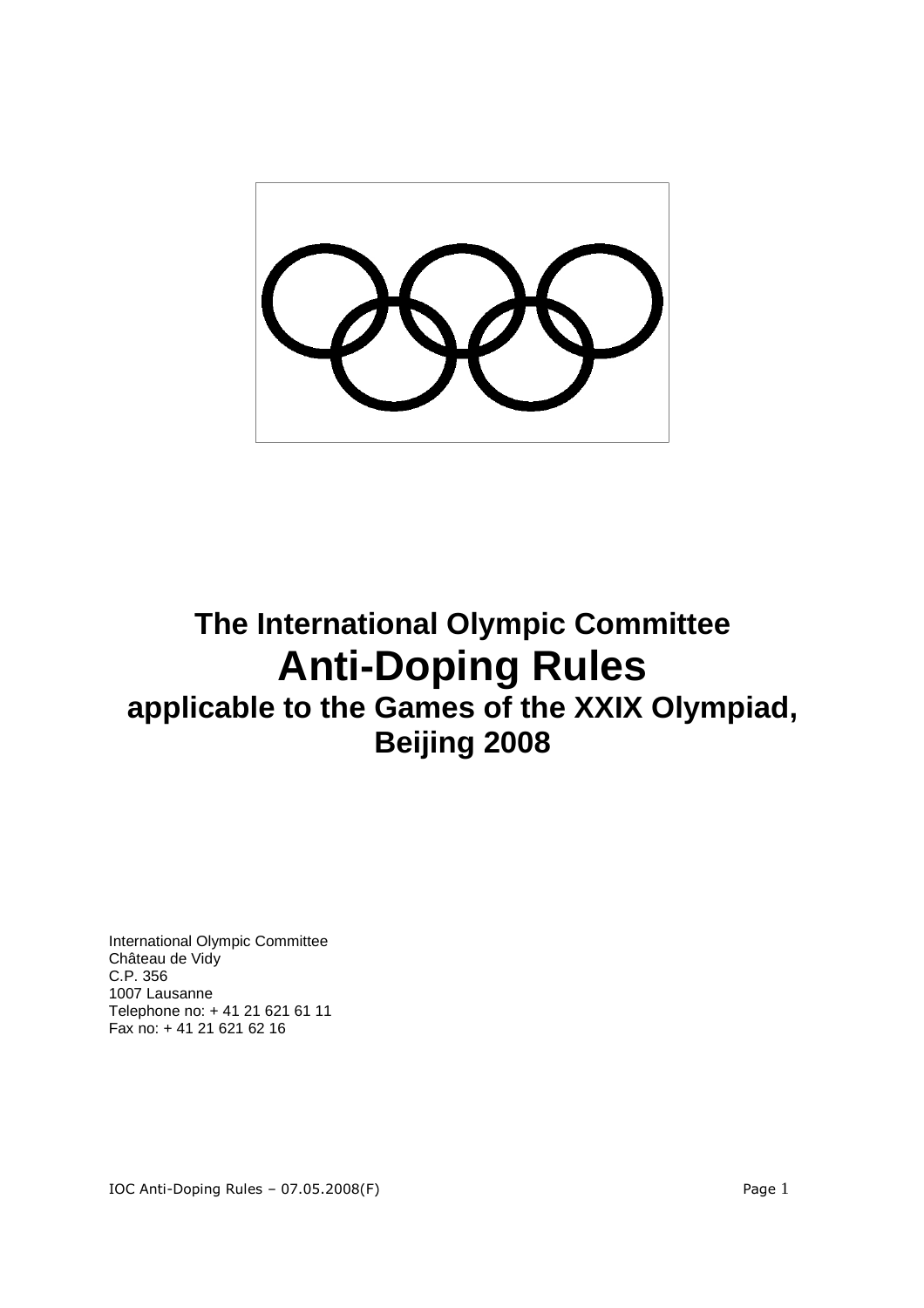# The International Olympic Committee

# Anti-Doping Rules

## applicable to the Games of the XXIX Olympiad, Beijing 2008

International Olympic Committee
Château de Vidy
C.P. 356
1007 Lausanne
Telephone no: + 41 21 621 61 11
Fax no: + 41 21 621 62 16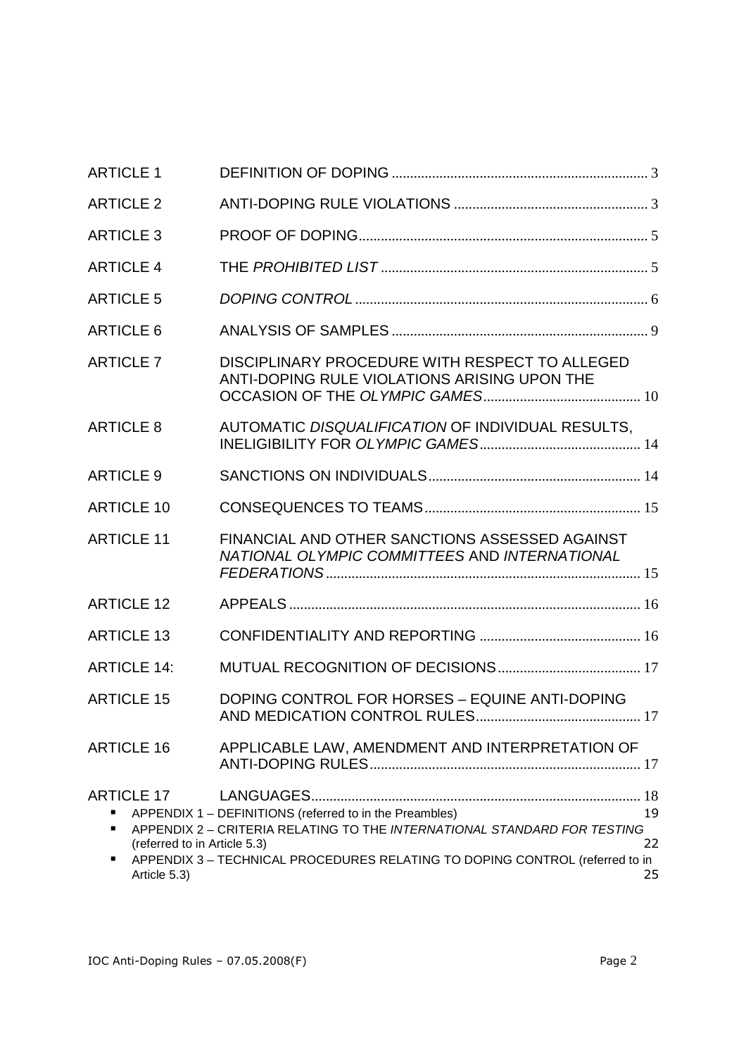| | | |
|---|---|---|
| ARTICLE 1 | DEFINITION OF DOPING | 3 |
| ARTICLE 2 | ANTI-DOPING RULE VIOLATIONS | 3 |
| ARTICLE 3 | PROOF OF DOPING | 5 |
| ARTICLE 4 | THE *PROHIBITED LIST* | 5 |
| ARTICLE 5 | *DOPING CONTROL* | 6 |
| ARTICLE 6 | ANALYSIS OF SAMPLES | 9 |
| ARTICLE 7 | DISCIPLINARY PROCEDURE WITH RESPECT TO ALLEGED ANTI-DOPING RULE VIOLATIONS ARISING UPON THE OCCASION OF THE *OLYMPIC GAMES* | 10 |
| ARTICLE 8 | AUTOMATIC *DISQUALIFICATION* OF INDIVIDUAL RESULTS, INELIGIBILITY FOR *OLYMPIC GAMES* | 14 |
| ARTICLE 9 | SANCTIONS ON INDIVIDUALS | 14 |
| ARTICLE 10 | CONSEQUENCES TO TEAMS | 15 |
| ARTICLE 11 | FINANCIAL AND OTHER SANCTIONS ASSESSED AGAINST *NATIONAL OLYMPIC COMMITTEES* AND *INTERNATIONAL FEDERATIONS* | 15 |
| ARTICLE 12 | APPEALS | 16 |
| ARTICLE 13 | CONFIDENTIALITY AND REPORTING | 16 |
| ARTICLE 14: | MUTUAL RECOGNITION OF DECISIONS | 17 |
| ARTICLE 15 | DOPING CONTROL FOR HORSES – EQUINE ANTI-DOPING AND MEDICATION CONTROL RULES | 17 |
| ARTICLE 16 | APPLICABLE LAW, AMENDMENT AND INTERPRETATION OF ANTI-DOPING RULES | 17 |
| ARTICLE 17 | LANGUAGES | 18 |

- APPENDIX 1 – DEFINITIONS (referred to in the Preambles) 19
- APPENDIX 2 – CRITERIA RELATING TO THE *INTERNATIONAL STANDARD FOR TESTING* (referred to in Article 5.3) 22
- APPENDIX 3 – TECHNICAL PROCEDURES RELATING TO DOPING CONTROL (referred to in Article 5.3) 25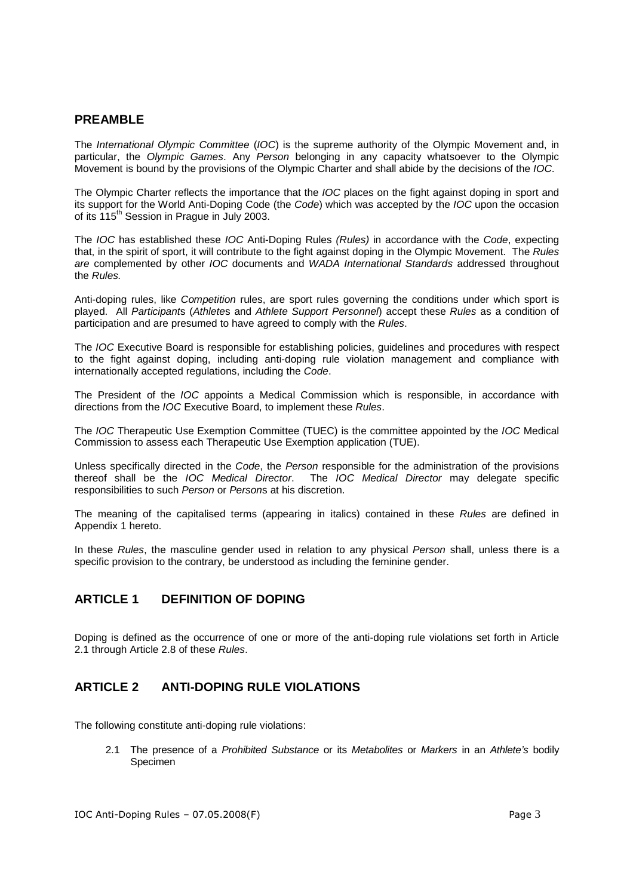## PREAMBLE

The *International Olympic Committee* (*IOC*) is the supreme authority of the Olympic Movement and, in particular, the *Olympic Games*. Any *Person* belonging in any capacity whatsoever to the Olympic Movement is bound by the provisions of the Olympic Charter and shall abide by the decisions of the *IOC*.

The Olympic Charter reflects the importance that the *IOC* places on the fight against doping in sport and its support for the World Anti-Doping Code (the *Code*) which was accepted by the *IOC* upon the occasion of its 115th Session in Prague in July 2003.

The *IOC* has established these *IOC* Anti-Doping Rules *(Rules)* in accordance with the *Code*, expecting that, in the spirit of sport, it will contribute to the fight against doping in the Olympic Movement. The *Rules are* complemented by other *IOC* documents and *WADA International Standards* addressed throughout the *Rules.*

Anti-doping rules, like *Competition* rules, are sport rules governing the conditions under which sport is played. All *Participants* (*Athletes* and *Athlete Support Personnel*) accept these *Rules* as a condition of participation and are presumed to have agreed to comply with the *Rules*.

The *IOC* Executive Board is responsible for establishing policies, guidelines and procedures with respect to the fight against doping, including anti-doping rule violation management and compliance with internationally accepted regulations, including the *Code*.

The President of the *IOC* appoints a Medical Commission which is responsible, in accordance with directions from the *IOC* Executive Board, to implement these *Rules*.

The *IOC* Therapeutic Use Exemption Committee (TUEC) is the committee appointed by the *IOC* Medical Commission to assess each Therapeutic Use Exemption application (TUE).

Unless specifically directed in the *Code*, the *Person* responsible for the administration of the provisions thereof shall be the *IOC Medical Director*. The *IOC Medical Director* may delegate specific responsibilities to such *Person* or *Persons* at his discretion.

The meaning of the capitalised terms (appearing in italics) contained in these *Rules* are defined in Appendix 1 hereto.

In these *Rules*, the masculine gender used in relation to any physical *Person* shall, unless there is a specific provision to the contrary, be understood as including the feminine gender.

## ARTICLE 1 DEFINITION OF DOPING

Doping is defined as the occurrence of one or more of the anti-doping rule violations set forth in Article 2.1 through Article 2.8 of these *Rules*.

## ARTICLE 2 ANTI-DOPING RULE VIOLATIONS

The following constitute anti-doping rule violations:

2.1 The presence of a *Prohibited Substance* or its *Metabolites* or *Markers* in an *Athlete's* bodily Specimen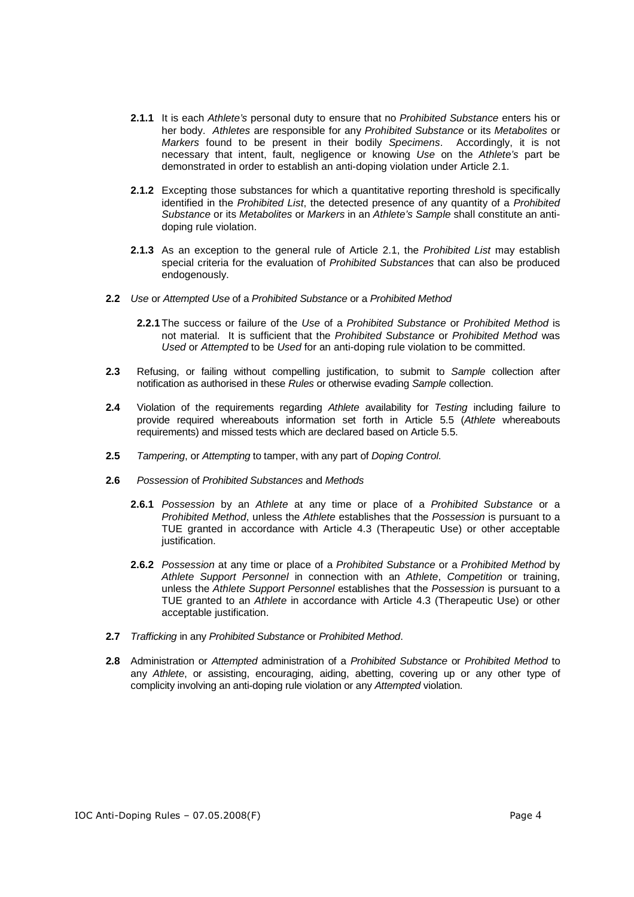**2.1.1** It is each *Athlete's* personal duty to ensure that no *Prohibited Substance* enters his or her body. *Athletes* are responsible for any *Prohibited Substance* or its *Metabolites* or *Markers* found to be present in their bodily *Specimens*. Accordingly, it is not necessary that intent, fault, negligence or knowing *Use* on the *Athlete's* part be demonstrated in order to establish an anti-doping violation under Article 2.1.

**2.1.2** Excepting those substances for which a quantitative reporting threshold is specifically identified in the *Prohibited List*, the detected presence of any quantity of a *Prohibited Substance* or its *Metabolites* or *Markers* in an *Athlete's Sample* shall constitute an anti-doping rule violation.

**2.1.3** As an exception to the general rule of Article 2.1, the *Prohibited List* may establish special criteria for the evaluation of *Prohibited Substances* that can also be produced endogenously.

**2.2** *Use* or *Attempted Use* of a *Prohibited Substance* or a *Prohibited Method*

**2.2.1** The success or failure of the *Use* of a *Prohibited Substance* or *Prohibited Method* is not material. It is sufficient that the *Prohibited Substance* or *Prohibited Method* was *Used* or *Attempted* to be *Used* for an anti-doping rule violation to be committed.

**2.3** Refusing, or failing without compelling justification, to submit to *Sample* collection after notification as authorised in these *Rules* or otherwise evading *Sample* collection.

**2.4** Violation of the requirements regarding *Athlete* availability for *Testing* including failure to provide required whereabouts information set forth in Article 5.5 (*Athlete* whereabouts requirements) and missed tests which are declared based on Article 5.5.

**2.5** *Tampering*, or *Attempting* to tamper, with any part of *Doping Control*.

**2.6** *Possession* of *Prohibited Substances* and *Methods*

**2.6.1** *Possession* by an *Athlete* at any time or place of a *Prohibited Substance* or a *Prohibited Method*, unless the *Athlete* establishes that the *Possession* is pursuant to a TUE granted in accordance with Article 4.3 (Therapeutic Use) or other acceptable justification.

**2.6.2** *Possession* at any time or place of a *Prohibited Substance* or a *Prohibited Method* by *Athlete Support Personnel* in connection with an *Athlete*, *Competition* or training, unless the *Athlete Support Personnel* establishes that the *Possession* is pursuant to a TUE granted to an *Athlete* in accordance with Article 4.3 (Therapeutic Use) or other acceptable justification.

**2.7** *Trafficking* in any *Prohibited Substance* or *Prohibited Method*.

**2.8** Administration or *Attempted* administration of a *Prohibited Substance* or *Prohibited Method* to any *Athlete*, or assisting, encouraging, aiding, abetting, covering up or any other type of complicity involving an anti-doping rule violation or any *Attempted* violation.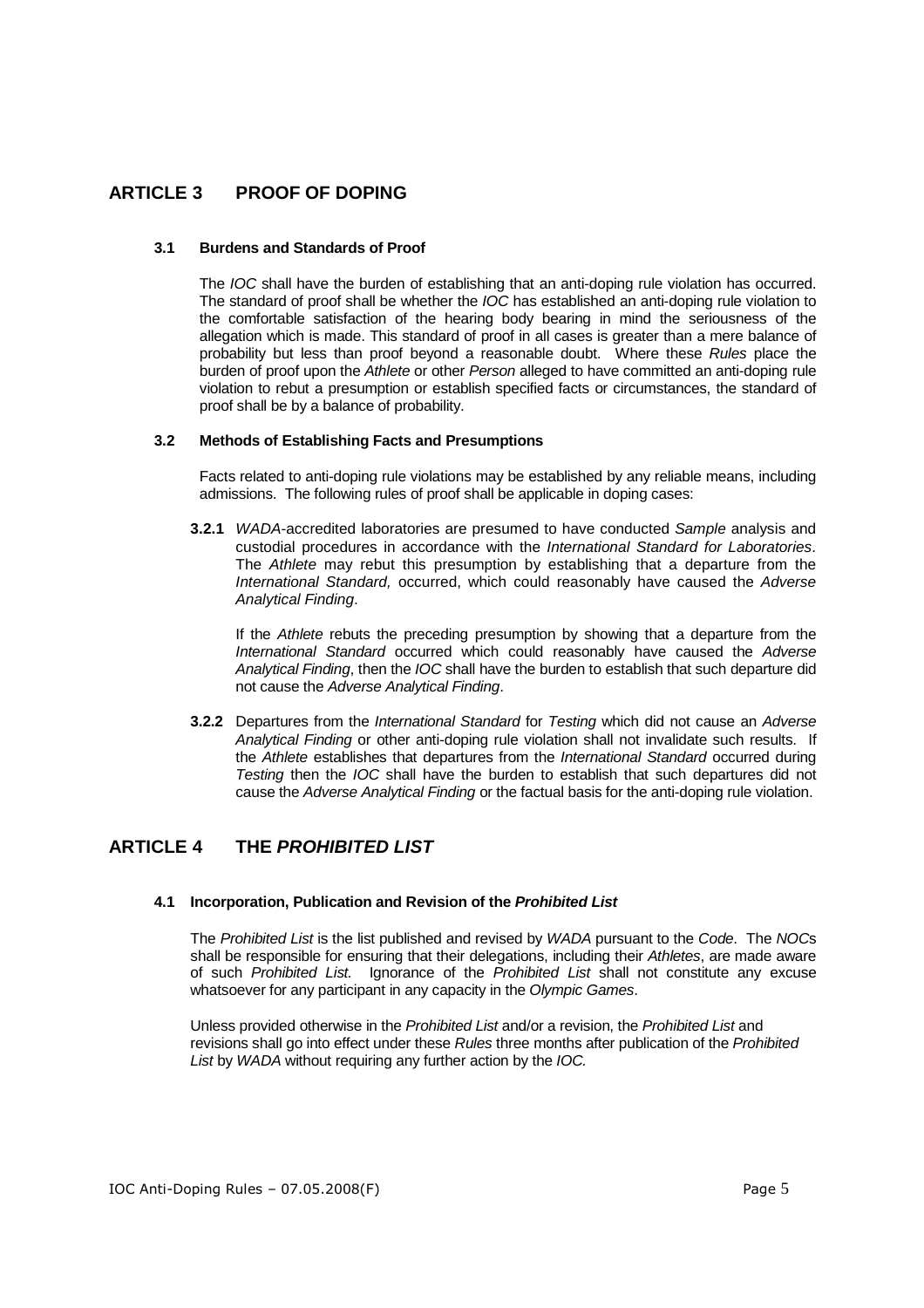## ARTICLE 3 PROOF OF DOPING

### 3.1 Burdens and Standards of Proof

The *IOC* shall have the burden of establishing that an anti-doping rule violation has occurred. The standard of proof shall be whether the *IOC* has established an anti-doping rule violation to the comfortable satisfaction of the hearing body bearing in mind the seriousness of the allegation which is made. This standard of proof in all cases is greater than a mere balance of probability but less than proof beyond a reasonable doubt. Where these *Rules* place the burden of proof upon the *Athlete* or other *Person* alleged to have committed an anti-doping rule violation to rebut a presumption or establish specified facts or circumstances, the standard of proof shall be by a balance of probability.

### 3.2 Methods of Establishing Facts and Presumptions

Facts related to anti-doping rule violations may be established by any reliable means, including admissions. The following rules of proof shall be applicable in doping cases:

**3.2.1** *WADA*-accredited laboratories are presumed to have conducted *Sample* analysis and custodial procedures in accordance with the *International Standard for Laboratories*. The *Athlete* may rebut this presumption by establishing that a departure from the *International Standard,* occurred, which could reasonably have caused the *Adverse Analytical Finding*.

If the *Athlete* rebuts the preceding presumption by showing that a departure from the *International Standard* occurred which could reasonably have caused the *Adverse Analytical Finding*, then the *IOC* shall have the burden to establish that such departure did not cause the *Adverse Analytical Finding*.

**3.2.2** Departures from the *International Standard* for *Testing* which did not cause an *Adverse Analytical Finding* or other anti-doping rule violation shall not invalidate such results. If the *Athlete* establishes that departures from the *International Standard* occurred during *Testing* then the *IOC* shall have the burden to establish that such departures did not cause the *Adverse Analytical Finding* or the factual basis for the anti-doping rule violation.

## ARTICLE 4 THE *PROHIBITED LIST*

### 4.1 Incorporation, Publication and Revision of the *Prohibited List*

The *Prohibited List* is the list published and revised by *WADA* pursuant to the *Code*. The *NOC*s shall be responsible for ensuring that their delegations, including their *Athletes*, are made aware of such *Prohibited List.* Ignorance of the *Prohibited List* shall not constitute any excuse whatsoever for any participant in any capacity in the *Olympic Games*.

Unless provided otherwise in the *Prohibited List* and/or a revision, the *Prohibited List* and revisions shall go into effect under these *Rules* three months after publication of the *Prohibited List* by *WADA* without requiring any further action by the *IOC.*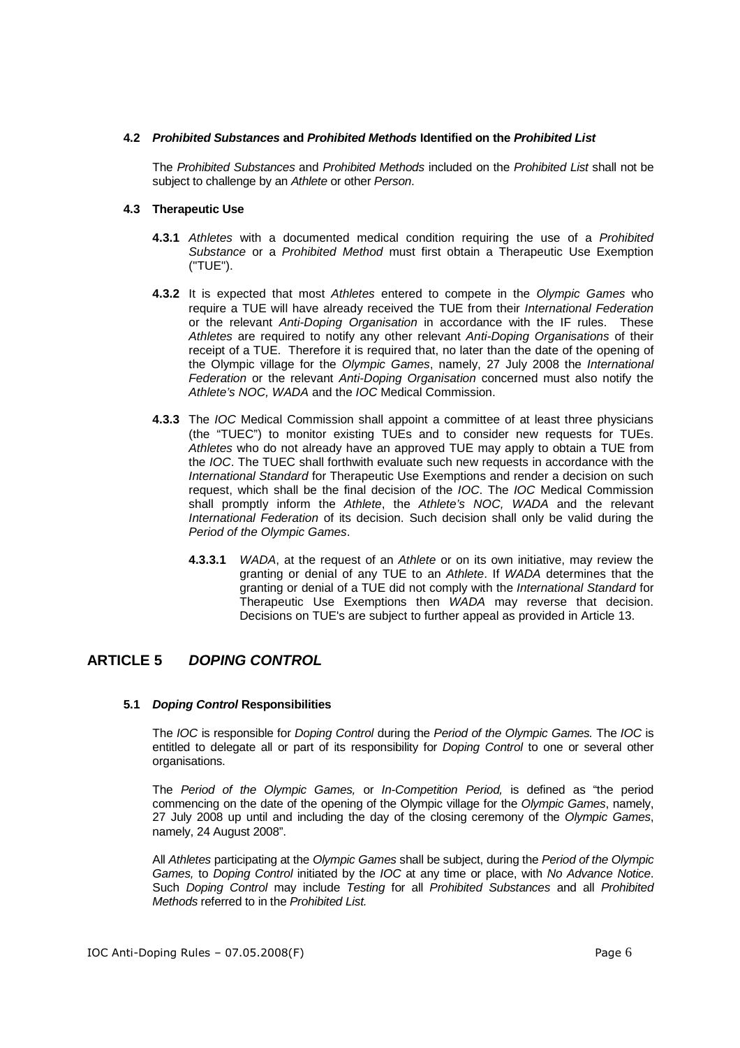### 4.2 *Prohibited Substances* and *Prohibited Methods* Identified on the *Prohibited List*

The *Prohibited Substances* and *Prohibited Methods* included on the *Prohibited List* shall not be subject to challenge by an *Athlete* or other *Person*.

### 4.3 Therapeutic Use

**4.3.1** *Athletes* with a documented medical condition requiring the use of a *Prohibited Substance* or a *Prohibited Method* must first obtain a Therapeutic Use Exemption ("TUE").

**4.3.2** It is expected that most *Athletes* entered to compete in the *Olympic Games* who require a TUE will have already received the TUE from their *International Federation* or the relevant *Anti-Doping Organisation* in accordance with the IF rules. These *Athletes* are required to notify any other relevant *Anti-Doping Organisations* of their receipt of a TUE. Therefore it is required that, no later than the date of the opening of the Olympic village for the *Olympic Games*, namely, 27 July 2008 the *International Federation* or the relevant *Anti-Doping Organisation* concerned must also notify the *Athlete's NOC, WADA* and the *IOC* Medical Commission.

**4.3.3** The *IOC* Medical Commission shall appoint a committee of at least three physicians (the "TUEC") to monitor existing TUEs and to consider new requests for TUEs. *Athletes* who do not already have an approved TUE may apply to obtain a TUE from the *IOC*. The TUEC shall forthwith evaluate such new requests in accordance with the *International Standard* for Therapeutic Use Exemptions and render a decision on such request, which shall be the final decision of the *IOC*. The *IOC* Medical Commission shall promptly inform the *Athlete*, the *Athlete's NOC, WADA* and the relevant *International Federation* of its decision. Such decision shall only be valid during the *Period of the Olympic Games*.

**4.3.3.1** *WADA*, at the request of an *Athlete* or on its own initiative, may review the granting or denial of any TUE to an *Athlete*. If *WADA* determines that the granting or denial of a TUE did not comply with the *International Standard* for Therapeutic Use Exemptions then *WADA* may reverse that decision. Decisions on TUE's are subject to further appeal as provided in Article 13.

## ARTICLE 5 *DOPING CONTROL*

### 5.1 *Doping Control* Responsibilities

The *IOC* is responsible for *Doping Control* during the *Period of the Olympic Games.* The *IOC* is entitled to delegate all or part of its responsibility for *Doping Control* to one or several other organisations.

The *Period of the Olympic Games,* or *In-Competition Period,* is defined as "the period commencing on the date of the opening of the Olympic village for the *Olympic Games*, namely, 27 July 2008 up until and including the day of the closing ceremony of the *Olympic Games*, namely, 24 August 2008".

All *Athletes* participating at the *Olympic Games* shall be subject, during the *Period of the Olympic Games,* to *Doping Control* initiated by the *IOC* at any time or place, with *No Advance Notice*. Such *Doping Control* may include *Testing* for all *Prohibited Substances* and all *Prohibited Methods* referred to in the *Prohibited List.*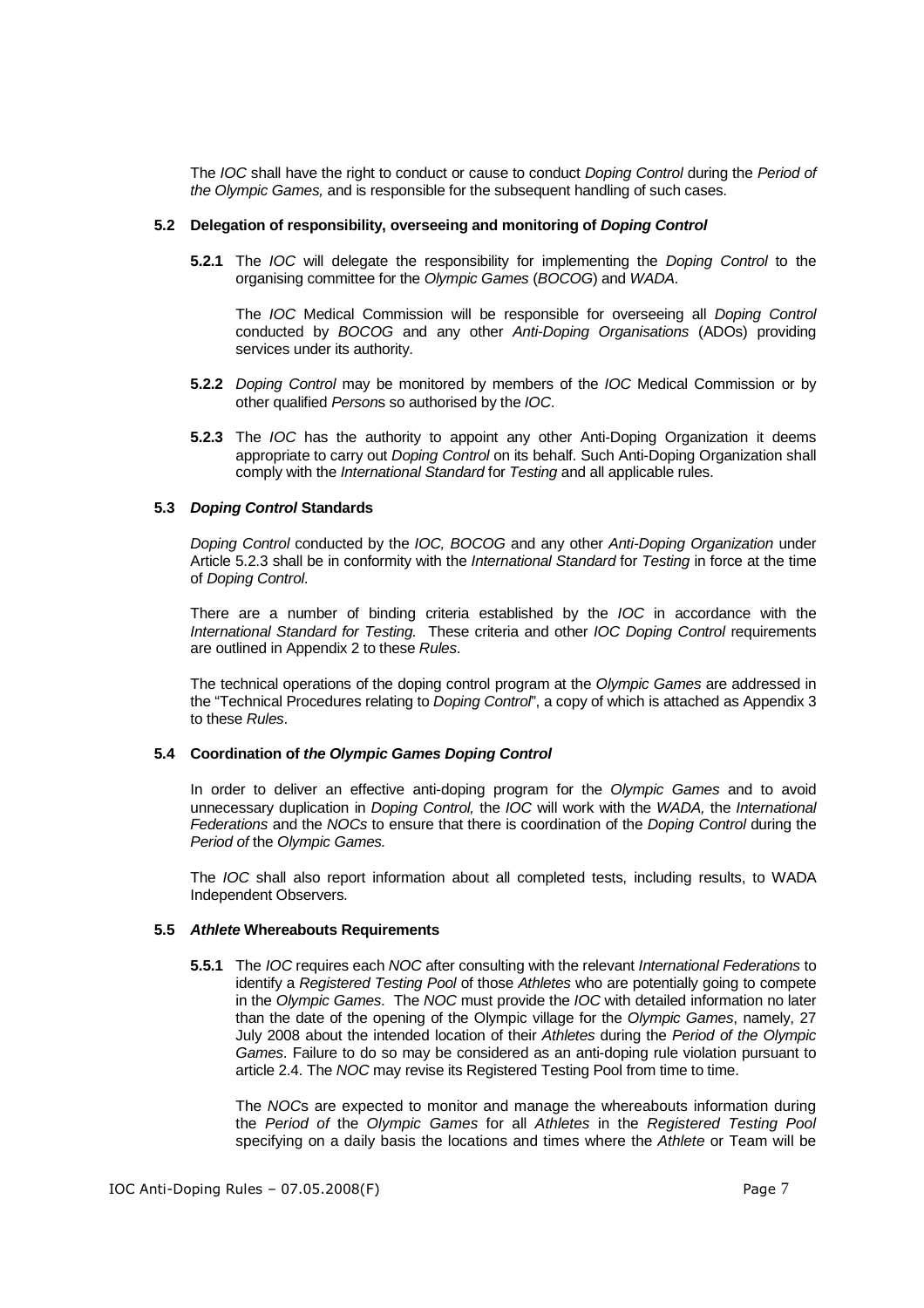The *IOC* shall have the right to conduct or cause to conduct *Doping Control* during the *Period of the Olympic Games,* and is responsible for the subsequent handling of such cases.

### 5.2 Delegation of responsibility, overseeing and monitoring of *Doping Control*

**5.2.1** The *IOC* will delegate the responsibility for implementing the *Doping Control* to the organising committee for the *Olympic Games* (*BOCOG*) and *WADA*.

The *IOC* Medical Commission will be responsible for overseeing all *Doping Control* conducted by *BOCOG* and any other *Anti-Doping Organisations* (ADOs) providing services under its authority.

**5.2.2** *Doping Control* may be monitored by members of the *IOC* Medical Commission or by other qualified *Person*s so authorised by the *IOC*.

**5.2.3** The *IOC* has the authority to appoint any other Anti-Doping Organization it deems appropriate to carry out *Doping Control* on its behalf. Such Anti-Doping Organization shall comply with the *International Standard* for *Testing* and all applicable rules.

### 5.3 *Doping Control* Standards

*Doping Control* conducted by the *IOC, BOCOG* and any other *Anti-Doping Organization* under Article 5.2.3 shall be in conformity with the *International Standard* for *Testing* in force at the time of *Doping Control*.

There are a number of binding criteria established by the *IOC* in accordance with the *International Standard for Testing.* These criteria and other *IOC Doping Control* requirements are outlined in Appendix 2 to these *Rules*.

The technical operations of the doping control program at the *Olympic Games* are addressed in the "Technical Procedures relating to *Doping Control*", a copy of which is attached as Appendix 3 to these *Rules*.

### 5.4 Coordination of *the Olympic Games Doping Control*

In order to deliver an effective anti-doping program for the *Olympic Games* and to avoid unnecessary duplication in *Doping Control,* the *IOC* will work with the *WADA,* the *International Federations* and the *NOCs* to ensure that there is coordination of the *Doping Control* during the *Period of* the *Olympic Games.*

The *IOC* shall also report information about all completed tests, including results, to WADA Independent Observers.

### 5.5 *Athlete* Whereabouts Requirements

**5.5.1** The *IOC* requires each *NOC* after consulting with the relevant *International Federations* to identify a *Registered Testing Pool* of those *Athletes* who are potentially going to compete in the *Olympic Games*. The *NOC* must provide the *IOC* with detailed information no later than the date of the opening of the Olympic village for the *Olympic Games*, namely, 27 July 2008 about the intended location of their *Athletes* during the *Period of the Olympic Games*. Failure to do so may be considered as an anti-doping rule violation pursuant to article 2.4. The *NOC* may revise its Registered Testing Pool from time to time.

The *NOC*s are expected to monitor and manage the whereabouts information during the *Period of* the *Olympic Games* for all *Athletes* in the *Registered Testing Pool* specifying on a daily basis the locations and times where the *Athlete* or Team will be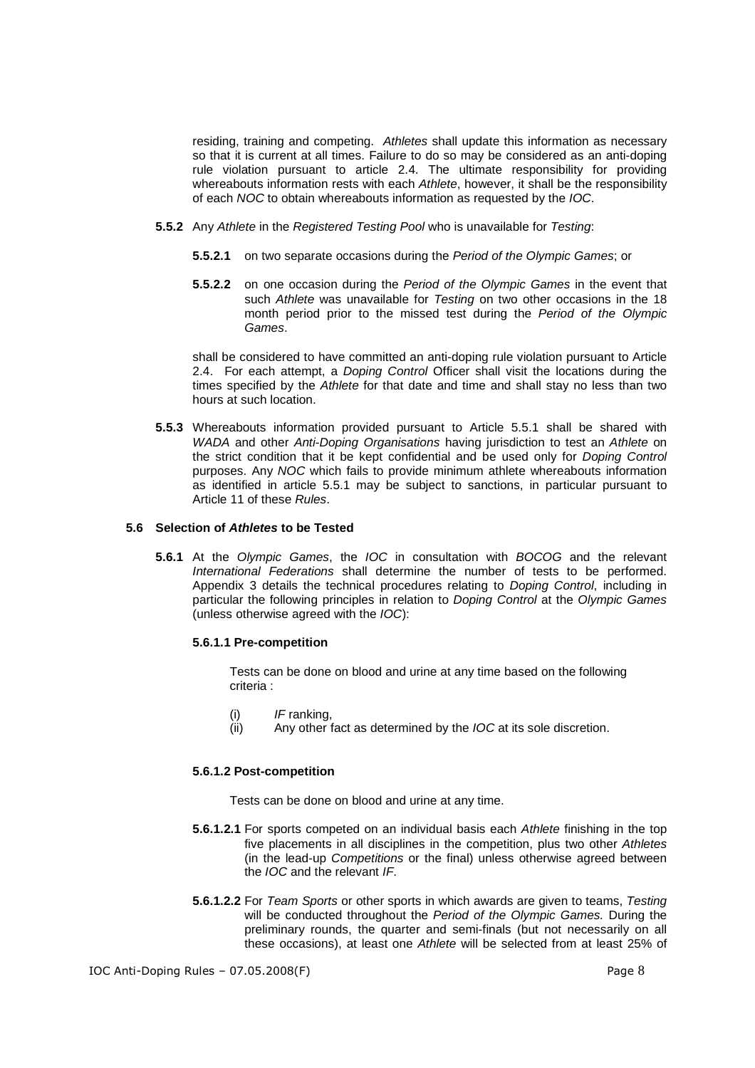residing, training and competing. *Athletes* shall update this information as necessary so that it is current at all times. Failure to do so may be considered as an anti-doping rule violation pursuant to article 2.4. The ultimate responsibility for providing whereabouts information rests with each *Athlete*, however, it shall be the responsibility of each *NOC* to obtain whereabouts information as requested by the *IOC*.

**5.5.2** Any *Athlete* in the *Registered Testing Pool* who is unavailable for *Testing*:

**5.5.2.1** on two separate occasions during the *Period of the Olympic Games*; or

**5.5.2.2** on one occasion during the *Period of the Olympic Games* in the event that such *Athlete* was unavailable for *Testing* on two other occasions in the 18 month period prior to the missed test during the *Period of the Olympic Games*.

shall be considered to have committed an anti-doping rule violation pursuant to Article 2.4. For each attempt, a *Doping Control* Officer shall visit the locations during the times specified by the *Athlete* for that date and time and shall stay no less than two hours at such location.

**5.5.3** Whereabouts information provided pursuant to Article 5.5.1 shall be shared with *WADA* and other *Anti-Doping Organisations* having jurisdiction to test an *Athlete* on the strict condition that it be kept confidential and be used only for *Doping Control* purposes. Any *NOC* which fails to provide minimum athlete whereabouts information as identified in article 5.5.1 may be subject to sanctions, in particular pursuant to Article 11 of these *Rules*.

### 5.6 Selection of *Athletes* to be Tested

**5.6.1** At the *Olympic Games*, the *IOC* in consultation with *BOCOG* and the relevant *International Federations* shall determine the number of tests to be performed. Appendix 3 details the technical procedures relating to *Doping Control*, including in particular the following principles in relation to *Doping Control* at the *Olympic Games* (unless otherwise agreed with the *IOC*):

#### 5.6.1.1 Pre-competition

Tests can be done on blood and urine at any time based on the following criteria :

(i) *IF* ranking,
(ii) Any other fact as determined by the *IOC* at its sole discretion.

#### 5.6.1.2 Post-competition

Tests can be done on blood and urine at any time.

**5.6.1.2.1** For sports competed on an individual basis each *Athlete* finishing in the top five placements in all disciplines in the competition, plus two other *Athletes* (in the lead-up *Competitions* or the final) unless otherwise agreed between the *IOC* and the relevant *IF*.

**5.6.1.2.2** For *Team Sports* or other sports in which awards are given to teams, *Testing* will be conducted throughout the *Period of the Olympic Games.* During the preliminary rounds, the quarter and semi-finals (but not necessarily on all these occasions), at least one *Athlete* will be selected from at least 25% of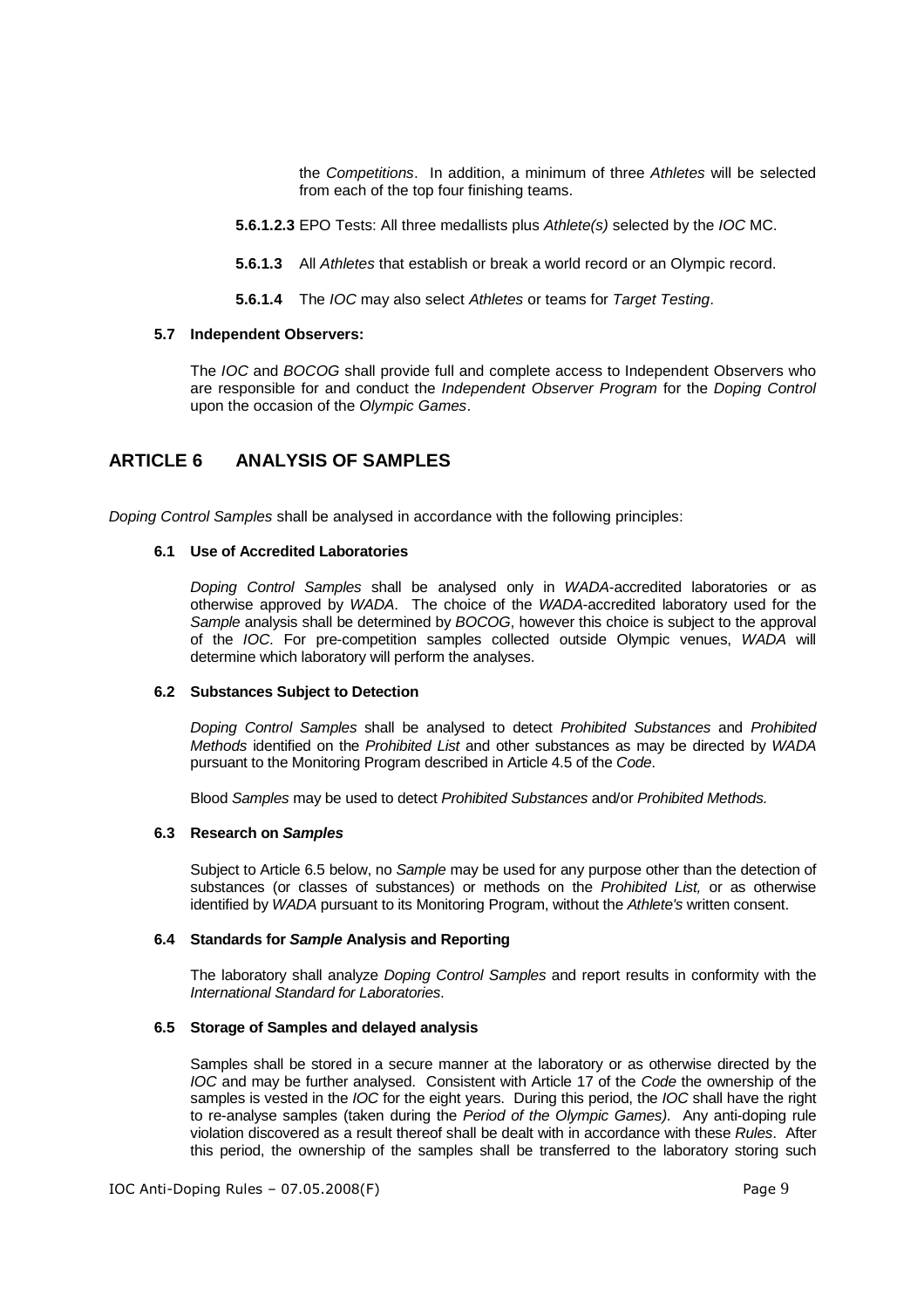the *Competitions*. In addition, a minimum of three *Athletes* will be selected from each of the top four finishing teams.

**5.6.1.2.3** EPO Tests: All three medallists plus *Athlete(s)* selected by the *IOC* MC.

**5.6.1.3** All *Athletes* that establish or break a world record or an Olympic record.

**5.6.1.4** The *IOC* may also select *Athletes* or teams for *Target Testing*.

#### 5.7 Independent Observers:

The *IOC* and *BOCOG* shall provide full and complete access to Independent Observers who are responsible for and conduct the *Independent Observer Program* for the *Doping Control* upon the occasion of the *Olympic Games*.

## ARTICLE 6 ANALYSIS OF SAMPLES

*Doping Control Samples* shall be analysed in accordance with the following principles:

#### 6.1 Use of Accredited Laboratories

*Doping Control Samples* shall be analysed only in *WADA*-accredited laboratories or as otherwise approved by *WADA*. The choice of the *WADA*-accredited laboratory used for the *Sample* analysis shall be determined by *BOCOG*, however this choice is subject to the approval of the *IOC*. For pre-competition samples collected outside Olympic venues, *WADA* will determine which laboratory will perform the analyses.

#### 6.2 Substances Subject to Detection

*Doping Control Samples* shall be analysed to detect *Prohibited Substances* and *Prohibited Methods* identified on the *Prohibited List* and other substances as may be directed by *WADA* pursuant to the Monitoring Program described in Article 4.5 of the *Code*.

Blood *Samples* may be used to detect *Prohibited Substances* and/or *Prohibited Methods.*

#### 6.3 Research on *Samples*

Subject to Article 6.5 below, no *Sample* may be used for any purpose other than the detection of substances (or classes of substances) or methods on the *Prohibited List,* or as otherwise identified by *WADA* pursuant to its Monitoring Program, without the *Athlete's* written consent.

#### 6.4 Standards for *Sample* Analysis and Reporting

The laboratory shall analyze *Doping Control Samples* and report results in conformity with the *International Standard for Laboratories*.

#### 6.5 Storage of Samples and delayed analysis

Samples shall be stored in a secure manner at the laboratory or as otherwise directed by the *IOC* and may be further analysed. Consistent with Article 17 of the *Code* the ownership of the samples is vested in the *IOC* for the eight years. During this period, the *IOC* shall have the right to re-analyse samples (taken during the *Period of the Olympic Games)*. Any anti-doping rule violation discovered as a result thereof shall be dealt with in accordance with these *Rules*. After this period, the ownership of the samples shall be transferred to the laboratory storing such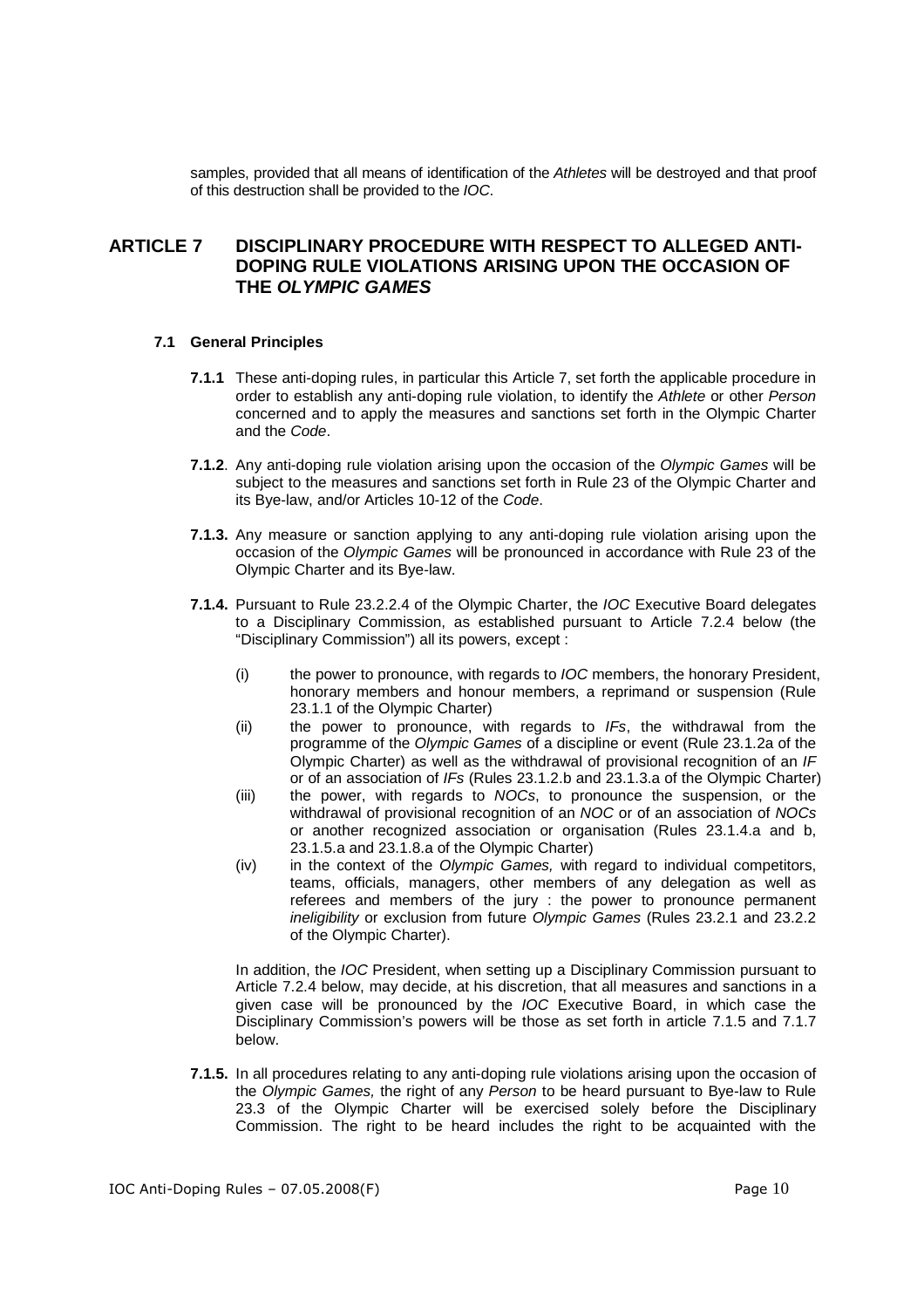samples, provided that all means of identification of the *Athletes* will be destroyed and that proof of this destruction shall be provided to the *IOC*.

## ARTICLE 7 DISCIPLINARY PROCEDURE WITH RESPECT TO ALLEGED ANTI-DOPING RULE VIOLATIONS ARISING UPON THE OCCASION OF THE *OLYMPIC GAMES*

### 7.1 General Principles

**7.1.1** These anti-doping rules, in particular this Article 7, set forth the applicable procedure in order to establish any anti-doping rule violation, to identify the *Athlete* or other *Person* concerned and to apply the measures and sanctions set forth in the Olympic Charter and the *Code*.

**7.1.2**. Any anti-doping rule violation arising upon the occasion of the *Olympic Games* will be subject to the measures and sanctions set forth in Rule 23 of the Olympic Charter and its Bye-law, and/or Articles 10-12 of the *Code*.

**7.1.3.** Any measure or sanction applying to any anti-doping rule violation arising upon the occasion of the *Olympic Games* will be pronounced in accordance with Rule 23 of the Olympic Charter and its Bye-law.

**7.1.4.** Pursuant to Rule 23.2.2.4 of the Olympic Charter, the *IOC* Executive Board delegates to a Disciplinary Commission, as established pursuant to Article 7.2.4 below (the "Disciplinary Commission") all its powers, except :

(i) the power to pronounce, with regards to *IOC* members, the honorary President, honorary members and honour members, a reprimand or suspension (Rule 23.1.1 of the Olympic Charter)

(ii) the power to pronounce, with regards to *IFs*, the withdrawal from the programme of the *Olympic Games* of a discipline or event (Rule 23.1.2a of the Olympic Charter) as well as the withdrawal of provisional recognition of an *IF* or of an association of *IFs* (Rules 23.1.2.b and 23.1.3.a of the Olympic Charter)

(iii) the power, with regards to *NOCs*, to pronounce the suspension, or the withdrawal of provisional recognition of an *NOC* or of an association of *NOCs* or another recognized association or organisation (Rules 23.1.4.a and b, 23.1.5.a and 23.1.8.a of the Olympic Charter)

(iv) in the context of the *Olympic Games,* with regard to individual competitors, teams, officials, managers, other members of any delegation as well as referees and members of the jury : the power to pronounce permanent *ineligibility* or exclusion from future *Olympic Games* (Rules 23.2.1 and 23.2.2 of the Olympic Charter).

In addition, the *IOC* President, when setting up a Disciplinary Commission pursuant to Article 7.2.4 below, may decide, at his discretion, that all measures and sanctions in a given case will be pronounced by the *IOC* Executive Board, in which case the Disciplinary Commission's powers will be those as set forth in article 7.1.5 and 7.1.7 below.

**7.1.5.** In all procedures relating to any anti-doping rule violations arising upon the occasion of the *Olympic Games,* the right of any *Person* to be heard pursuant to Bye-law to Rule 23.3 of the Olympic Charter will be exercised solely before the Disciplinary Commission. The right to be heard includes the right to be acquainted with the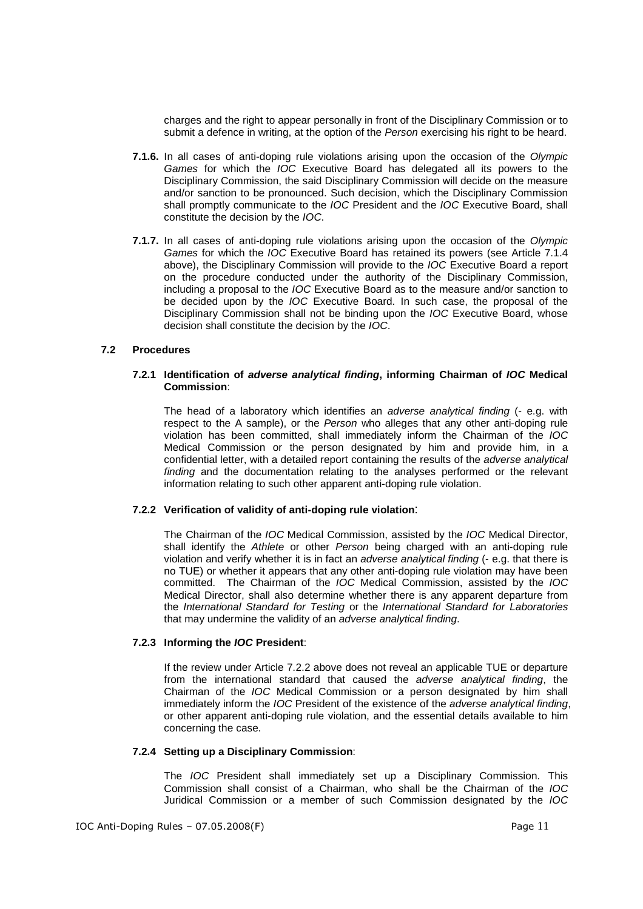charges and the right to appear personally in front of the Disciplinary Commission or to submit a defence in writing, at the option of the *Person* exercising his right to be heard.

**7.1.6.** In all cases of anti-doping rule violations arising upon the occasion of the *Olympic Games* for which the *IOC* Executive Board has delegated all its powers to the Disciplinary Commission, the said Disciplinary Commission will decide on the measure and/or sanction to be pronounced. Such decision, which the Disciplinary Commission shall promptly communicate to the *IOC* President and the *IOC* Executive Board, shall constitute the decision by the *IOC*.

**7.1.7.** In all cases of anti-doping rule violations arising upon the occasion of the *Olympic Games* for which the *IOC* Executive Board has retained its powers (see Article 7.1.4 above), the Disciplinary Commission will provide to the *IOC* Executive Board a report on the procedure conducted under the authority of the Disciplinary Commission, including a proposal to the *IOC* Executive Board as to the measure and/or sanction to be decided upon by the *IOC* Executive Board. In such case, the proposal of the Disciplinary Commission shall not be binding upon the *IOC* Executive Board, whose decision shall constitute the decision by the *IOC*.

### 7.2 Procedures

#### 7.2.1 Identification of *adverse analytical finding*, informing Chairman of *IOC* Medical Commission:

The head of a laboratory which identifies an *adverse analytical finding* (- e.g. with respect to the A sample), or the *Person* who alleges that any other anti-doping rule violation has been committed, shall immediately inform the Chairman of the *IOC* Medical Commission or the person designated by him and provide him, in a confidential letter, with a detailed report containing the results of the *adverse analytical finding* and the documentation relating to the analyses performed or the relevant information relating to such other apparent anti-doping rule violation.

#### 7.2.2 Verification of validity of anti-doping rule violation:

The Chairman of the *IOC* Medical Commission, assisted by the *IOC* Medical Director, shall identify the *Athlete* or other *Person* being charged with an anti-doping rule violation and verify whether it is in fact an *adverse analytical finding* (- e.g. that there is no TUE) or whether it appears that any other anti-doping rule violation may have been committed. The Chairman of the *IOC* Medical Commission, assisted by the *IOC* Medical Director, shall also determine whether there is any apparent departure from the *International Standard for Testing* or the *International Standard for Laboratories* that may undermine the validity of an *adverse analytical finding*.

#### 7.2.3 Informing the *IOC* President:

If the review under Article 7.2.2 above does not reveal an applicable TUE or departure from the international standard that caused the *adverse analytical finding*, the Chairman of the *IOC* Medical Commission or a person designated by him shall immediately inform the *IOC* President of the existence of the *adverse analytical finding*, or other apparent anti-doping rule violation, and the essential details available to him concerning the case.

#### 7.2.4 Setting up a Disciplinary Commission:

The *IOC* President shall immediately set up a Disciplinary Commission. This Commission shall consist of a Chairman, who shall be the Chairman of the *IOC* Juridical Commission or a member of such Commission designated by the *IOC*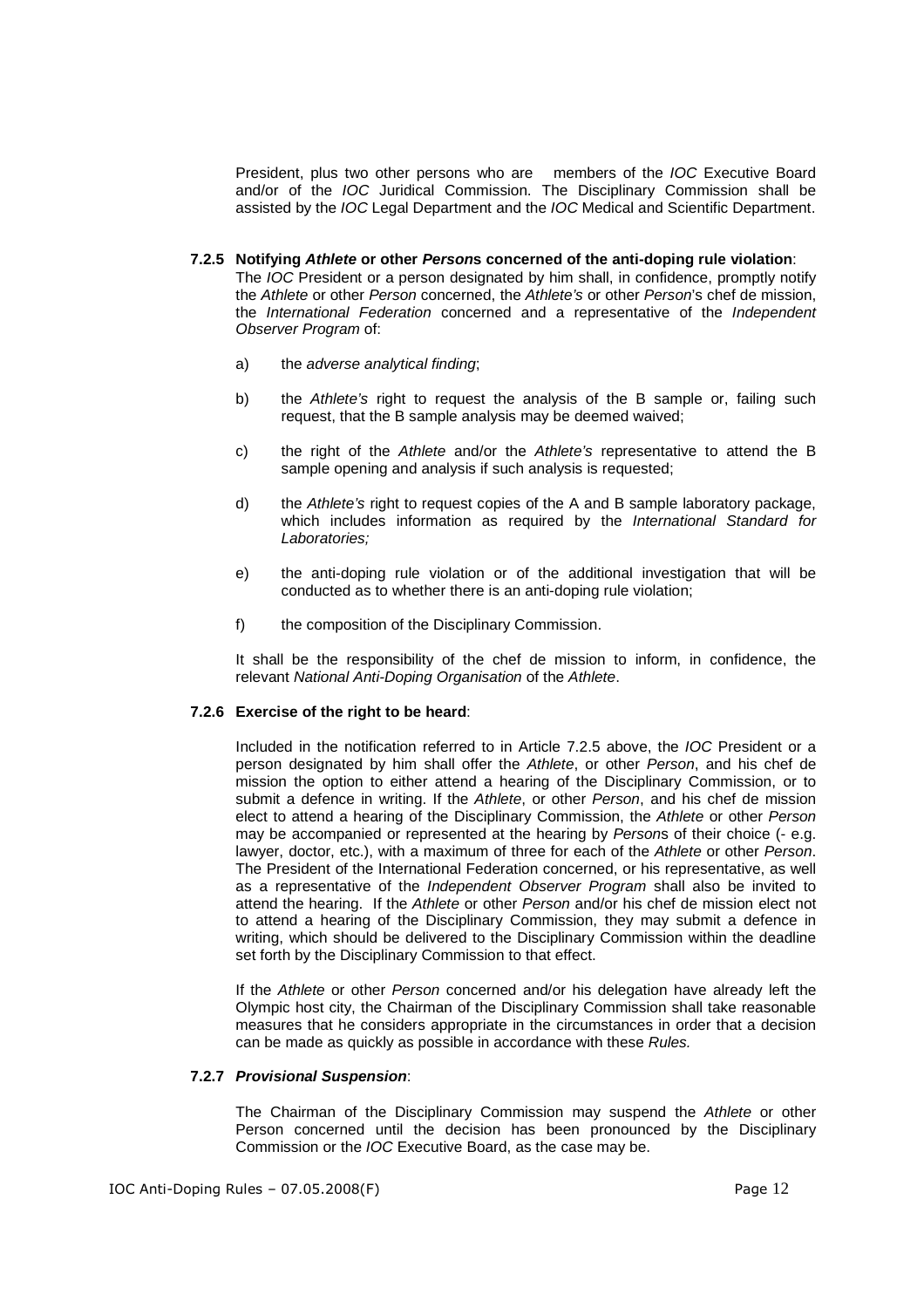President, plus two other persons who are members of the *IOC* Executive Board and/or of the *IOC* Juridical Commission. The Disciplinary Commission shall be assisted by the *IOC* Legal Department and the *IOC* Medical and Scientific Department.

**7.2.5 Notifying *Athlete* or other *Person*s concerned of the anti-doping rule violation**:
The *IOC* President or a person designated by him shall, in confidence, promptly notify the *Athlete* or other *Person* concerned, the *Athlete's* or other *Person*'s chef de mission, the *International Federation* concerned and a representative of the *Independent Observer Program* of:

a) the *adverse analytical finding*;

b) the *Athlete's* right to request the analysis of the B sample or, failing such request, that the B sample analysis may be deemed waived;

c) the right of the *Athlete* and/or the *Athlete's* representative to attend the B sample opening and analysis if such analysis is requested;

d) the *Athlete's* right to request copies of the A and B sample laboratory package, which includes information as required by the *International Standard for Laboratories;*

e) the anti-doping rule violation or of the additional investigation that will be conducted as to whether there is an anti-doping rule violation;

f) the composition of the Disciplinary Commission.

It shall be the responsibility of the chef de mission to inform, in confidence, the relevant *National Anti-Doping Organisation* of the *Athlete*.

**7.2.6 Exercise of the right to be heard**:

Included in the notification referred to in Article 7.2.5 above, the *IOC* President or a person designated by him shall offer the *Athlete*, or other *Person*, and his chef de mission the option to either attend a hearing of the Disciplinary Commission, or to submit a defence in writing. If the *Athlete*, or other *Person*, and his chef de mission elect to attend a hearing of the Disciplinary Commission, the *Athlete* or other *Person* may be accompanied or represented at the hearing by *Person*s of their choice (- e.g. lawyer, doctor, etc.), with a maximum of three for each of the *Athlete* or other *Person*. The President of the International Federation concerned, or his representative, as well as a representative of the *Independent Observer Program* shall also be invited to attend the hearing. If the *Athlete* or other *Person* and/or his chef de mission elect not to attend a hearing of the Disciplinary Commission, they may submit a defence in writing, which should be delivered to the Disciplinary Commission within the deadline set forth by the Disciplinary Commission to that effect.

If the *Athlete* or other *Person* concerned and/or his delegation have already left the Olympic host city, the Chairman of the Disciplinary Commission shall take reasonable measures that he considers appropriate in the circumstances in order that a decision can be made as quickly as possible in accordance with these *Rules.*

**7.2.7 *Provisional Suspension***:

The Chairman of the Disciplinary Commission may suspend the *Athlete* or other Person concerned until the decision has been pronounced by the Disciplinary Commission or the *IOC* Executive Board, as the case may be.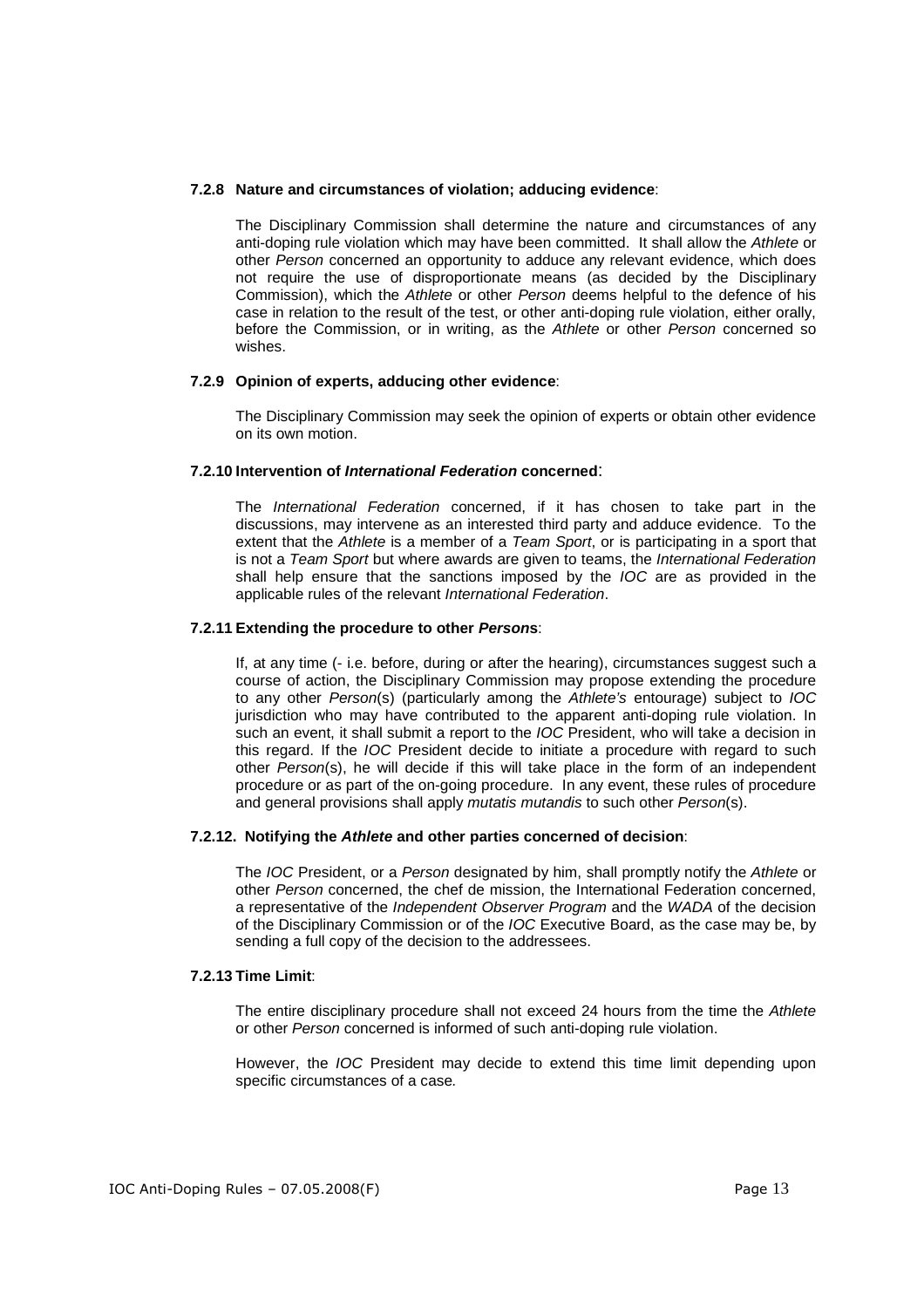#### 7.2.8 Nature and circumstances of violation; adducing evidence:

The Disciplinary Commission shall determine the nature and circumstances of any anti-doping rule violation which may have been committed. It shall allow the *Athlete* or other *Person* concerned an opportunity to adduce any relevant evidence, which does not require the use of disproportionate means (as decided by the Disciplinary Commission), which the *Athlete* or other *Person* deems helpful to the defence of his case in relation to the result of the test, or other anti-doping rule violation, either orally, before the Commission, or in writing, as the *Athlete* or other *Person* concerned so wishes.

#### 7.2.9 Opinion of experts, adducing other evidence:

The Disciplinary Commission may seek the opinion of experts or obtain other evidence on its own motion.

#### 7.2.10 Intervention of *International Federation* concerned:

The *International Federation* concerned, if it has chosen to take part in the discussions, may intervene as an interested third party and adduce evidence. To the extent that the *Athlete* is a member of a *Team Sport*, or is participating in a sport that is not a *Team Sport* but where awards are given to teams, the *International Federation* shall help ensure that the sanctions imposed by the *IOC* are as provided in the applicable rules of the relevant *International Federation*.

#### 7.2.11 Extending the procedure to other *Person*s:

If, at any time (- i.e. before, during or after the hearing), circumstances suggest such a course of action, the Disciplinary Commission may propose extending the procedure to any other *Person*(s) (particularly among the *Athlete's* entourage) subject to *IOC* jurisdiction who may have contributed to the apparent anti-doping rule violation. In such an event, it shall submit a report to the *IOC* President, who will take a decision in this regard. If the *IOC* President decide to initiate a procedure with regard to such other *Person*(s), he will decide if this will take place in the form of an independent procedure or as part of the on-going procedure. In any event, these rules of procedure and general provisions shall apply *mutatis mutandis* to such other *Person*(s).

#### 7.2.12. Notifying the *Athlete* and other parties concerned of decision:

The *IOC* President, or a *Person* designated by him, shall promptly notify the *Athlete* or other *Person* concerned, the chef de mission, the International Federation concerned, a representative of the *Independent Observer Program* and the *WADA* of the decision of the Disciplinary Commission or of the *IOC* Executive Board, as the case may be, by sending a full copy of the decision to the addressees.

#### 7.2.13 Time Limit:

The entire disciplinary procedure shall not exceed 24 hours from the time the *Athlete* or other *Person* concerned is informed of such anti-doping rule violation.

However, the *IOC* President may decide to extend this time limit depending upon specific circumstances of a case.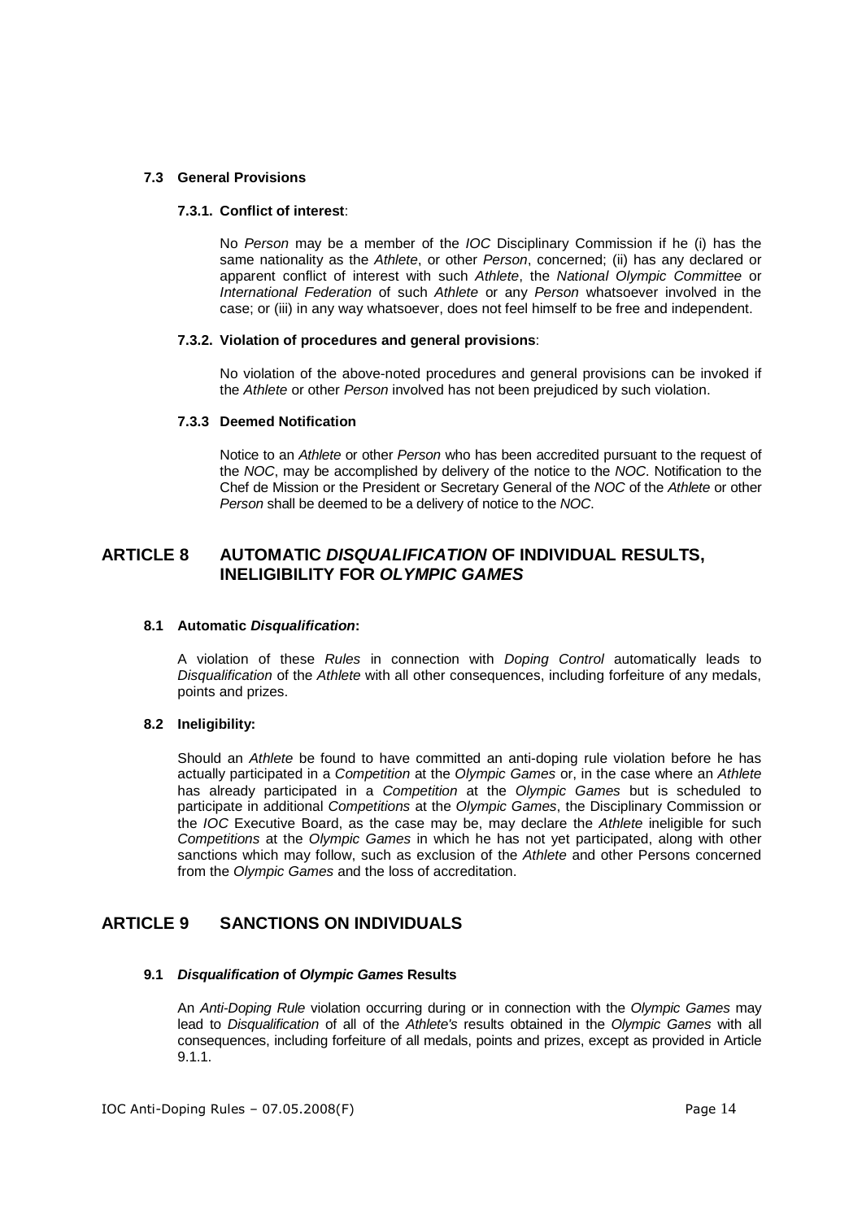### 7.3 General Provisions

#### 7.3.1. Conflict of interest:

No *Person* may be a member of the *IOC* Disciplinary Commission if he (i) has the same nationality as the *Athlete*, or other *Person*, concerned; (ii) has any declared or apparent conflict of interest with such *Athlete*, the *National Olympic Committee* or *International Federation* of such *Athlete* or any *Person* whatsoever involved in the case; or (iii) in any way whatsoever, does not feel himself to be free and independent.

#### 7.3.2. Violation of procedures and general provisions:

No violation of the above-noted procedures and general provisions can be invoked if the *Athlete* or other *Person* involved has not been prejudiced by such violation.

#### 7.3.3 Deemed Notification

Notice to an *Athlete* or other *Person* who has been accredited pursuant to the request of the *NOC*, may be accomplished by delivery of the notice to the *NOC*. Notification to the Chef de Mission or the President or Secretary General of the *NOC* of the *Athlete* or other *Person* shall be deemed to be a delivery of notice to the *NOC*.

## ARTICLE 8 AUTOMATIC *DISQUALIFICATION* OF INDIVIDUAL RESULTS, INELIGIBILITY FOR *OLYMPIC GAMES*

### 8.1 Automatic *Disqualification*:

A violation of these *Rules* in connection with *Doping Control* automatically leads to *Disqualification* of the *Athlete* with all other consequences, including forfeiture of any medals, points and prizes.

### 8.2 Ineligibility:

Should an *Athlete* be found to have committed an anti-doping rule violation before he has actually participated in a *Competition* at the *Olympic Games* or, in the case where an *Athlete* has already participated in a *Competition* at the *Olympic Games* but is scheduled to participate in additional *Competitions* at the *Olympic Games*, the Disciplinary Commission or the *IOC* Executive Board, as the case may be, may declare the *Athlete* ineligible for such *Competitions* at the *Olympic Games* in which he has not yet participated, along with other sanctions which may follow, such as exclusion of the *Athlete* and other Persons concerned from the *Olympic Games* and the loss of accreditation.

## ARTICLE 9 SANCTIONS ON INDIVIDUALS

### 9.1 *Disqualification* of *Olympic Games* Results

An *Anti-Doping Rule* violation occurring during or in connection with the *Olympic Games* may lead to *Disqualification* of all of the *Athlete's* results obtained in the *Olympic Games* with all consequences, including forfeiture of all medals, points and prizes, except as provided in Article 9.1.1.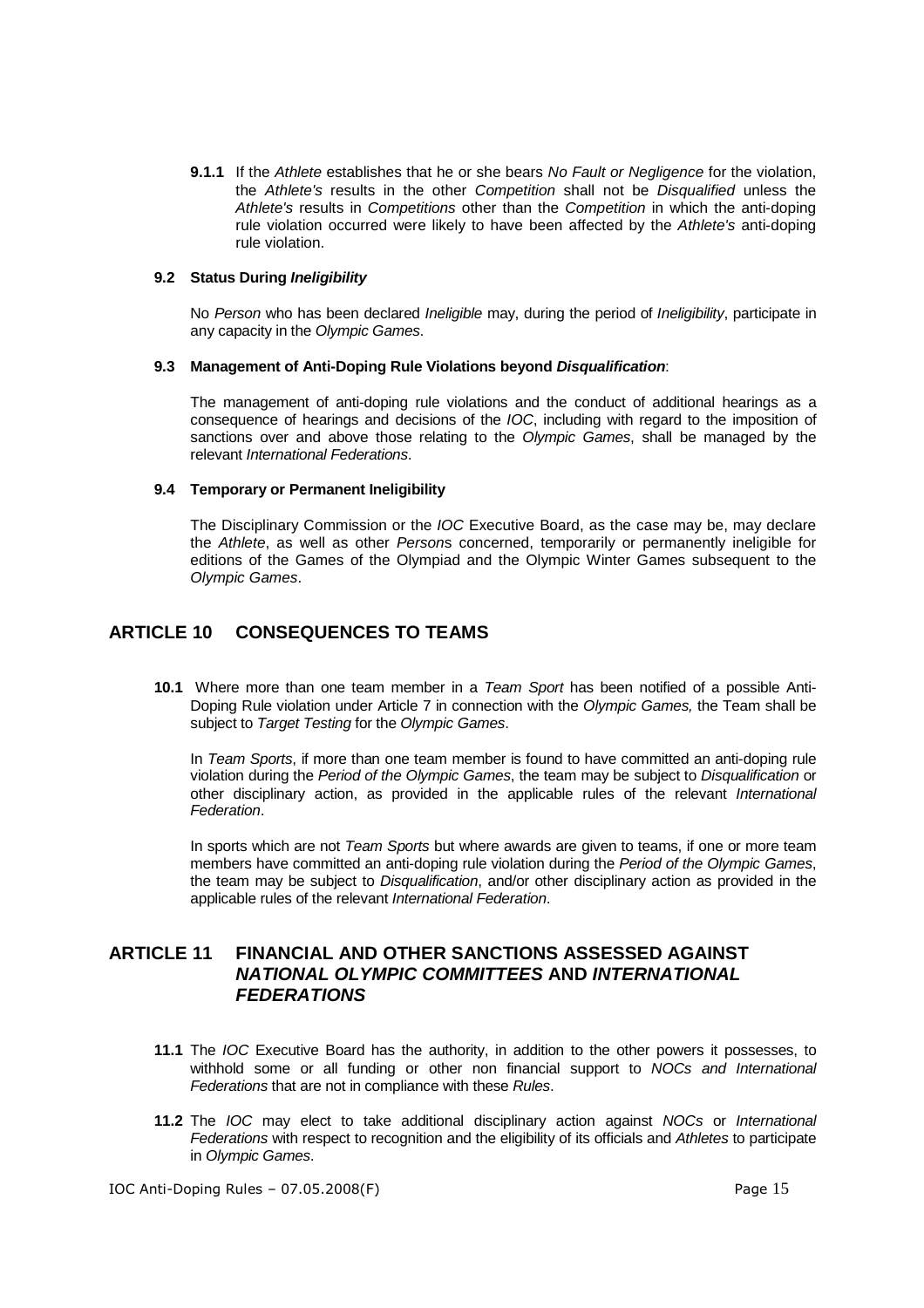**9.1.1** If the *Athlete* establishes that he or she bears *No Fault or Negligence* for the violation, the *Athlete's* results in the other *Competition* shall not be *Disqualified* unless the *Athlete's* results in *Competitions* other than the *Competition* in which the anti-doping rule violation occurred were likely to have been affected by the *Athlete's* anti-doping rule violation.

### 9.2 Status During *Ineligibility*

No *Person* who has been declared *Ineligible* may, during the period of *Ineligibility*, participate in any capacity in the *Olympic Games*.

### 9.3 Management of Anti-Doping Rule Violations beyond *Disqualification*:

The management of anti-doping rule violations and the conduct of additional hearings as a consequence of hearings and decisions of the *IOC*, including with regard to the imposition of sanctions over and above those relating to the *Olympic Games*, shall be managed by the relevant *International Federations*.

### 9.4 Temporary or Permanent Ineligibility

The Disciplinary Commission or the *IOC* Executive Board, as the case may be, may declare the *Athlete*, as well as other *Person*s concerned, temporarily or permanently ineligible for editions of the Games of the Olympiad and the Olympic Winter Games subsequent to the *Olympic Games*.

## ARTICLE 10 CONSEQUENCES TO TEAMS

**10.1** Where more than one team member in a *Team Sport* has been notified of a possible Anti-Doping Rule violation under Article 7 in connection with the *Olympic Games,* the Team shall be subject to *Target Testing* for the *Olympic Games*.

In *Team Sports*, if more than one team member is found to have committed an anti-doping rule violation during the *Period of the Olympic Games*, the team may be subject to *Disqualification* or other disciplinary action, as provided in the applicable rules of the relevant *International Federation*.

In sports which are not *Team Sports* but where awards are given to teams, if one or more team members have committed an anti-doping rule violation during the *Period of the Olympic Games*, the team may be subject to *Disqualification*, and/or other disciplinary action as provided in the applicable rules of the relevant *International Federation*.

## ARTICLE 11 FINANCIAL AND OTHER SANCTIONS ASSESSED AGAINST *NATIONAL OLYMPIC COMMITTEES* AND *INTERNATIONAL FEDERATIONS*

**11.1** The *IOC* Executive Board has the authority, in addition to the other powers it possesses, to withhold some or all funding or other non financial support to *NOCs and International Federations* that are not in compliance with these *Rules*.

**11.2** The *IOC* may elect to take additional disciplinary action against *NOCs* or *International Federations* with respect to recognition and the eligibility of its officials and *Athletes* to participate in *Olympic Games*.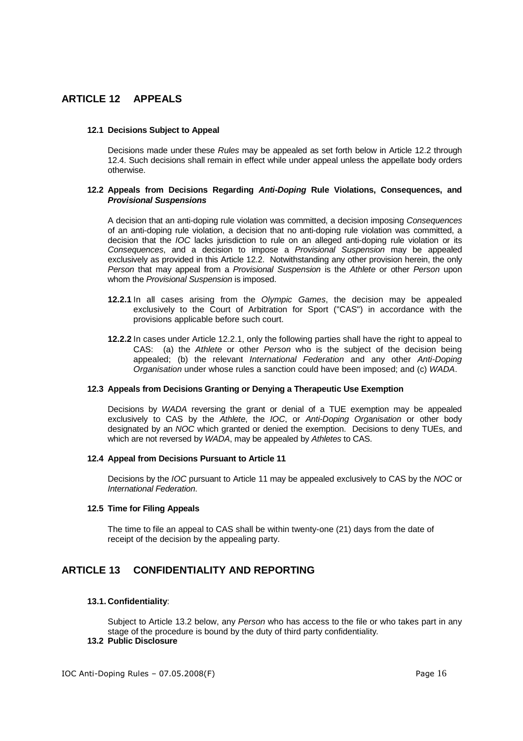# ARTICLE 12 APPEALS

### 12.1 Decisions Subject to Appeal

Decisions made under these *Rules* may be appealed as set forth below in Article 12.2 through 12.4. Such decisions shall remain in effect while under appeal unless the appellate body orders otherwise.

### 12.2 Appeals from Decisions Regarding *Anti-Doping* Rule Violations, Consequences, and *Provisional Suspensions*

A decision that an anti-doping rule violation was committed, a decision imposing *Consequences* of an anti-doping rule violation, a decision that no anti-doping rule violation was committed, a decision that the *IOC* lacks jurisdiction to rule on an alleged anti-doping rule violation or its *Consequences*, and a decision to impose a *Provisional Suspension* may be appealed exclusively as provided in this Article 12.2. Notwithstanding any other provision herein, the only *Person* that may appeal from a *Provisional Suspension* is the *Athlete* or other *Person* upon whom the *Provisional Suspension* is imposed.

**12.2.1** In all cases arising from the *Olympic Games*, the decision may be appealed exclusively to the Court of Arbitration for Sport ("CAS") in accordance with the provisions applicable before such court.

**12.2.2** In cases under Article 12.2.1, only the following parties shall have the right to appeal to CAS: (a) the *Athlete* or other *Person* who is the subject of the decision being appealed; (b) the relevant *International Federation* and any other *Anti-Doping Organisation* under whose rules a sanction could have been imposed; and (c) *WADA*.

### 12.3 Appeals from Decisions Granting or Denying a Therapeutic Use Exemption

Decisions by *WADA* reversing the grant or denial of a TUE exemption may be appealed exclusively to CAS by the *Athlete*, the *IOC*, or *Anti-Doping Organisation* or other body designated by an *NOC* which granted or denied the exemption. Decisions to deny TUEs, and which are not reversed by *WADA*, may be appealed by *Athletes* to CAS.

### 12.4 Appeal from Decisions Pursuant to Article 11

Decisions by the *IOC* pursuant to Article 11 may be appealed exclusively to CAS by the *NOC* or *International Federation*.

### 12.5 Time for Filing Appeals

The time to file an appeal to CAS shall be within twenty-one (21) days from the date of receipt of the decision by the appealing party.

# ARTICLE 13 CONFIDENTIALITY AND REPORTING

### 13.1. Confidentiality:

Subject to Article 13.2 below, any *Person* who has access to the file or who takes part in any stage of the procedure is bound by the duty of third party confidentiality.

### 13.2 Public Disclosure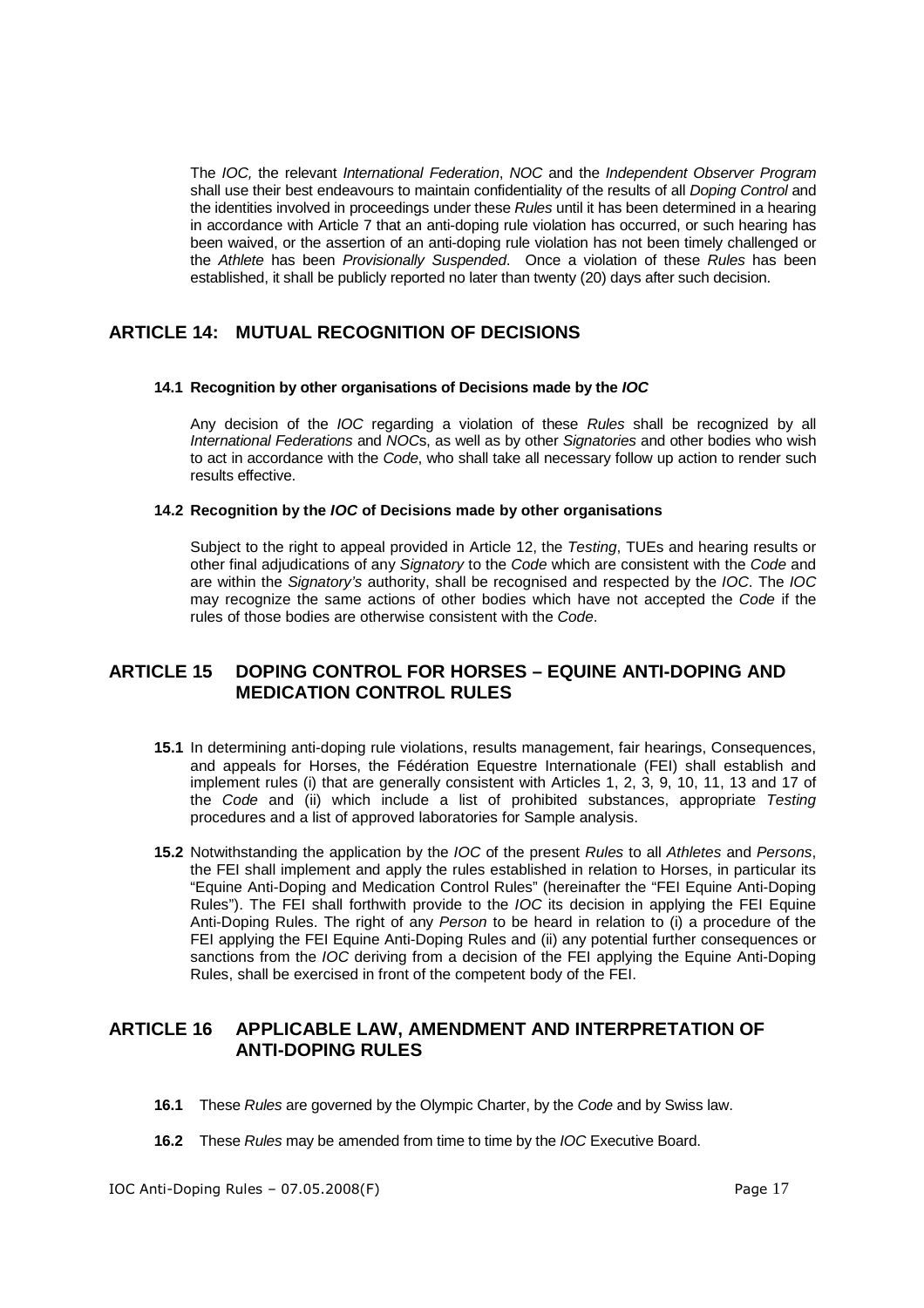The *IOC,* the relevant *International Federation*, *NOC* and the *Independent Observer Program* shall use their best endeavours to maintain confidentiality of the results of all *Doping Control* and the identities involved in proceedings under these *Rules* until it has been determined in a hearing in accordance with Article 7 that an anti-doping rule violation has occurred, or such hearing has been waived, or the assertion of an anti-doping rule violation has not been timely challenged or the *Athlete* has been *Provisionally Suspended*. Once a violation of these *Rules* has been established, it shall be publicly reported no later than twenty (20) days after such decision.

## ARTICLE 14: MUTUAL RECOGNITION OF DECISIONS

### 14.1 Recognition by other organisations of Decisions made by the *IOC*

Any decision of the *IOC* regarding a violation of these *Rules* shall be recognized by all *International Federations* and *NOC*s, as well as by other *Signatories* and other bodies who wish to act in accordance with the *Code*, who shall take all necessary follow up action to render such results effective.

### 14.2 Recognition by the *IOC* of Decisions made by other organisations

Subject to the right to appeal provided in Article 12, the *Testing*, TUEs and hearing results or other final adjudications of any *Signatory* to the *Code* which are consistent with the *Code* and are within the *Signatory's* authority, shall be recognised and respected by the *IOC*. The *IOC* may recognize the same actions of other bodies which have not accepted the *Code* if the rules of those bodies are otherwise consistent with the *Code*.

## ARTICLE 15 DOPING CONTROL FOR HORSES – EQUINE ANTI-DOPING AND MEDICATION CONTROL RULES

**15.1** In determining anti-doping rule violations, results management, fair hearings, Consequences, and appeals for Horses, the Fédération Equestre Internationale (FEI) shall establish and implement rules (i) that are generally consistent with Articles 1, 2, 3, 9, 10, 11, 13 and 17 of the *Code* and (ii) which include a list of prohibited substances, appropriate *Testing* procedures and a list of approved laboratories for Sample analysis.

**15.2** Notwithstanding the application by the *IOC* of the present *Rules* to all *Athletes* and *Persons*, the FEI shall implement and apply the rules established in relation to Horses, in particular its "Equine Anti-Doping and Medication Control Rules" (hereinafter the "FEI Equine Anti-Doping Rules"). The FEI shall forthwith provide to the *IOC* its decision in applying the FEI Equine Anti-Doping Rules. The right of any *Person* to be heard in relation to (i) a procedure of the FEI applying the FEI Equine Anti-Doping Rules and (ii) any potential further consequences or sanctions from the *IOC* deriving from a decision of the FEI applying the Equine Anti-Doping Rules, shall be exercised in front of the competent body of the FEI.

## ARTICLE 16 APPLICABLE LAW, AMENDMENT AND INTERPRETATION OF ANTI-DOPING RULES

**16.1** These *Rules* are governed by the Olympic Charter, by the *Code* and by Swiss law.

**16.2** These *Rules* may be amended from time to time by the *IOC* Executive Board.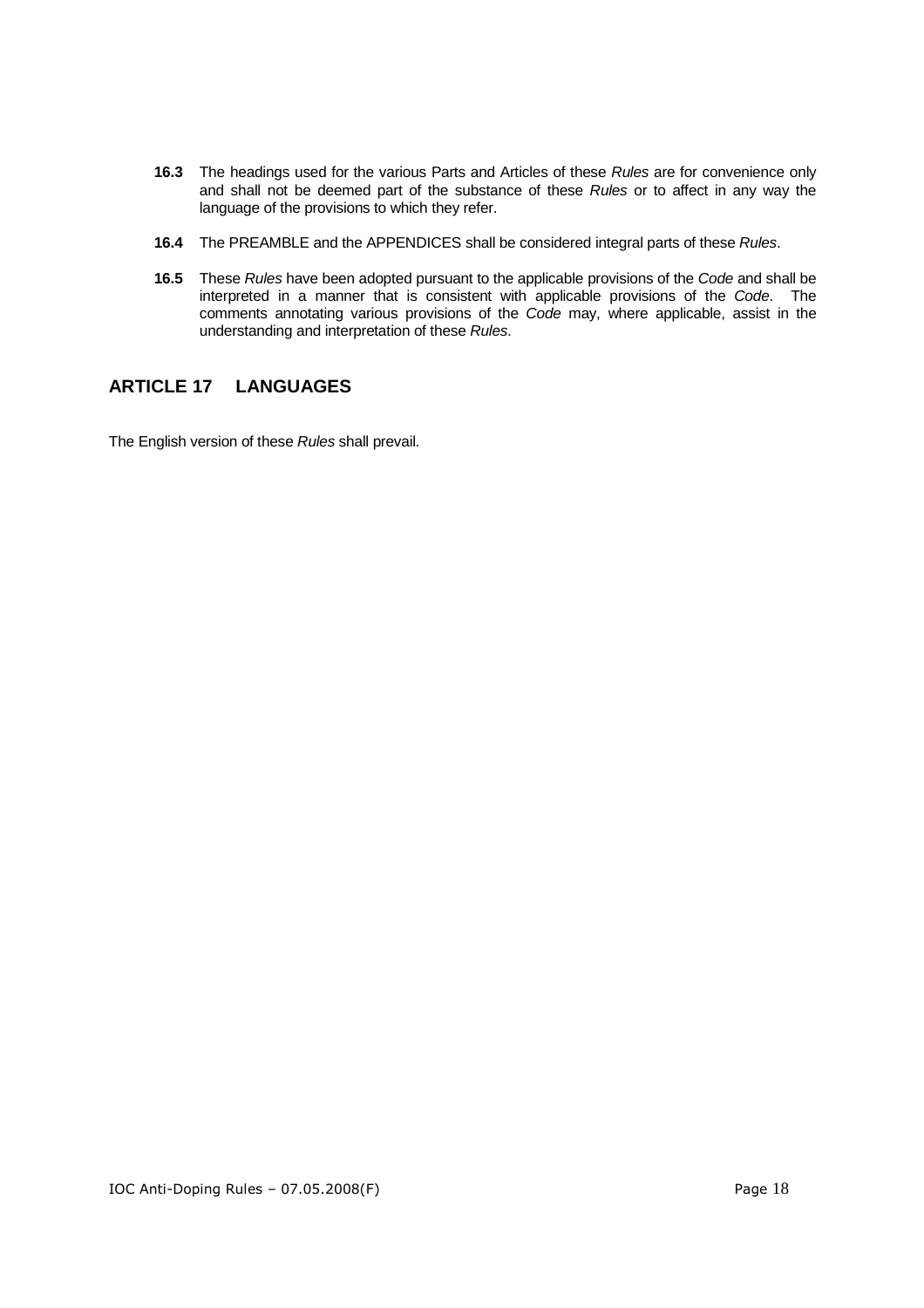**16.3** The headings used for the various Parts and Articles of these *Rules* are for convenience only and shall not be deemed part of the substance of these *Rules* or to affect in any way the language of the provisions to which they refer.

**16.4** The PREAMBLE and the APPENDICES shall be considered integral parts of these *Rules*.

**16.5** These *Rules* have been adopted pursuant to the applicable provisions of the *Code* and shall be interpreted in a manner that is consistent with applicable provisions of the *Code*. The comments annotating various provisions of the *Code* may, where applicable, assist in the understanding and interpretation of these *Rules*.

## ARTICLE 17 LANGUAGES

The English version of these *Rules* shall prevail.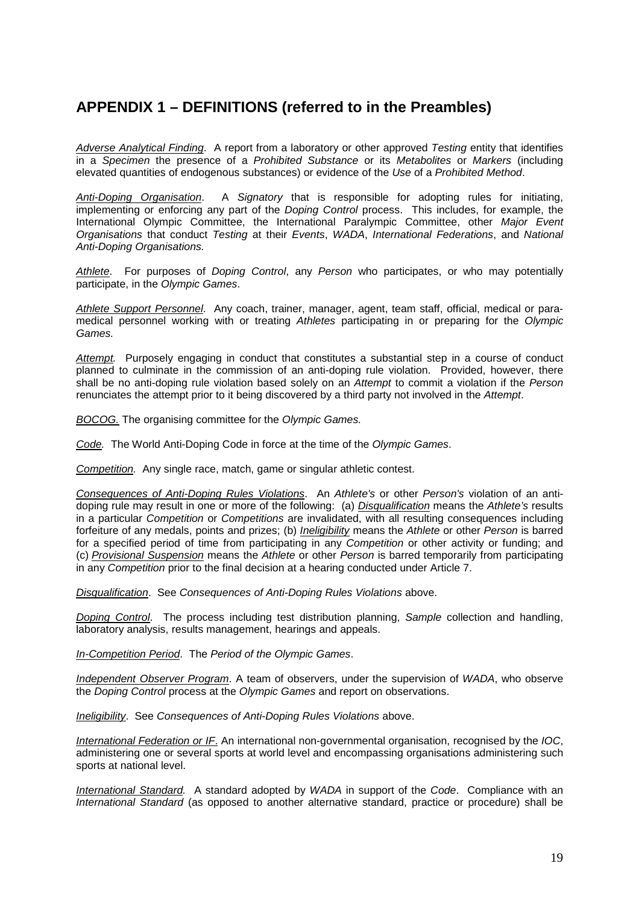## APPENDIX 1 – DEFINITIONS (referred to in the Preambles)

*Adverse Analytical Finding*. A report from a laboratory or other approved *Testing* entity that identifies in a *Specimen* the presence of a *Prohibited Substance* or its *Metabolites* or *Markers* (including elevated quantities of endogenous substances) or evidence of the *Use* of a *Prohibited Method*.

*Anti-Doping Organisation*. A *Signatory* that is responsible for adopting rules for initiating, implementing or enforcing any part of the *Doping Control* process. This includes, for example, the International Olympic Committee, the International Paralympic Committee, other *Major Event Organisations* that conduct *Testing* at their *Events*, *WADA*, *International Federations*, and *National Anti-Doping Organisations.*

*Athlete*. For purposes of *Doping Control*, any *Person* who participates, or who may potentially participate, in the *Olympic Games*.

*Athlete Support Personnel*. Any coach, trainer, manager, agent, team staff, official, medical or para-medical personnel working with or treating *Athletes* participating in or preparing for the *Olympic Games.*

*Attempt.* Purposely engaging in conduct that constitutes a substantial step in a course of conduct planned to culminate in the commission of an anti-doping rule violation. Provided, however, there shall be no anti-doping rule violation based solely on an *Attempt* to commit a violation if the *Person* renunciates the attempt prior to it being discovered by a third party not involved in the *Attempt*.

*BOCOG.* The organising committee for the *Olympic Games.*

*Code.* The World Anti-Doping Code in force at the time of the *Olympic Games*.

*Competition.* Any single race, match, game or singular athletic contest.

*Consequences of Anti-Doping Rules Violations*. An *Athlete's* or other *Person's* violation of an anti-doping rule may result in one or more of the following: (a) *Disqualification* means the *Athlete's* results in a particular *Competition* or *Competitions* are invalidated, with all resulting consequences including forfeiture of any medals, points and prizes; (b) *Ineligibility* means the *Athlete* or other *Person* is barred for a specified period of time from participating in any *Competition* or other activity or funding; and (c) *Provisional Suspension* means the *Athlete* or other *Person* is barred temporarily from participating in any *Competition* prior to the final decision at a hearing conducted under Article 7.

*Disqualification*. See *Consequences of Anti-Doping Rules Violations* above.

*Doping Control*. The process including test distribution planning, *Sample* collection and handling, laboratory analysis, results management, hearings and appeals.

*In-Competition Period*. The *Period of the Olympic Games*.

*Independent Observer Program*. A team of observers, under the supervision of *WADA*, who observe the *Doping Control* process at the *Olympic Games* and report on observations.

*Ineligibility*. See *Consequences of Anti-Doping Rules Violations* above.

*International Federation or IF*. An international non-governmental organisation, recognised by the *IOC*, administering one or several sports at world level and encompassing organisations administering such sports at national level.

*International Standard.* A standard adopted by *WADA* in support of the *Code*. Compliance with an *International Standard* (as opposed to another alternative standard, practice or procedure) shall be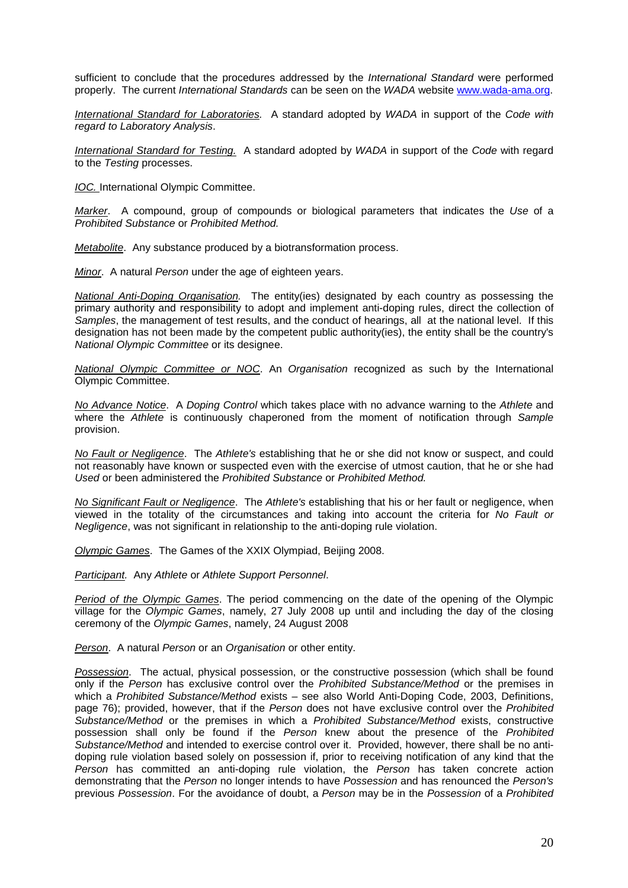sufficient to conclude that the procedures addressed by the *International Standard* were performed properly. The current *International Standards* can be seen on the *WADA* website www.wada-ama.org.

*International Standard for Laboratories.* A standard adopted by *WADA* in support of the *Code with regard to Laboratory Analysis*.

*International Standard for Testing.* A standard adopted by *WADA* in support of the *Code* with regard to the *Testing* processes.

*IOC.* International Olympic Committee.

*Marker*. A compound, group of compounds or biological parameters that indicates the *Use* of a *Prohibited Substance* or *Prohibited Method.*

*Metabolite*. Any substance produced by a biotransformation process.

*Minor*. A natural *Person* under the age of eighteen years.

*National Anti-Doping Organisation.* The entity(ies) designated by each country as possessing the primary authority and responsibility to adopt and implement anti-doping rules, direct the collection of *Samples*, the management of test results, and the conduct of hearings, all at the national level. If this designation has not been made by the competent public authority(ies), the entity shall be the country's *National Olympic Committee* or its designee.

*National Olympic Committee or NOC*. An *Organisation* recognized as such by the International Olympic Committee.

*No Advance Notice*. A *Doping Control* which takes place with no advance warning to the *Athlete* and where the *Athlete* is continuously chaperoned from the moment of notification through *Sample* provision.

*No Fault or Negligence*. The *Athlete's* establishing that he or she did not know or suspect, and could not reasonably have known or suspected even with the exercise of utmost caution, that he or she had *Used* or been administered the *Prohibited Substance* or *Prohibited Method.*

*No Significant Fault or Negligence*. The *Athlete's* establishing that his or her fault or negligence, when viewed in the totality of the circumstances and taking into account the criteria for *No Fault or Negligence*, was not significant in relationship to the anti-doping rule violation.

*Olympic Games*. The Games of the XXIX Olympiad, Beijing 2008.

*Participant.* Any *Athlete* or *Athlete Support Personnel*.

*Period of the Olympic Games*. The period commencing on the date of the opening of the Olympic village for the *Olympic Games*, namely, 27 July 2008 up until and including the day of the closing ceremony of the *Olympic Games*, namely, 24 August 2008

*Person*. A natural *Person* or an *Organisation* or other entity.

*Possession*. The actual, physical possession, or the constructive possession (which shall be found only if the *Person* has exclusive control over the *Prohibited Substance/Method* or the premises in which a *Prohibited Substance/Method* exists – see also World Anti-Doping Code, 2003, Definitions, page 76); provided, however, that if the *Person* does not have exclusive control over the *Prohibited Substance/Method* or the premises in which a *Prohibited Substance/Method* exists, constructive possession shall only be found if the *Person* knew about the presence of the *Prohibited Substance/Method* and intended to exercise control over it. Provided, however, there shall be no anti-doping rule violation based solely on possession if, prior to receiving notification of any kind that the *Person* has committed an anti-doping rule violation, the *Person* has taken concrete action demonstrating that the *Person* no longer intends to have *Possession* and has renounced the *Person's* previous *Possession*. For the avoidance of doubt, a *Person* may be in the *Possession* of a *Prohibited*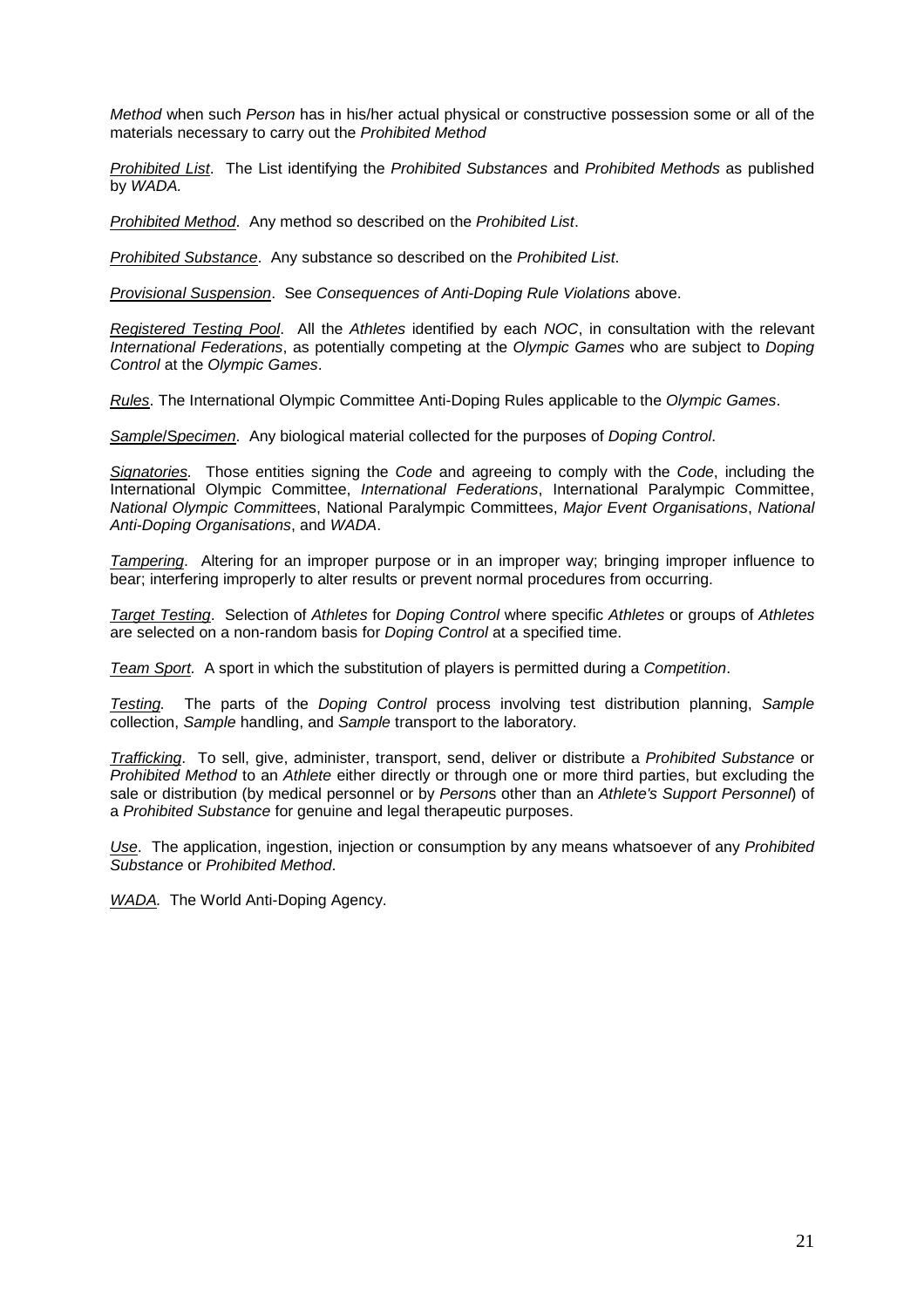*Method* when such *Person* has in his/her actual physical or constructive possession some or all of the materials necessary to carry out the *Prohibited Method*

*Prohibited List*. The List identifying the *Prohibited Substances* and *Prohibited Methods* as published by *WADA.*

*Prohibited Method*. Any method so described on the *Prohibited List*.

*Prohibited Substance*. Any substance so described on the *Prohibited List*.

*Provisional Suspension*. See *Consequences of Anti-Doping Rule Violations* above.

*Registered Testing Pool*. All the *Athletes* identified by each *NOC*, in consultation with the relevant *International Federations*, as potentially competing at the *Olympic Games* who are subject to *Doping Control* at the *Olympic Games*.

*Rules*. The International Olympic Committee Anti-Doping Rules applicable to the *Olympic Games*.

*Sample/Specimen*. Any biological material collected for the purposes of *Doping Control*.

*Signatories.* Those entities signing the *Code* and agreeing to comply with the *Code*, including the International Olympic Committee, *International Federations*, International Paralympic Committee, *National Olympic Committee*s, National Paralympic Committees, *Major Event Organisations*, *National Anti-Doping Organisations*, and *WADA*.

*Tampering*. Altering for an improper purpose or in an improper way; bringing improper influence to bear; interfering improperly to alter results or prevent normal procedures from occurring.

*Target Testing*. Selection of *Athletes* for *Doping Control* where specific *Athletes* or groups of *Athletes* are selected on a non-random basis for *Doping Control* at a specified time.

*Team Sport.* A sport in which the substitution of players is permitted during a *Competition*.

*Testing.* The parts of the *Doping Control* process involving test distribution planning, *Sample* collection, *Sample* handling, and *Sample* transport to the laboratory.

*Trafficking*. To sell, give, administer, transport, send, deliver or distribute a *Prohibited Substance* or *Prohibited Method* to an *Athlete* either directly or through one or more third parties, but excluding the sale or distribution (by medical personnel or by *Person*s other than an *Athlete's Support Personnel*) of a *Prohibited Substance* for genuine and legal therapeutic purposes.

*Use*. The application, ingestion, injection or consumption by any means whatsoever of any *Prohibited Substance* or *Prohibited Method*.

*WADA.* The World Anti-Doping Agency.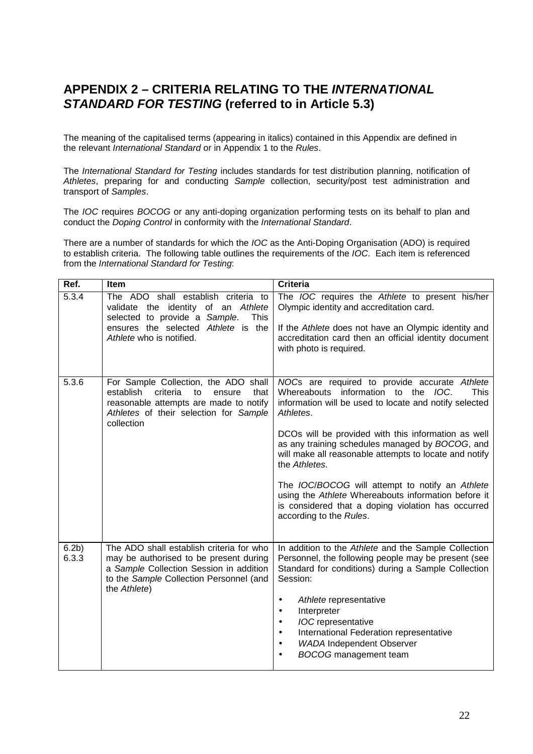## APPENDIX 2 – CRITERIA RELATING TO THE *INTERNATIONAL STANDARD FOR TESTING* (referred to in Article 5.3)

The meaning of the capitalised terms (appearing in italics) contained in this Appendix are defined in the relevant *International Standard* or in Appendix 1 to the *Rules*.

The *International Standard for Testing* includes standards for test distribution planning, notification of *Athletes*, preparing for and conducting *Sample* collection, security/post test administration and transport of *Samples*.

The *IOC* requires *BOCOG* or any anti-doping organization performing tests on its behalf to plan and conduct the *Doping Control* in conformity with the *International Standard*.

There are a number of standards for which the *IOC* as the Anti-Doping Organisation (ADO) is required to establish criteria. The following table outlines the requirements of the *IOC*. Each item is referenced from the *International Standard for Testing*:

| Ref. | Item | Criteria |
|---|---|---|
| 5.3.4 | The ADO shall establish criteria to validate the identity of an *Athlete* selected to provide a *Sample*. This ensures the selected *Athlete* is the *Athlete* who is notified. | The *IOC* requires the *Athlete* to present his/her Olympic identity and accreditation card.<br><br>If the *Athlete* does not have an Olympic identity and accreditation card then an official identity document with photo is required. |
| 5.3.6 | For Sample Collection, the ADO shall establish criteria to ensure that reasonable attempts are made to notify *Athletes* of their selection for *Sample* collection | *NOC*s are required to provide accurate *Athlete* Whereabouts information to the *IOC*. This information will be used to locate and notify selected *Athletes*.<br><br>DCOs will be provided with this information as well as any training schedules managed by *BOCOG*, and will make all reasonable attempts to locate and notify the *Athletes*.<br><br>The *IOC*/*BOCOG* will attempt to notify an *Athlete* using the *Athlete* Whereabouts information before it is considered that a doping violation has occurred according to the *Rules*. |
| 6.2b)<br>6.3.3 | The ADO shall establish criteria for who may be authorised to be present during a *Sample* Collection Session in addition to the *Sample* Collection Personnel (and the *Athlete*) | In addition to the *Athlete* and the Sample Collection Personnel, the following people may be present (see Standard for conditions) during a Sample Collection Session:<br><br>• *Athlete* representative<br>• Interpreter<br>• *IOC* representative<br>• International Federation representative<br>• *WADA* Independent Observer<br>• *BOCOG* management team |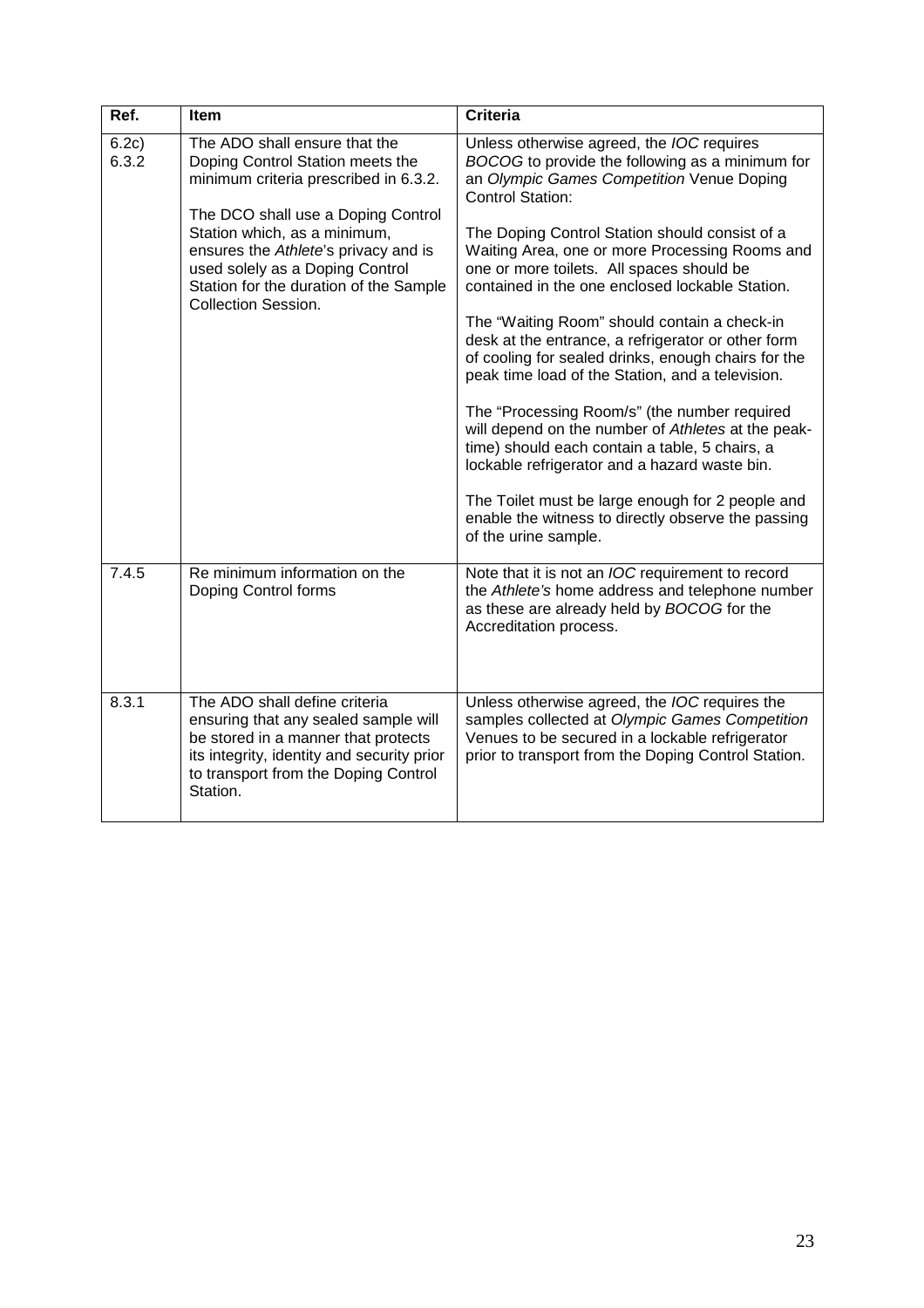| Ref. | Item | Criteria |
| --- | --- | --- |
| 6.2c)<br>6.3.2 | The ADO shall ensure that the Doping Control Station meets the minimum criteria prescribed in 6.3.2.<br><br>The DCO shall use a Doping Control Station which, as a minimum, ensures the *Athlete*'s privacy and is used solely as a Doping Control Station for the duration of the Sample Collection Session. | Unless otherwise agreed, the *IOC* requires *BOCOG* to provide the following as a minimum for an *Olympic Games Competition* Venue Doping Control Station:<br><br>The Doping Control Station should consist of a Waiting Area, one or more Processing Rooms and one or more toilets. All spaces should be contained in the one enclosed lockable Station.<br><br>The "Waiting Room" should contain a check-in desk at the entrance, a refrigerator or other form of cooling for sealed drinks, enough chairs for the peak time load of the Station, and a television.<br><br>The "Processing Room/s" (the number required will depend on the number of *Athletes* at the peak-time) should each contain a table, 5 chairs, a lockable refrigerator and a hazard waste bin.<br><br>The Toilet must be large enough for 2 people and enable the witness to directly observe the passing of the urine sample. |
| 7.4.5 | Re minimum information on the Doping Control forms | Note that it is not an *IOC* requirement to record the *Athlete's* home address and telephone number as these are already held by *BOCOG* for the Accreditation process. |
| 8.3.1 | The ADO shall define criteria ensuring that any sealed sample will be stored in a manner that protects its integrity, identity and security prior to transport from the Doping Control Station. | Unless otherwise agreed, the *IOC* requires the samples collected at *Olympic Games Competition* Venues to be secured in a lockable refrigerator prior to transport from the Doping Control Station. |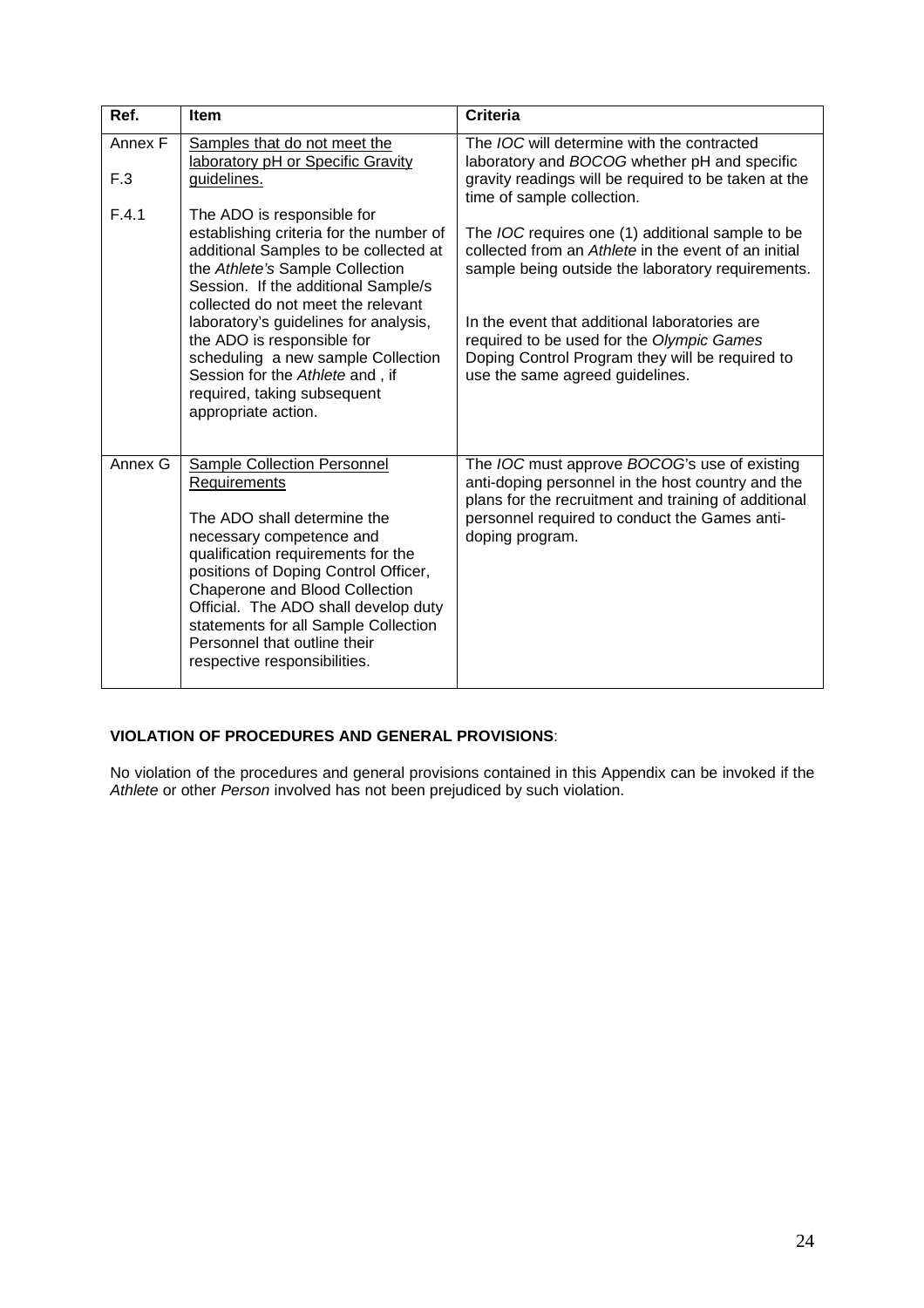| Ref. | Item | Criteria |
|---|---|---|
| Annex F<br><br>F.3<br><br>F.4.1 | Samples that do not meet the laboratory pH or Specific Gravity guidelines.<br><br>The ADO is responsible for establishing criteria for the number of additional Samples to be collected at the *Athlete's* Sample Collection Session. If the additional Sample/s collected do not meet the relevant laboratory's guidelines for analysis, the ADO is responsible for scheduling a new sample Collection Session for the *Athlete* and , if required, taking subsequent appropriate action. | The *IOC* will determine with the contracted laboratory and *BOCOG* whether pH and specific gravity readings will be required to be taken at the time of sample collection.<br><br>The *IOC* requires one (1) additional sample to be collected from an *Athlete* in the event of an initial sample being outside the laboratory requirements.<br><br>In the event that additional laboratories are required to be used for the *Olympic Games* Doping Control Program they will be required to use the same agreed guidelines. |
| Annex G | Sample Collection Personnel Requirements<br><br>The ADO shall determine the necessary competence and qualification requirements for the positions of Doping Control Officer, Chaperone and Blood Collection Official. The ADO shall develop duty statements for all Sample Collection Personnel that outline their respective responsibilities. | The *IOC* must approve *BOCOG*'s use of existing anti-doping personnel in the host country and the plans for the recruitment and training of additional personnel required to conduct the Games anti-doping program. |

**VIOLATION OF PROCEDURES AND GENERAL PROVISIONS**:

No violation of the procedures and general provisions contained in this Appendix can be invoked if the *Athlete* or other *Person* involved has not been prejudiced by such violation.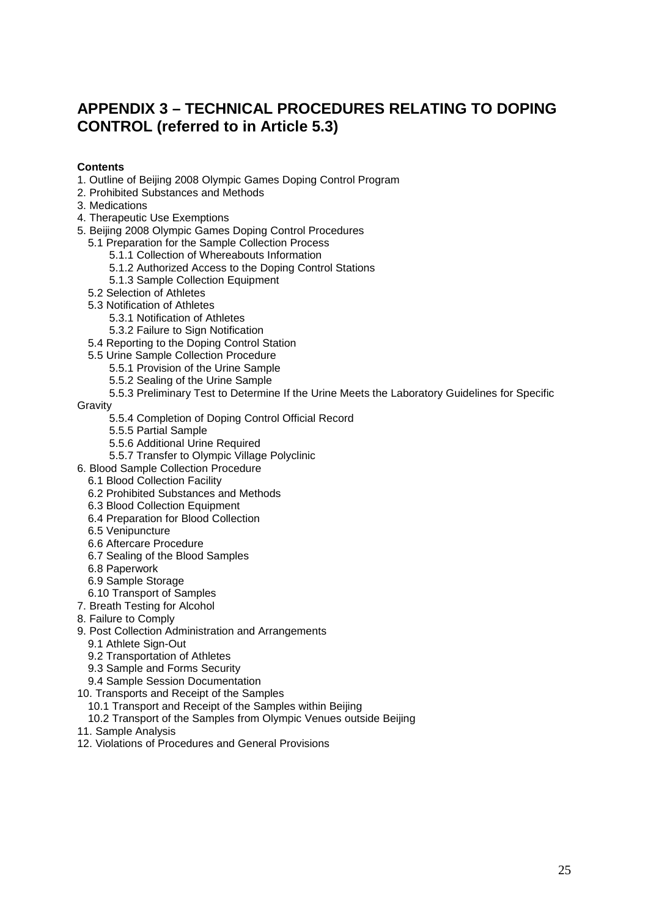## APPENDIX 3 – TECHNICAL PROCEDURES RELATING TO DOPING CONTROL (referred to in Article 5.3)

**Contents**

1. Outline of Beijing 2008 Olympic Games Doping Control Program
2. Prohibited Substances and Methods
3. Medications
4. Therapeutic Use Exemptions
5. Beijing 2008 Olympic Games Doping Control Procedures
   - 5.1 Preparation for the Sample Collection Process
     - 5.1.1 Collection of Whereabouts Information
     - 5.1.2 Authorized Access to the Doping Control Stations
     - 5.1.3 Sample Collection Equipment
   - 5.2 Selection of Athletes
   - 5.3 Notification of Athletes
     - 5.3.1 Notification of Athletes
     - 5.3.2 Failure to Sign Notification
   - 5.4 Reporting to the Doping Control Station
   - 5.5 Urine Sample Collection Procedure
     - 5.5.1 Provision of the Urine Sample
     - 5.5.2 Sealing of the Urine Sample
     - 5.5.3 Preliminary Test to Determine If the Urine Meets the Laboratory Guidelines for Specific Gravity
     - 5.5.4 Completion of Doping Control Official Record
     - 5.5.5 Partial Sample
     - 5.5.6 Additional Urine Required
     - 5.5.7 Transfer to Olympic Village Polyclinic
6. Blood Sample Collection Procedure
   - 6.1 Blood Collection Facility
   - 6.2 Prohibited Substances and Methods
   - 6.3 Blood Collection Equipment
   - 6.4 Preparation for Blood Collection
   - 6.5 Venipuncture
   - 6.6 Aftercare Procedure
   - 6.7 Sealing of the Blood Samples
   - 6.8 Paperwork
   - 6.9 Sample Storage
   - 6.10 Transport of Samples
7. Breath Testing for Alcohol
8. Failure to Comply
9. Post Collection Administration and Arrangements
   - 9.1 Athlete Sign-Out
   - 9.2 Transportation of Athletes
   - 9.3 Sample and Forms Security
   - 9.4 Sample Session Documentation
10. Transports and Receipt of the Samples
    - 10.1 Transport and Receipt of the Samples within Beijing
    - 10.2 Transport of the Samples from Olympic Venues outside Beijing
11. Sample Analysis
12. Violations of Procedures and General Provisions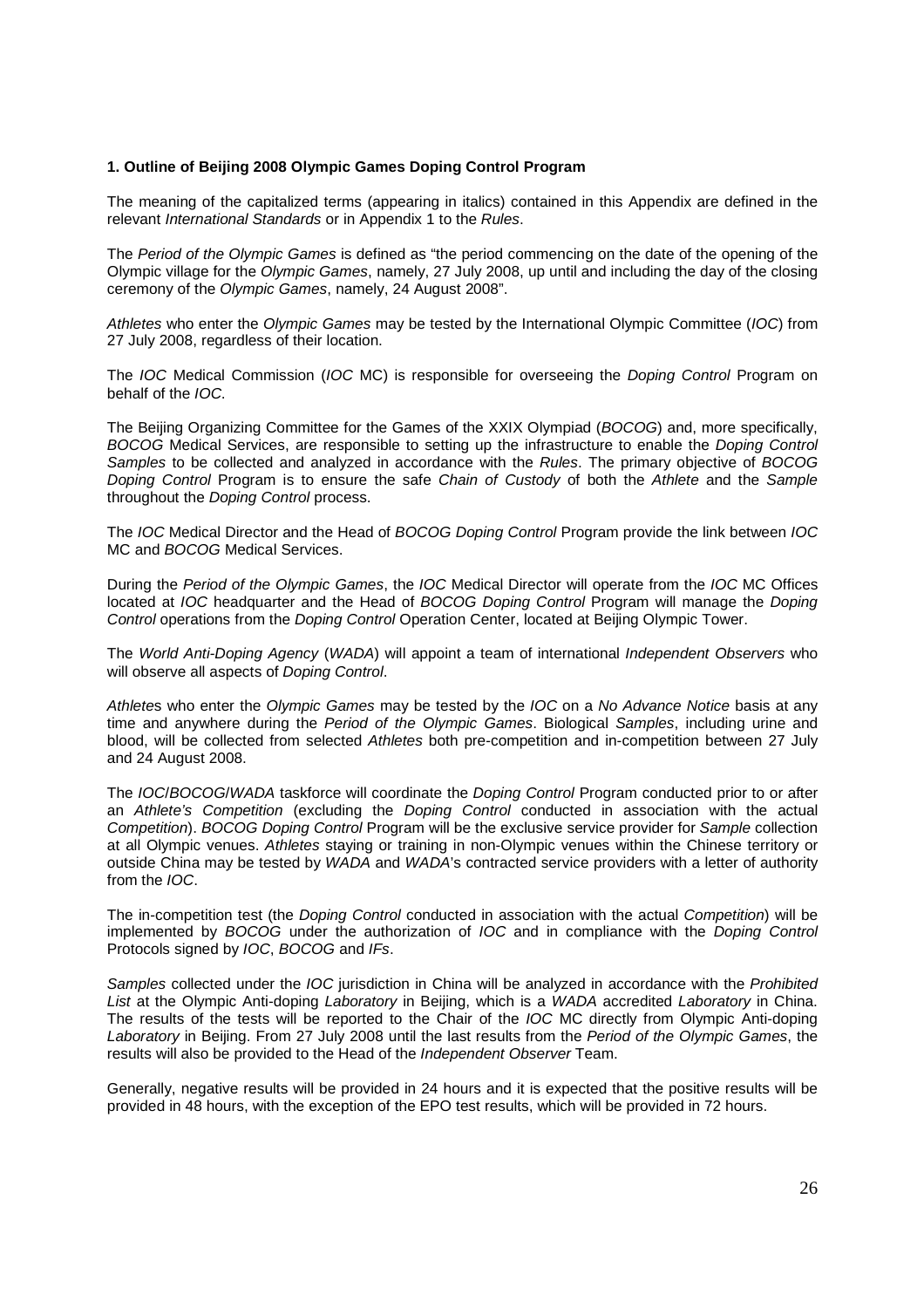**1. Outline of Beijing 2008 Olympic Games Doping Control Program**

The meaning of the capitalized terms (appearing in italics) contained in this Appendix are defined in the relevant *International Standards* or in Appendix 1 to the *Rules*.

The *Period of the Olympic Games* is defined as "the period commencing on the date of the opening of the Olympic village for the *Olympic Games*, namely, 27 July 2008, up until and including the day of the closing ceremony of the *Olympic Games*, namely, 24 August 2008".

*Athletes* who enter the *Olympic Games* may be tested by the International Olympic Committee (*IOC*) from 27 July 2008, regardless of their location.

The *IOC* Medical Commission (*IOC* MC) is responsible for overseeing the *Doping Control* Program on behalf of the *IOC*.

The Beijing Organizing Committee for the Games of the XXIX Olympiad (*BOCOG*) and, more specifically, *BOCOG* Medical Services, are responsible to setting up the infrastructure to enable the *Doping Control Samples* to be collected and analyzed in accordance with the *Rules*. The primary objective of *BOCOG Doping Control* Program is to ensure the safe *Chain of Custody* of both the *Athlete* and the *Sample* throughout the *Doping Control* process.

The *IOC* Medical Director and the Head of *BOCOG Doping Control* Program provide the link between *IOC* MC and *BOCOG* Medical Services.

During the *Period of the Olympic Games*, the *IOC* Medical Director will operate from the *IOC* MC Offices located at *IOC* headquarter and the Head of *BOCOG Doping Control* Program will manage the *Doping Control* operations from the *Doping Control* Operation Center, located at Beijing Olympic Tower.

The *World Anti-Doping Agency* (*WADA*) will appoint a team of international *Independent Observers* who will observe all aspects of *Doping Control*.

*Athletes* who enter the *Olympic Games* may be tested by the *IOC* on a *No Advance Notice* basis at any time and anywhere during the *Period of the Olympic Games*. Biological *Samples*, including urine and blood, will be collected from selected *Athletes* both pre-competition and in-competition between 27 July and 24 August 2008.

The *IOC*/*BOCOG*/*WADA* taskforce will coordinate the *Doping Control* Program conducted prior to or after an *Athlete's Competition* (excluding the *Doping Control* conducted in association with the actual *Competition*). *BOCOG Doping Control* Program will be the exclusive service provider for *Sample* collection at all Olympic venues. *Athletes* staying or training in non-Olympic venues within the Chinese territory or outside China may be tested by *WADA* and *WADA*'s contracted service providers with a letter of authority from the *IOC*.

The in-competition test (the *Doping Control* conducted in association with the actual *Competition*) will be implemented by *BOCOG* under the authorization of *IOC* and in compliance with the *Doping Control* Protocols signed by *IOC*, *BOCOG* and *IFs*.

*Samples* collected under the *IOC* jurisdiction in China will be analyzed in accordance with the *Prohibited List* at the Olympic Anti-doping *Laboratory* in Beijing, which is a *WADA* accredited *Laboratory* in China. The results of the tests will be reported to the Chair of the *IOC* MC directly from Olympic Anti-doping *Laboratory* in Beijing. From 27 July 2008 until the last results from the *Period of the Olympic Games*, the results will also be provided to the Head of the *Independent Observer* Team.

Generally, negative results will be provided in 24 hours and it is expected that the positive results will be provided in 48 hours, with the exception of the EPO test results, which will be provided in 72 hours.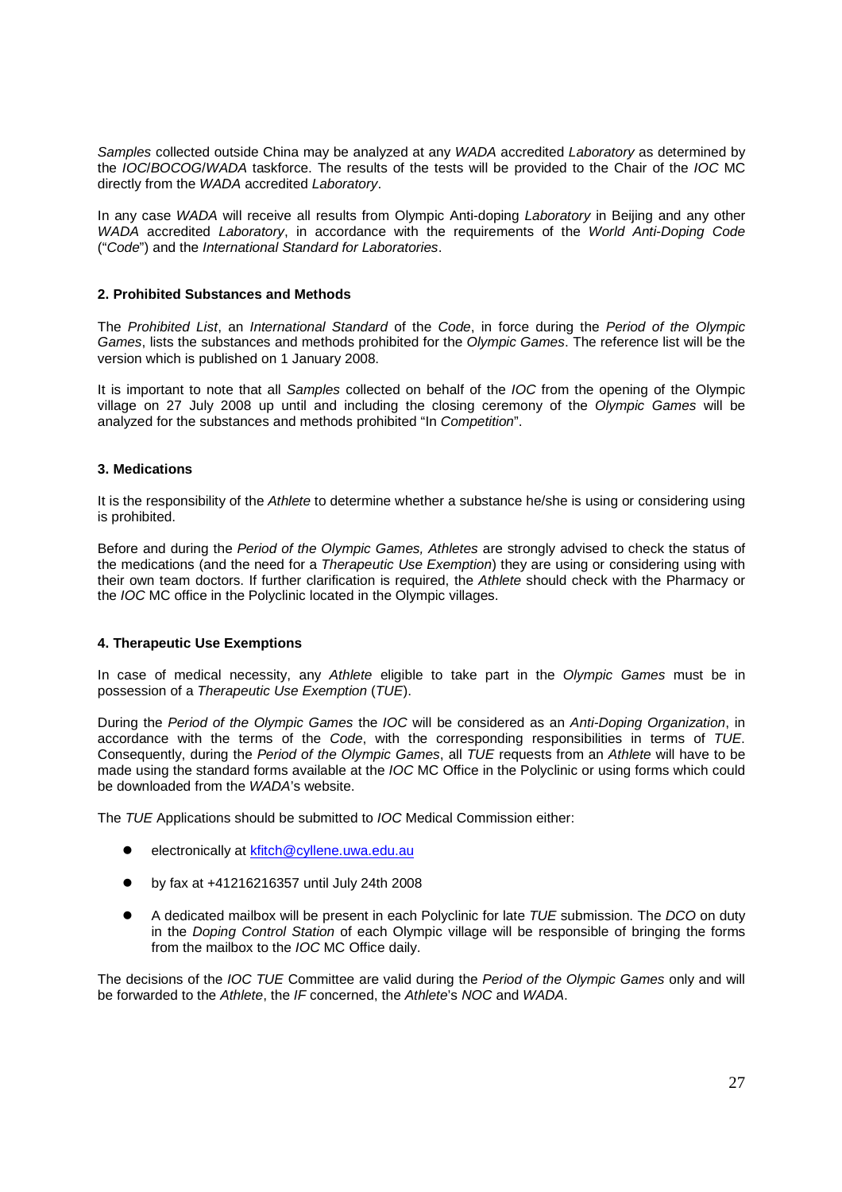*Samples* collected outside China may be analyzed at any *WADA* accredited *Laboratory* as determined by the *IOC*/*BOCOG*/*WADA* taskforce. The results of the tests will be provided to the Chair of the *IOC* MC directly from the *WADA* accredited *Laboratory*.

In any case *WADA* will receive all results from Olympic Anti-doping *Laboratory* in Beijing and any other *WADA* accredited *Laboratory*, in accordance with the requirements of the *World Anti-Doping Code* ("*Code*") and the *International Standard for Laboratories*.

### 2. Prohibited Substances and Methods

The *Prohibited List*, an *International Standard* of the *Code*, in force during the *Period of the Olympic Games*, lists the substances and methods prohibited for the *Olympic Games*. The reference list will be the version which is published on 1 January 2008.

It is important to note that all *Samples* collected on behalf of the *IOC* from the opening of the Olympic village on 27 July 2008 up until and including the closing ceremony of the *Olympic Games* will be analyzed for the substances and methods prohibited "In *Competition*".

### 3. Medications

It is the responsibility of the *Athlete* to determine whether a substance he/she is using or considering using is prohibited.

Before and during the *Period of the Olympic Games, Athletes* are strongly advised to check the status of the medications (and the need for a *Therapeutic Use Exemption*) they are using or considering using with their own team doctors. If further clarification is required, the *Athlete* should check with the Pharmacy or the *IOC* MC office in the Polyclinic located in the Olympic villages.

### 4. Therapeutic Use Exemptions

In case of medical necessity, any *Athlete* eligible to take part in the *Olympic Games* must be in possession of a *Therapeutic Use Exemption* (*TUE*).

During the *Period of the Olympic Games* the *IOC* will be considered as an *Anti-Doping Organization*, in accordance with the terms of the *Code*, with the corresponding responsibilities in terms of *TUE*. Consequently, during the *Period of the Olympic Games*, all *TUE* requests from an *Athlete* will have to be made using the standard forms available at the *IOC* MC Office in the Polyclinic or using forms which could be downloaded from the *WADA*'s website.

The *TUE* Applications should be submitted to *IOC* Medical Commission either:

- electronically at kfitch@cyllene.uwa.edu.au
- by fax at +41216216357 until July 24th 2008
- A dedicated mailbox will be present in each Polyclinic for late *TUE* submission. The *DCO* on duty in the *Doping Control Station* of each Olympic village will be responsible of bringing the forms from the mailbox to the *IOC* MC Office daily.

The decisions of the *IOC TUE* Committee are valid during the *Period of the Olympic Games* only and will be forwarded to the *Athlete*, the *IF* concerned, the *Athlete*'s *NOC* and *WADA*.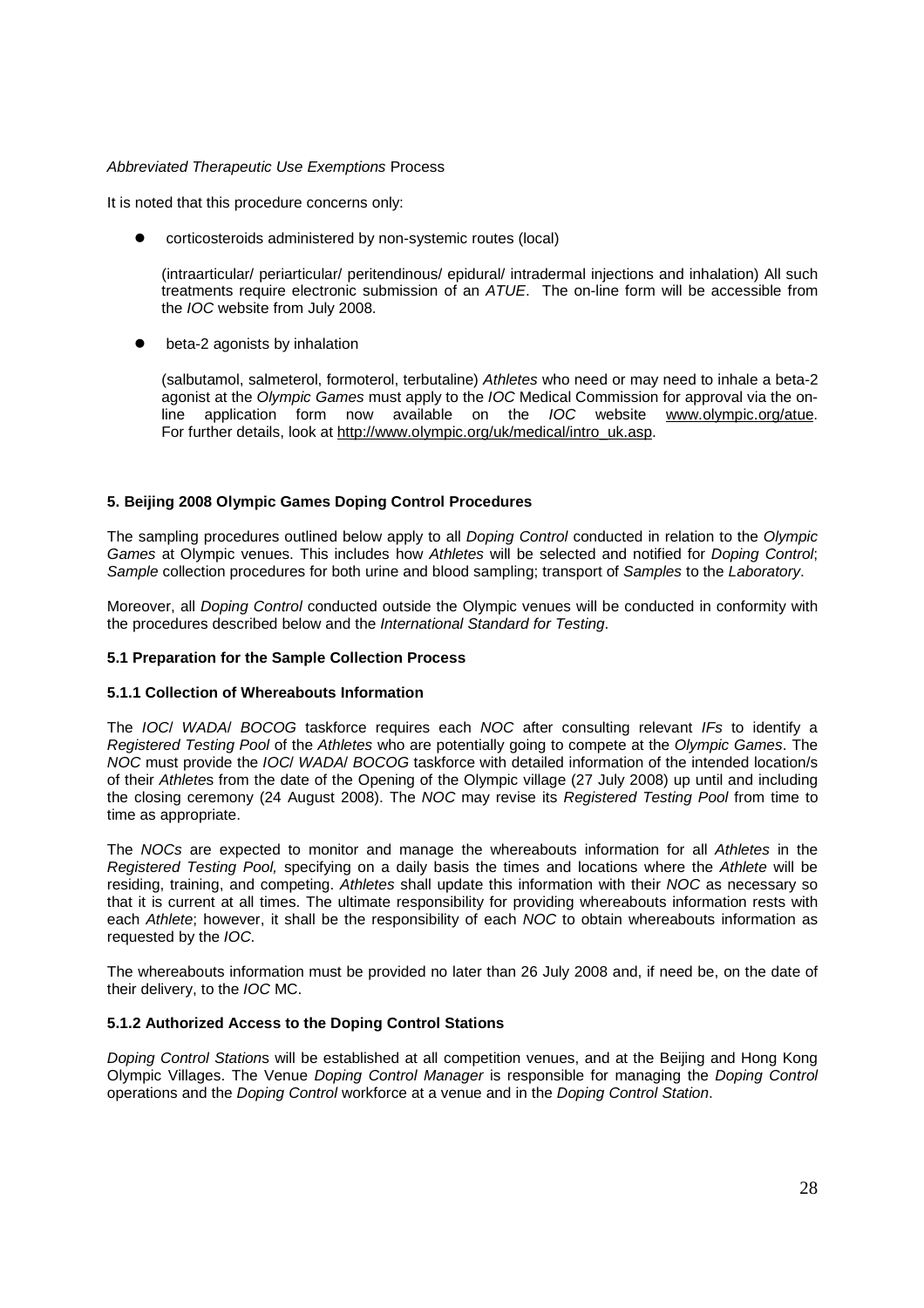*Abbreviated Therapeutic Use Exemptions* Process

It is noted that this procedure concerns only:

- corticosteroids administered by non-systemic routes (local)

  (intraarticular/ periarticular/ peritendinous/ epidural/ intradermal injections and inhalation) All such treatments require electronic submission of an *ATUE*. The on-line form will be accessible from the *IOC* website from July 2008.

- beta-2 agonists by inhalation

  (salbutamol, salmeterol, formoterol, terbutaline) *Athletes* who need or may need to inhale a beta-2 agonist at the *Olympic Games* must apply to the *IOC* Medical Commission for approval via the on-line application form now available on the *IOC* website www.olympic.org/atue. For further details, look at http://www.olympic.org/uk/medical/intro_uk.asp.

## 5. Beijing 2008 Olympic Games Doping Control Procedures

The sampling procedures outlined below apply to all *Doping Control* conducted in relation to the *Olympic Games* at Olympic venues. This includes how *Athletes* will be selected and notified for *Doping Control*; *Sample* collection procedures for both urine and blood sampling; transport of *Samples* to the *Laboratory*.

Moreover, all *Doping Control* conducted outside the Olympic venues will be conducted in conformity with the procedures described below and the *International Standard for Testing*.

### 5.1 Preparation for the Sample Collection Process

#### 5.1.1 Collection of Whereabouts Information

The *IOC*/ *WADA*/ *BOCOG* taskforce requires each *NOC* after consulting relevant *IFs* to identify a *Registered Testing Pool* of the *Athletes* who are potentially going to compete at the *Olympic Games*. The *NOC* must provide the *IOC*/ *WADA*/ *BOCOG* taskforce with detailed information of the intended location/s of their *Athlete*s from the date of the Opening of the Olympic village (27 July 2008) up until and including the closing ceremony (24 August 2008). The *NOC* may revise its *Registered Testing Pool* from time to time as appropriate.

The *NOCs* are expected to monitor and manage the whereabouts information for all *Athletes* in the *Registered Testing Pool,* specifying on a daily basis the times and locations where the *Athlete* will be residing, training, and competing. *Athletes* shall update this information with their *NOC* as necessary so that it is current at all times. The ultimate responsibility for providing whereabouts information rests with each *Athlete*; however, it shall be the responsibility of each *NOC* to obtain whereabouts information as requested by the *IOC*.

The whereabouts information must be provided no later than 26 July 2008 and, if need be, on the date of their delivery, to the *IOC* MC.

#### 5.1.2 Authorized Access to the Doping Control Stations

*Doping Control Station*s will be established at all competition venues, and at the Beijing and Hong Kong Olympic Villages. The Venue *Doping Control Manager* is responsible for managing the *Doping Control* operations and the *Doping Control* workforce at a venue and in the *Doping Control Station*.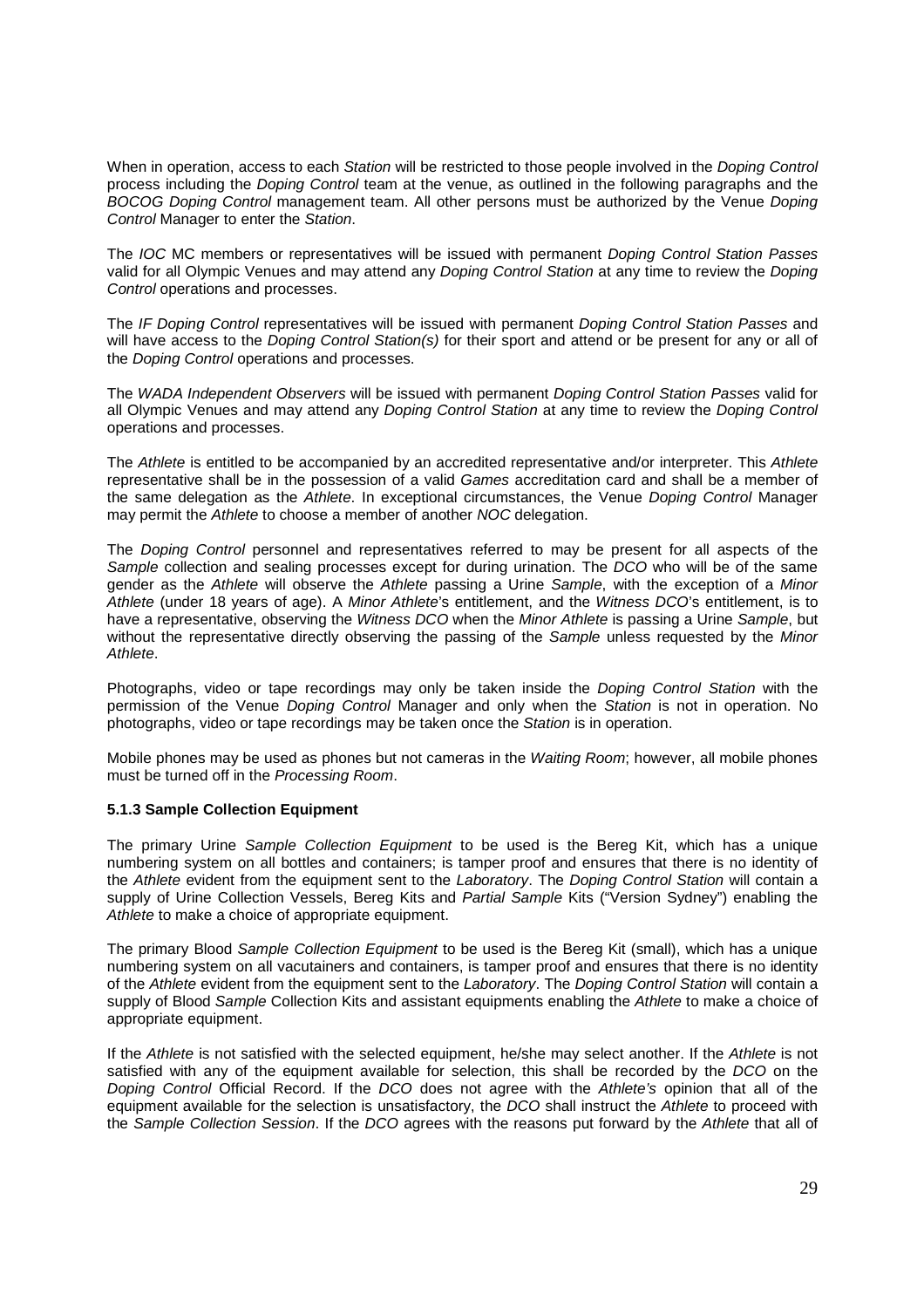When in operation, access to each *Station* will be restricted to those people involved in the *Doping Control* process including the *Doping Control* team at the venue, as outlined in the following paragraphs and the *BOCOG Doping Control* management team. All other persons must be authorized by the Venue *Doping Control* Manager to enter the *Station*.

The *IOC* MC members or representatives will be issued with permanent *Doping Control Station Passes* valid for all Olympic Venues and may attend any *Doping Control Station* at any time to review the *Doping Control* operations and processes.

The *IF Doping Control* representatives will be issued with permanent *Doping Control Station Passes* and will have access to the *Doping Control Station(s)* for their sport and attend or be present for any or all of the *Doping Control* operations and processes.

The *WADA Independent Observers* will be issued with permanent *Doping Control Station Passes* valid for all Olympic Venues and may attend any *Doping Control Station* at any time to review the *Doping Control* operations and processes.

The *Athlete* is entitled to be accompanied by an accredited representative and/or interpreter. This *Athlete* representative shall be in the possession of a valid *Games* accreditation card and shall be a member of the same delegation as the *Athlete*. In exceptional circumstances, the Venue *Doping Control* Manager may permit the *Athlete* to choose a member of another *NOC* delegation.

The *Doping Control* personnel and representatives referred to may be present for all aspects of the *Sample* collection and sealing processes except for during urination. The *DCO* who will be of the same gender as the *Athlete* will observe the *Athlete* passing a Urine *Sample*, with the exception of a *Minor Athlete* (under 18 years of age). A *Minor Athlete*'s entitlement, and the *Witness DCO*'s entitlement, is to have a representative, observing the *Witness DCO* when the *Minor Athlete* is passing a Urine *Sample*, but without the representative directly observing the passing of the *Sample* unless requested by the *Minor Athlete*.

Photographs, video or tape recordings may only be taken inside the *Doping Control Station* with the permission of the Venue *Doping Control* Manager and only when the *Station* is not in operation. No photographs, video or tape recordings may be taken once the *Station* is in operation.

Mobile phones may be used as phones but not cameras in the *Waiting Room*; however, all mobile phones must be turned off in the *Processing Room*.

#### 5.1.3 Sample Collection Equipment

The primary Urine *Sample Collection Equipment* to be used is the Bereg Kit, which has a unique numbering system on all bottles and containers; is tamper proof and ensures that there is no identity of the *Athlete* evident from the equipment sent to the *Laboratory*. The *Doping Control Station* will contain a supply of Urine Collection Vessels, Bereg Kits and *Partial Sample* Kits ("Version Sydney") enabling the *Athlete* to make a choice of appropriate equipment.

The primary Blood *Sample Collection Equipment* to be used is the Bereg Kit (small), which has a unique numbering system on all vacutainers and containers, is tamper proof and ensures that there is no identity of the *Athlete* evident from the equipment sent to the *Laboratory*. The *Doping Control Station* will contain a supply of Blood *Sample* Collection Kits and assistant equipments enabling the *Athlete* to make a choice of appropriate equipment.

If the *Athlete* is not satisfied with the selected equipment, he/she may select another. If the *Athlete* is not satisfied with any of the equipment available for selection, this shall be recorded by the *DCO* on the *Doping Control* Official Record. If the *DCO* does not agree with the *Athlete's* opinion that all of the equipment available for the selection is unsatisfactory, the *DCO* shall instruct the *Athlete* to proceed with the *Sample Collection Session*. If the *DCO* agrees with the reasons put forward by the *Athlete* that all of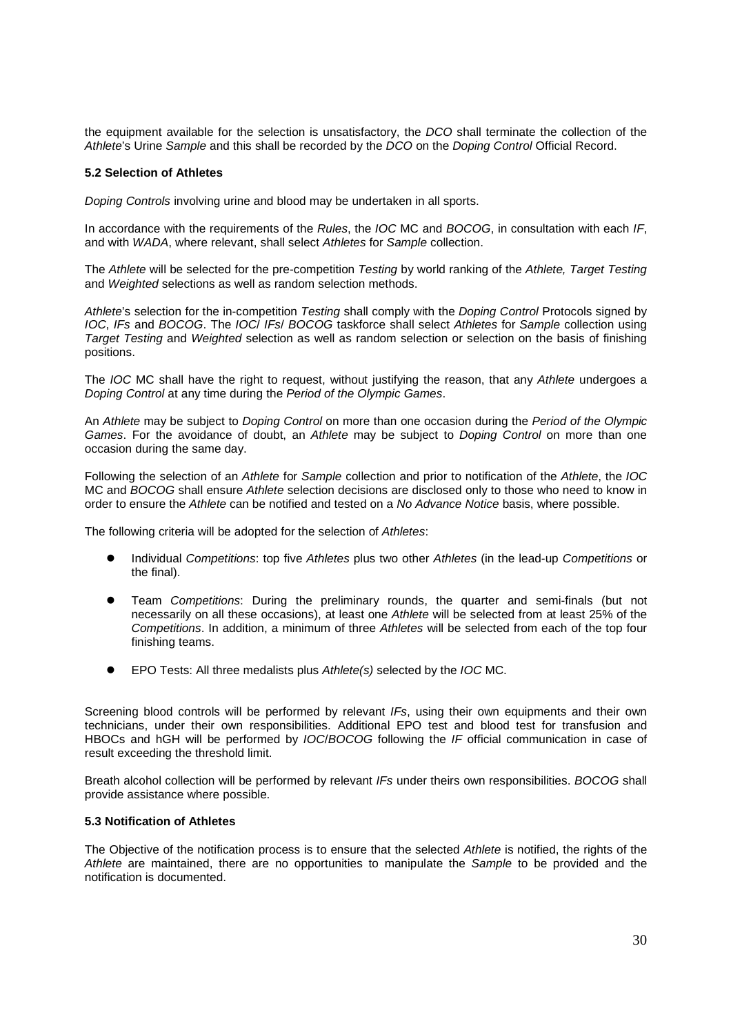the equipment available for the selection is unsatisfactory, the *DCO* shall terminate the collection of the *Athlete*'s Urine *Sample* and this shall be recorded by the *DCO* on the *Doping Control* Official Record.

### 5.2 Selection of Athletes

*Doping Controls* involving urine and blood may be undertaken in all sports.

In accordance with the requirements of the *Rules*, the *IOC* MC and *BOCOG*, in consultation with each *IF*, and with *WADA*, where relevant, shall select *Athletes* for *Sample* collection.

The *Athlete* will be selected for the pre-competition *Testing* by world ranking of the *Athlete, Target Testing* and *Weighted* selections as well as random selection methods.

*Athlete*'s selection for the in-competition *Testing* shall comply with the *Doping Control* Protocols signed by *IOC*, *IFs* and *BOCOG*. The *IOC*/ *IFs*/ *BOCOG* taskforce shall select *Athletes* for *Sample* collection using *Target Testing* and *Weighted* selection as well as random selection or selection on the basis of finishing positions.

The *IOC* MC shall have the right to request, without justifying the reason, that any *Athlete* undergoes a *Doping Control* at any time during the *Period of the Olympic Games*.

An *Athlete* may be subject to *Doping Control* on more than one occasion during the *Period of the Olympic Games*. For the avoidance of doubt, an *Athlete* may be subject to *Doping Control* on more than one occasion during the same day.

Following the selection of an *Athlete* for *Sample* collection and prior to notification of the *Athlete*, the *IOC* MC and *BOCOG* shall ensure *Athlete* selection decisions are disclosed only to those who need to know in order to ensure the *Athlete* can be notified and tested on a *No Advance Notice* basis, where possible.

The following criteria will be adopted for the selection of *Athletes*:

- Individual *Competitions*: top five *Athletes* plus two other *Athletes* (in the lead-up *Competitions* or the final).
- Team *Competitions*: During the preliminary rounds, the quarter and semi-finals (but not necessarily on all these occasions), at least one *Athlete* will be selected from at least 25% of the *Competitions*. In addition, a minimum of three *Athletes* will be selected from each of the top four finishing teams.
- EPO Tests: All three medalists plus *Athlete(s)* selected by the *IOC* MC.

Screening blood controls will be performed by relevant *IFs*, using their own equipments and their own technicians, under their own responsibilities. Additional EPO test and blood test for transfusion and HBOCs and hGH will be performed by *IOC*/*BOCOG* following the *IF* official communication in case of result exceeding the threshold limit.

Breath alcohol collection will be performed by relevant *IFs* under theirs own responsibilities. *BOCOG* shall provide assistance where possible.

### 5.3 Notification of Athletes

The Objective of the notification process is to ensure that the selected *Athlete* is notified, the rights of the *Athlete* are maintained, there are no opportunities to manipulate the *Sample* to be provided and the notification is documented.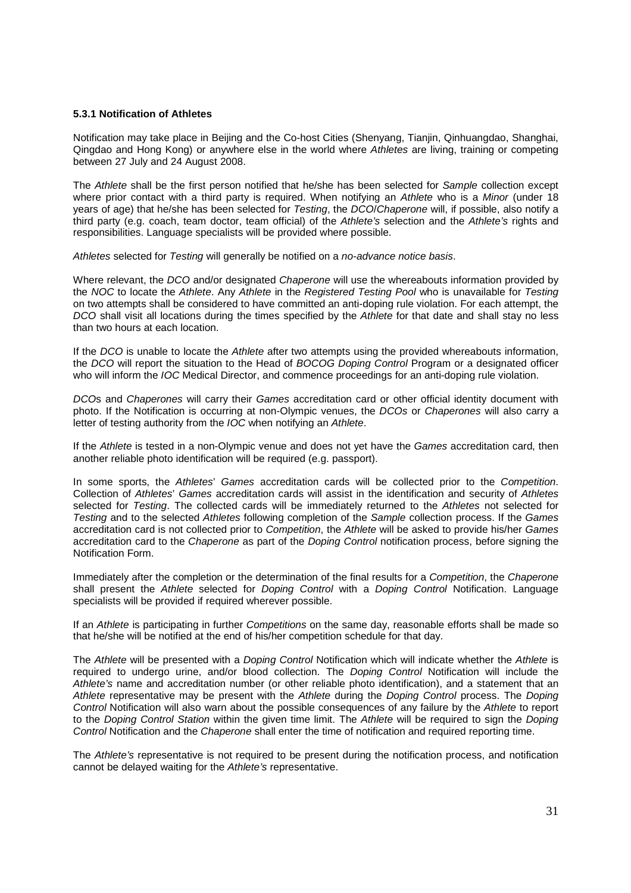### 5.3.1 Notification of Athletes

Notification may take place in Beijing and the Co-host Cities (Shenyang, Tianjin, Qinhuangdao, Shanghai, Qingdao and Hong Kong) or anywhere else in the world where *Athletes* are living, training or competing between 27 July and 24 August 2008.

The *Athlete* shall be the first person notified that he/she has been selected for *Sample* collection except where prior contact with a third party is required. When notifying an *Athlete* who is a *Minor* (under 18 years of age) that he/she has been selected for *Testing*, the *DCO*/*Chaperone* will, if possible, also notify a third party (e.g. coach, team doctor, team official) of the *Athlete's* selection and the *Athlete's* rights and responsibilities. Language specialists will be provided where possible.

*Athletes* selected for *Testing* will generally be notified on a *no-advance notice basis*.

Where relevant, the *DCO* and/or designated *Chaperone* will use the whereabouts information provided by the *NOC* to locate the *Athlete*. Any *Athlete* in the *Registered Testing Pool* who is unavailable for *Testing* on two attempts shall be considered to have committed an anti-doping rule violation. For each attempt, the *DCO* shall visit all locations during the times specified by the *Athlete* for that date and shall stay no less than two hours at each location.

If the *DCO* is unable to locate the *Athlete* after two attempts using the provided whereabouts information, the *DCO* will report the situation to the Head of *BOCOG Doping Control* Program or a designated officer who will inform the *IOC* Medical Director, and commence proceedings for an anti-doping rule violation.

*DCO*s and *Chaperones* will carry their *Games* accreditation card or other official identity document with photo. If the Notification is occurring at non-Olympic venues, the *DCOs* or *Chaperones* will also carry a letter of testing authority from the *IOC* when notifying an *Athlete*.

If the *Athlete* is tested in a non-Olympic venue and does not yet have the *Games* accreditation card, then another reliable photo identification will be required (e.g. passport).

In some sports, the *Athletes*' *Games* accreditation cards will be collected prior to the *Competition*. Collection of *Athletes*' *Games* accreditation cards will assist in the identification and security of *Athletes* selected for *Testing*. The collected cards will be immediately returned to the *Athletes* not selected for *Testing* and to the selected *Athletes* following completion of the *Sample* collection process. If the *Games* accreditation card is not collected prior to *Competition*, the *Athlete* will be asked to provide his/her *Games* accreditation card to the *Chaperone* as part of the *Doping Control* notification process, before signing the Notification Form.

Immediately after the completion or the determination of the final results for a *Competition*, the *Chaperone* shall present the *Athlete* selected for *Doping Control* with a *Doping Control* Notification. Language specialists will be provided if required wherever possible.

If an *Athlete* is participating in further *Competitions* on the same day, reasonable efforts shall be made so that he/she will be notified at the end of his/her competition schedule for that day.

The *Athlete* will be presented with a *Doping Control* Notification which will indicate whether the *Athlete* is required to undergo urine, and/or blood collection. The *Doping Control* Notification will include the *Athlete's* name and accreditation number (or other reliable photo identification), and a statement that an *Athlete* representative may be present with the *Athlete* during the *Doping Control* process. The *Doping Control* Notification will also warn about the possible consequences of any failure by the *Athlete* to report to the *Doping Control Station* within the given time limit. The *Athlete* will be required to sign the *Doping Control* Notification and the *Chaperone* shall enter the time of notification and required reporting time.

The *Athlete's* representative is not required to be present during the notification process, and notification cannot be delayed waiting for the *Athlete's* representative.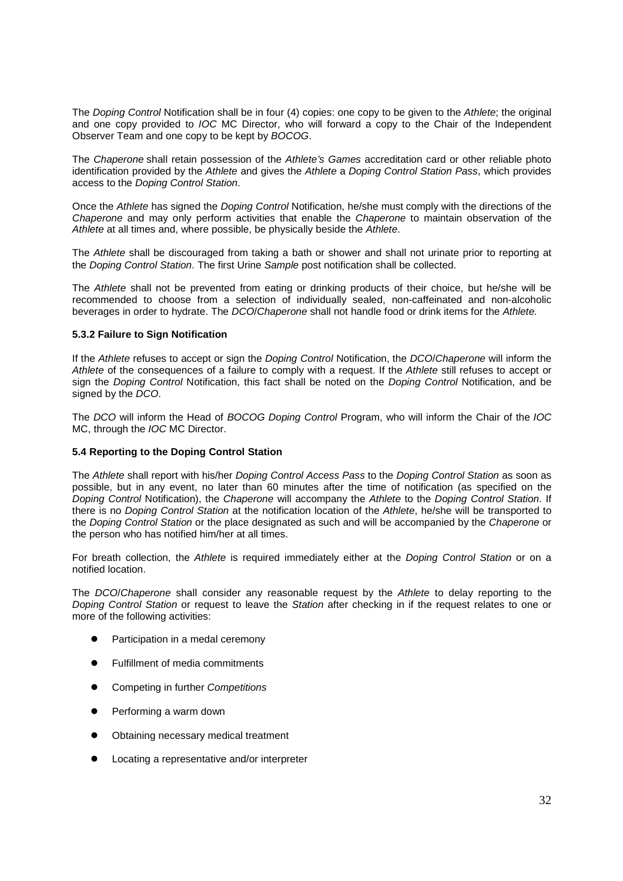The *Doping Control* Notification shall be in four (4) copies: one copy to be given to the *Athlete*; the original and one copy provided to *IOC* MC Director, who will forward a copy to the Chair of the Independent Observer Team and one copy to be kept by *BOCOG*.

The *Chaperone* shall retain possession of the *Athlete's Games* accreditation card or other reliable photo identification provided by the *Athlete* and gives the *Athlete* a *Doping Control Station Pass*, which provides access to the *Doping Control Station*.

Once the *Athlete* has signed the *Doping Control* Notification, he/she must comply with the directions of the *Chaperone* and may only perform activities that enable the *Chaperone* to maintain observation of the *Athlete* at all times and, where possible, be physically beside the *Athlete*.

The *Athlete* shall be discouraged from taking a bath or shower and shall not urinate prior to reporting at the *Doping Control Station*. The first Urine *Sample* post notification shall be collected.

The *Athlete* shall not be prevented from eating or drinking products of their choice, but he/she will be recommended to choose from a selection of individually sealed, non-caffeinated and non-alcoholic beverages in order to hydrate. The *DCO*/*Chaperone* shall not handle food or drink items for the *Athlete.*

#### 5.3.2 Failure to Sign Notification

If the *Athlete* refuses to accept or sign the *Doping Control* Notification, the *DCO*/*Chaperone* will inform the *Athlete* of the consequences of a failure to comply with a request. If the *Athlete* still refuses to accept or sign the *Doping Control* Notification, this fact shall be noted on the *Doping Control* Notification, and be signed by the *DCO*.

The *DCO* will inform the Head of *BOCOG Doping Control* Program, who will inform the Chair of the *IOC* MC, through the *IOC* MC Director.

### 5.4 Reporting to the Doping Control Station

The *Athlete* shall report with his/her *Doping Control Access Pass* to the *Doping Control Station* as soon as possible, but in any event, no later than 60 minutes after the time of notification (as specified on the *Doping Control* Notification), the *Chaperone* will accompany the *Athlete* to the *Doping Control Station*. If there is no *Doping Control Station* at the notification location of the *Athlete*, he/she will be transported to the *Doping Control Station* or the place designated as such and will be accompanied by the *Chaperone* or the person who has notified him/her at all times.

For breath collection, the *Athlete* is required immediately either at the *Doping Control Station* or on a notified location.

The *DCO*/*Chaperone* shall consider any reasonable request by the *Athlete* to delay reporting to the *Doping Control Station* or request to leave the *Station* after checking in if the request relates to one or more of the following activities:

- Participation in a medal ceremony
- Fulfillment of media commitments
- Competing in further *Competitions*
- Performing a warm down
- Obtaining necessary medical treatment
- Locating a representative and/or interpreter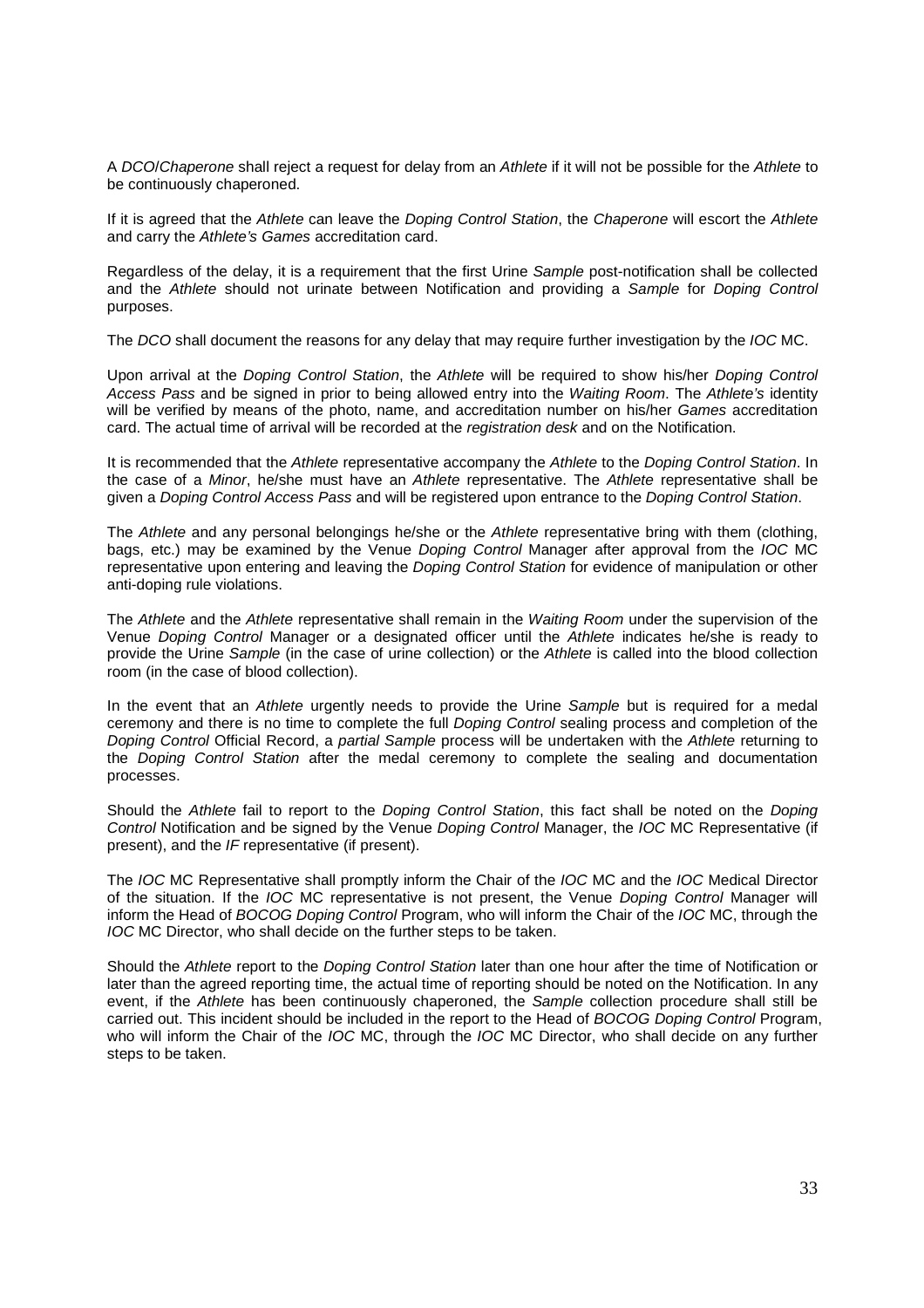A *DCO*/*Chaperone* shall reject a request for delay from an *Athlete* if it will not be possible for the *Athlete* to be continuously chaperoned.

If it is agreed that the *Athlete* can leave the *Doping Control Station*, the *Chaperone* will escort the *Athlete* and carry the *Athlete's Games* accreditation card.

Regardless of the delay, it is a requirement that the first Urine *Sample* post-notification shall be collected and the *Athlete* should not urinate between Notification and providing a *Sample* for *Doping Control* purposes.

The *DCO* shall document the reasons for any delay that may require further investigation by the *IOC* MC.

Upon arrival at the *Doping Control Station*, the *Athlete* will be required to show his/her *Doping Control Access Pass* and be signed in prior to being allowed entry into the *Waiting Room*. The *Athlete's* identity will be verified by means of the photo, name, and accreditation number on his/her *Games* accreditation card. The actual time of arrival will be recorded at the *registration desk* and on the Notification.

It is recommended that the *Athlete* representative accompany the *Athlete* to the *Doping Control Station*. In the case of a *Minor*, he/she must have an *Athlete* representative. The *Athlete* representative shall be given a *Doping Control Access Pass* and will be registered upon entrance to the *Doping Control Station*.

The *Athlete* and any personal belongings he/she or the *Athlete* representative bring with them (clothing, bags, etc.) may be examined by the Venue *Doping Control* Manager after approval from the *IOC* MC representative upon entering and leaving the *Doping Control Station* for evidence of manipulation or other anti-doping rule violations.

The *Athlete* and the *Athlete* representative shall remain in the *Waiting Room* under the supervision of the Venue *Doping Control* Manager or a designated officer until the *Athlete* indicates he/she is ready to provide the Urine *Sample* (in the case of urine collection) or the *Athlete* is called into the blood collection room (in the case of blood collection).

In the event that an *Athlete* urgently needs to provide the Urine *Sample* but is required for a medal ceremony and there is no time to complete the full *Doping Control* sealing process and completion of the *Doping Control* Official Record, a *partial Sample* process will be undertaken with the *Athlete* returning to the *Doping Control Station* after the medal ceremony to complete the sealing and documentation processes.

Should the *Athlete* fail to report to the *Doping Control Station*, this fact shall be noted on the *Doping Control* Notification and be signed by the Venue *Doping Control* Manager, the *IOC* MC Representative (if present), and the *IF* representative (if present).

The *IOC* MC Representative shall promptly inform the Chair of the *IOC* MC and the *IOC* Medical Director of the situation. If the *IOC* MC representative is not present, the Venue *Doping Control* Manager will inform the Head of *BOCOG Doping Control* Program, who will inform the Chair of the *IOC* MC, through the *IOC* MC Director, who shall decide on the further steps to be taken.

Should the *Athlete* report to the *Doping Control Station* later than one hour after the time of Notification or later than the agreed reporting time, the actual time of reporting should be noted on the Notification. In any event, if the *Athlete* has been continuously chaperoned, the *Sample* collection procedure shall still be carried out. This incident should be included in the report to the Head of *BOCOG Doping Control* Program, who will inform the Chair of the *IOC* MC, through the *IOC* MC Director, who shall decide on any further steps to be taken.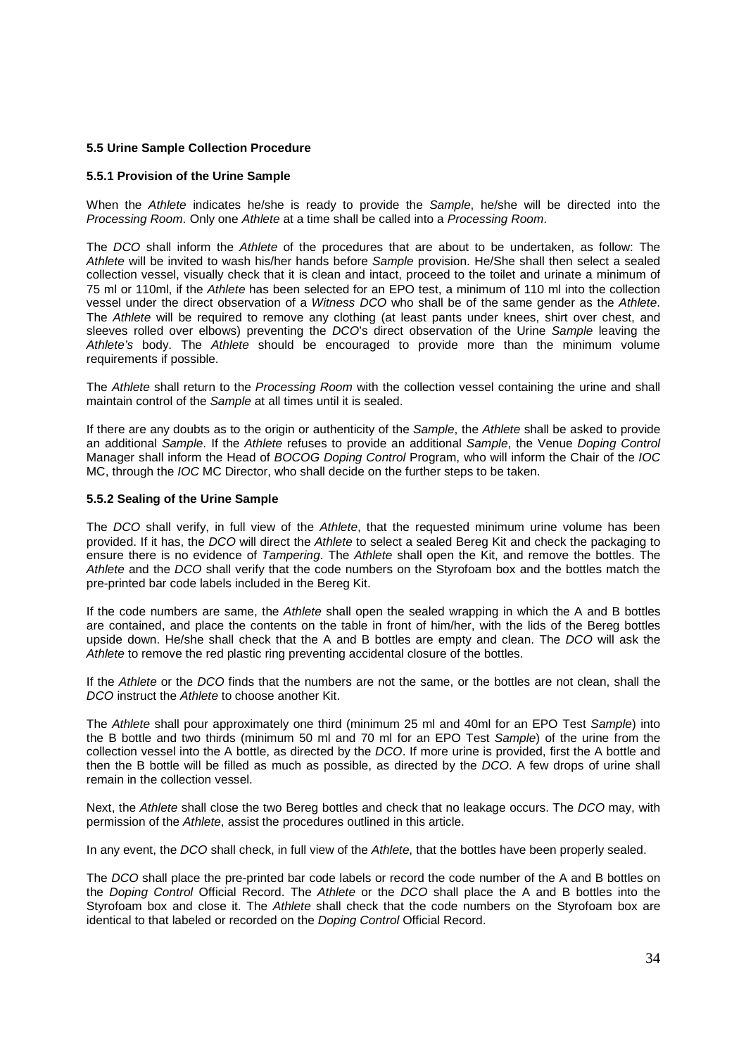**5.5 Urine Sample Collection Procedure**

**5.5.1 Provision of the Urine Sample**

When the *Athlete* indicates he/she is ready to provide the *Sample*, he/she will be directed into the *Processing Room*. Only one *Athlete* at a time shall be called into a *Processing Room*.

The *DCO* shall inform the *Athlete* of the procedures that are about to be undertaken, as follow: The *Athlete* will be invited to wash his/her hands before *Sample* provision. He/She shall then select a sealed collection vessel, visually check that it is clean and intact, proceed to the toilet and urinate a minimum of 75 ml or 110ml, if the *Athlete* has been selected for an EPO test, a minimum of 110 ml into the collection vessel under the direct observation of a *Witness DCO* who shall be of the same gender as the *Athlete*. The *Athlete* will be required to remove any clothing (at least pants under knees, shirt over chest, and sleeves rolled over elbows) preventing the *DCO*'s direct observation of the Urine *Sample* leaving the *Athlete's* body. The *Athlete* should be encouraged to provide more than the minimum volume requirements if possible.

The *Athlete* shall return to the *Processing Room* with the collection vessel containing the urine and shall maintain control of the *Sample* at all times until it is sealed.

If there are any doubts as to the origin or authenticity of the *Sample*, the *Athlete* shall be asked to provide an additional *Sample*. If the *Athlete* refuses to provide an additional *Sample*, the Venue *Doping Control* Manager shall inform the Head of *BOCOG Doping Control* Program, who will inform the Chair of the *IOC* MC, through the *IOC* MC Director, who shall decide on the further steps to be taken.

**5.5.2 Sealing of the Urine Sample**

The *DCO* shall verify, in full view of the *Athlete*, that the requested minimum urine volume has been provided. If it has, the *DCO* will direct the *Athlete* to select a sealed Bereg Kit and check the packaging to ensure there is no evidence of *Tampering*. The *Athlete* shall open the Kit, and remove the bottles. The *Athlete* and the *DCO* shall verify that the code numbers on the Styrofoam box and the bottles match the pre-printed bar code labels included in the Bereg Kit.

If the code numbers are same, the *Athlete* shall open the sealed wrapping in which the A and B bottles are contained, and place the contents on the table in front of him/her, with the lids of the Bereg bottles upside down. He/she shall check that the A and B bottles are empty and clean. The *DCO* will ask the *Athlete* to remove the red plastic ring preventing accidental closure of the bottles.

If the *Athlete* or the *DCO* finds that the numbers are not the same, or the bottles are not clean, shall the *DCO* instruct the *Athlete* to choose another Kit.

The *Athlete* shall pour approximately one third (minimum 25 ml and 40ml for an EPO Test *Sample*) into the B bottle and two thirds (minimum 50 ml and 70 ml for an EPO Test *Sample*) of the urine from the collection vessel into the A bottle, as directed by the *DCO*. If more urine is provided, first the A bottle and then the B bottle will be filled as much as possible, as directed by the *DCO*. A few drops of urine shall remain in the collection vessel.

Next, the *Athlete* shall close the two Bereg bottles and check that no leakage occurs. The *DCO* may, with permission of the *Athlete*, assist the procedures outlined in this article.

In any event, the *DCO* shall check, in full view of the *Athlete*, that the bottles have been properly sealed.

The *DCO* shall place the pre-printed bar code labels or record the code number of the A and B bottles on the *Doping Control* Official Record. The *Athlete* or the *DCO* shall place the A and B bottles into the Styrofoam box and close it. The *Athlete* shall check that the code numbers on the Styrofoam box are identical to that labeled or recorded on the *Doping Control* Official Record.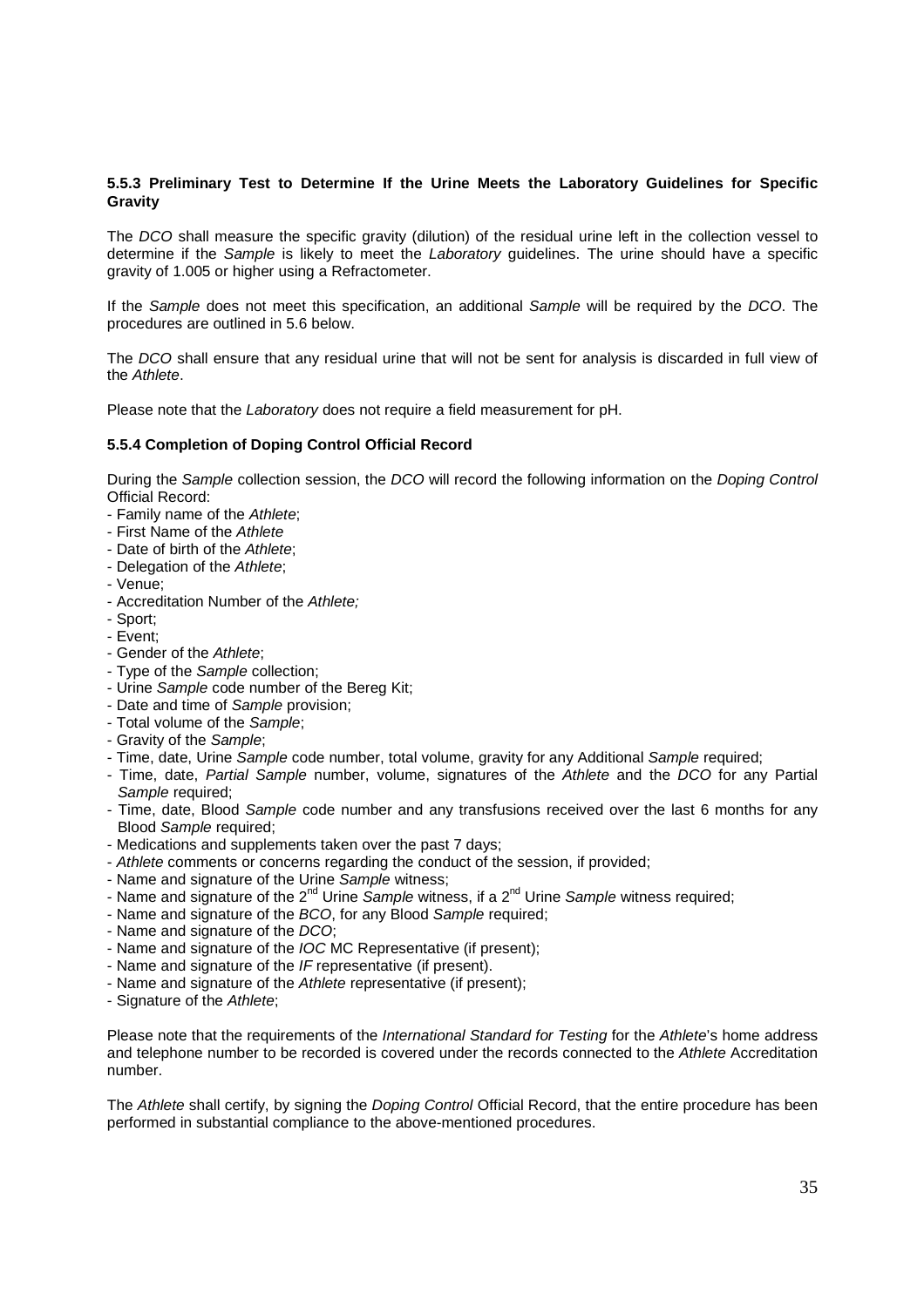#### 5.5.3 Preliminary Test to Determine If the Urine Meets the Laboratory Guidelines for Specific Gravity

The *DCO* shall measure the specific gravity (dilution) of the residual urine left in the collection vessel to determine if the *Sample* is likely to meet the *Laboratory* guidelines. The urine should have a specific gravity of 1.005 or higher using a Refractometer.

If the *Sample* does not meet this specification, an additional *Sample* will be required by the *DCO*. The procedures are outlined in 5.6 below.

The *DCO* shall ensure that any residual urine that will not be sent for analysis is discarded in full view of the *Athlete*.

Please note that the *Laboratory* does not require a field measurement for pH.

#### 5.5.4 Completion of Doping Control Official Record

During the *Sample* collection session, the *DCO* will record the following information on the *Doping Control* Official Record:

- Family name of the *Athlete*;
- First Name of the *Athlete*
- Date of birth of the *Athlete*;
- Delegation of the *Athlete*;
- Venue;
- Accreditation Number of the *Athlete;*
- Sport;
- Event;
- Gender of the *Athlete*;
- Type of the *Sample* collection;
- Urine *Sample* code number of the Bereg Kit;
- Date and time of *Sample* provision;
- Total volume of the *Sample*;
- Gravity of the *Sample*;
- Time, date, Urine *Sample* code number, total volume, gravity for any Additional *Sample* required;
- Time, date, *Partial Sample* number, volume, signatures of the *Athlete* and the *DCO* for any Partial *Sample* required;
- Time, date, Blood *Sample* code number and any transfusions received over the last 6 months for any Blood *Sample* required;
- Medications and supplements taken over the past 7 days;
- *Athlete* comments or concerns regarding the conduct of the session, if provided;
- Name and signature of the Urine *Sample* witness;
- Name and signature of the 2nd Urine *Sample* witness, if a 2nd Urine *Sample* witness required;
- Name and signature of the *BCO*, for any Blood *Sample* required;
- Name and signature of the *DCO*;
- Name and signature of the *IOC* MC Representative (if present);
- Name and signature of the *IF* representative (if present).
- Name and signature of the *Athlete* representative (if present);
- Signature of the *Athlete*;

Please note that the requirements of the *International Standard for Testing* for the *Athlete*'s home address and telephone number to be recorded is covered under the records connected to the *Athlete* Accreditation number.

The *Athlete* shall certify, by signing the *Doping Control* Official Record, that the entire procedure has been performed in substantial compliance to the above-mentioned procedures.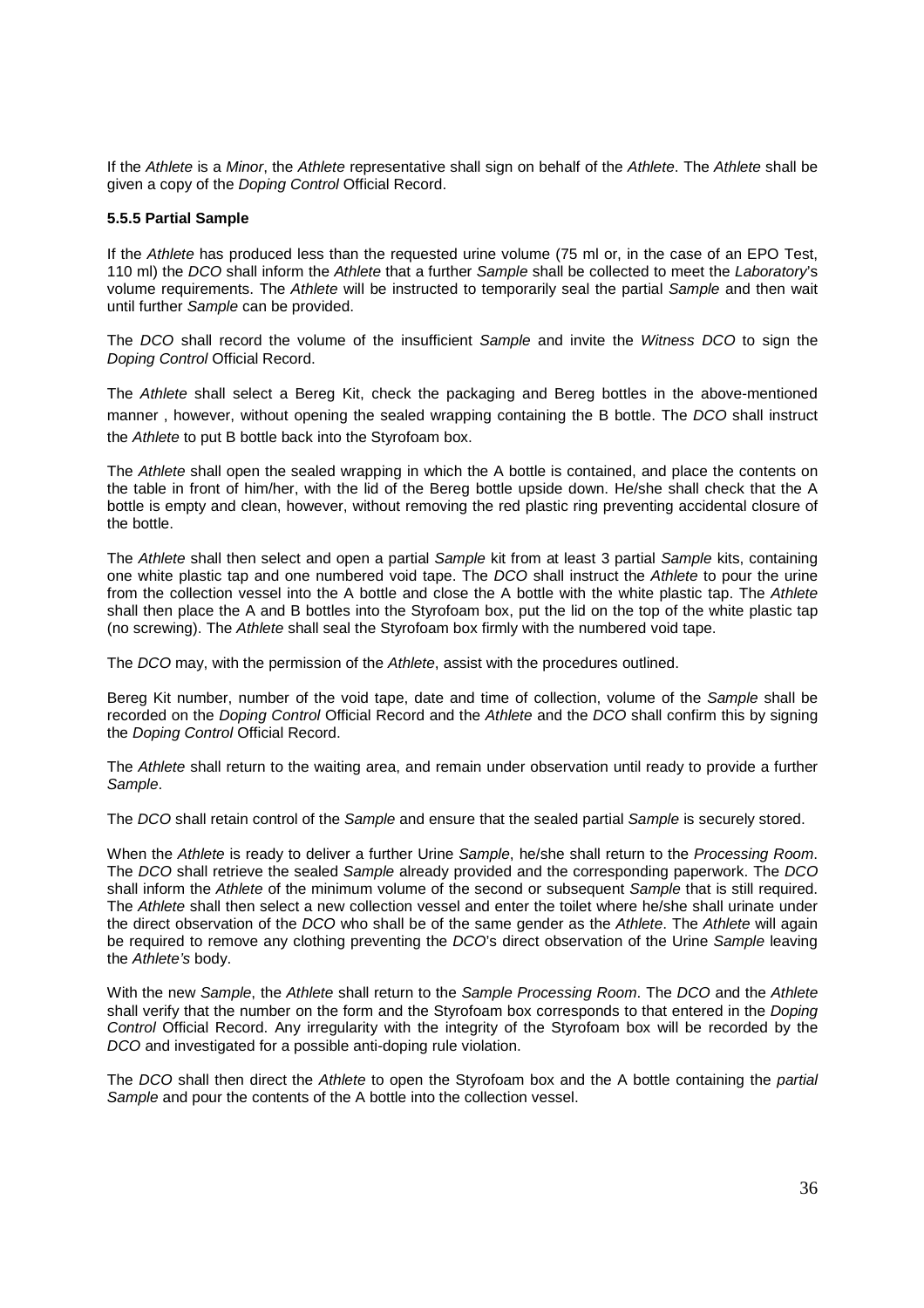If the *Athlete* is a *Minor*, the *Athlete* representative shall sign on behalf of the *Athlete*. The *Athlete* shall be given a copy of the *Doping Control* Official Record.

#### 5.5.5 Partial Sample

If the *Athlete* has produced less than the requested urine volume (75 ml or, in the case of an EPO Test, 110 ml) the *DCO* shall inform the *Athlete* that a further *Sample* shall be collected to meet the *Laboratory*'s volume requirements. The *Athlete* will be instructed to temporarily seal the partial *Sample* and then wait until further *Sample* can be provided.

The *DCO* shall record the volume of the insufficient *Sample* and invite the *Witness DCO* to sign the *Doping Control* Official Record.

The *Athlete* shall select a Bereg Kit, check the packaging and Bereg bottles in the above-mentioned manner , however, without opening the sealed wrapping containing the B bottle. The *DCO* shall instruct the *Athlete* to put B bottle back into the Styrofoam box.

The *Athlete* shall open the sealed wrapping in which the A bottle is contained, and place the contents on the table in front of him/her, with the lid of the Bereg bottle upside down. He/she shall check that the A bottle is empty and clean, however, without removing the red plastic ring preventing accidental closure of the bottle.

The *Athlete* shall then select and open a partial *Sample* kit from at least 3 partial *Sample* kits, containing one white plastic tap and one numbered void tape. The *DCO* shall instruct the *Athlete* to pour the urine from the collection vessel into the A bottle and close the A bottle with the white plastic tap. The *Athlete* shall then place the A and B bottles into the Styrofoam box, put the lid on the top of the white plastic tap (no screwing). The *Athlete* shall seal the Styrofoam box firmly with the numbered void tape.

The *DCO* may, with the permission of the *Athlete*, assist with the procedures outlined.

Bereg Kit number, number of the void tape, date and time of collection, volume of the *Sample* shall be recorded on the *Doping Control* Official Record and the *Athlete* and the *DCO* shall confirm this by signing the *Doping Control* Official Record.

The *Athlete* shall return to the waiting area, and remain under observation until ready to provide a further *Sample*.

The *DCO* shall retain control of the *Sample* and ensure that the sealed partial *Sample* is securely stored.

When the *Athlete* is ready to deliver a further Urine *Sample*, he/she shall return to the *Processing Room*. The *DCO* shall retrieve the sealed *Sample* already provided and the corresponding paperwork. The *DCO* shall inform the *Athlete* of the minimum volume of the second or subsequent *Sample* that is still required. The *Athlete* shall then select a new collection vessel and enter the toilet where he/she shall urinate under the direct observation of the *DCO* who shall be of the same gender as the *Athlete*. The *Athlete* will again be required to remove any clothing preventing the *DCO*'s direct observation of the Urine *Sample* leaving the *Athlete's* body.

With the new *Sample*, the *Athlete* shall return to the *Sample Processing Room*. The *DCO* and the *Athlete* shall verify that the number on the form and the Styrofoam box corresponds to that entered in the *Doping Control* Official Record. Any irregularity with the integrity of the Styrofoam box will be recorded by the *DCO* and investigated for a possible anti-doping rule violation.

The *DCO* shall then direct the *Athlete* to open the Styrofoam box and the A bottle containing the *partial Sample* and pour the contents of the A bottle into the collection vessel.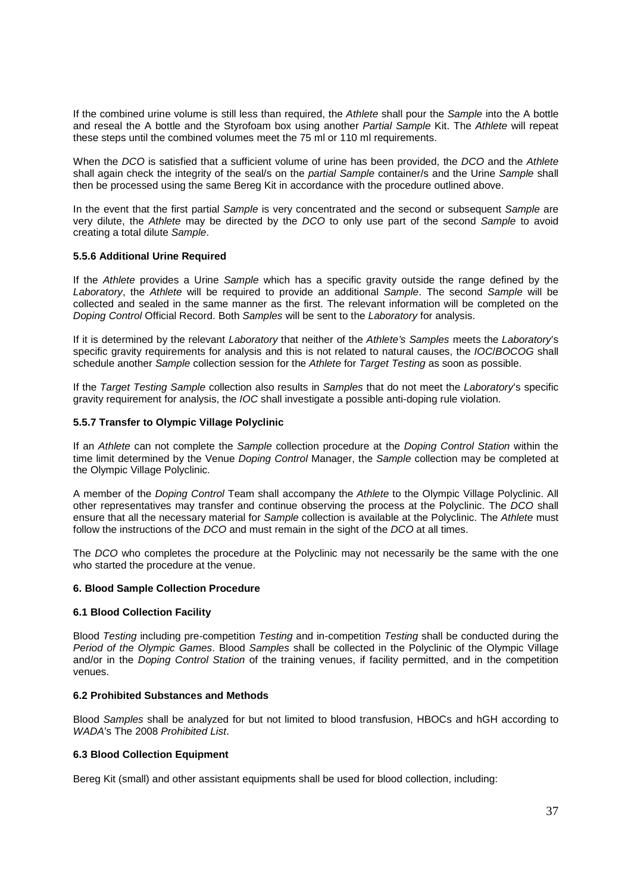If the combined urine volume is still less than required, the *Athlete* shall pour the *Sample* into the A bottle and reseal the A bottle and the Styrofoam box using another *Partial Sample* Kit. The *Athlete* will repeat these steps until the combined volumes meet the 75 ml or 110 ml requirements.

When the *DCO* is satisfied that a sufficient volume of urine has been provided, the *DCO* and the *Athlete* shall again check the integrity of the seal/s on the *partial Sample* container/s and the Urine *Sample* shall then be processed using the same Bereg Kit in accordance with the procedure outlined above.

In the event that the first partial *Sample* is very concentrated and the second or subsequent *Sample* are very dilute, the *Athlete* may be directed by the *DCO* to only use part of the second *Sample* to avoid creating a total dilute *Sample*.

### 5.5.6 Additional Urine Required

If the *Athlete* provides a Urine *Sample* which has a specific gravity outside the range defined by the *Laboratory*, the *Athlete* will be required to provide an additional *Sample*. The second *Sample* will be collected and sealed in the same manner as the first. The relevant information will be completed on the *Doping Control* Official Record. Both *Samples* will be sent to the *Laboratory* for analysis.

If it is determined by the relevant *Laboratory* that neither of the *Athlete's Samples* meets the *Laboratory*'s specific gravity requirements for analysis and this is not related to natural causes, the *IOC*/*BOCOG* shall schedule another *Sample* collection session for the *Athlete* for *Target Testing* as soon as possible.

If the *Target Testing Sample* collection also results in *Samples* that do not meet the *Laboratory*'s specific gravity requirement for analysis, the *IOC* shall investigate a possible anti-doping rule violation.

### 5.5.7 Transfer to Olympic Village Polyclinic

If an *Athlete* can not complete the *Sample* collection procedure at the *Doping Control Station* within the time limit determined by the Venue *Doping Control* Manager, the *Sample* collection may be completed at the Olympic Village Polyclinic.

A member of the *Doping Control* Team shall accompany the *Athlete* to the Olympic Village Polyclinic. All other representatives may transfer and continue observing the process at the Polyclinic. The *DCO* shall ensure that all the necessary material for *Sample* collection is available at the Polyclinic. The *Athlete* must follow the instructions of the *DCO* and must remain in the sight of the *DCO* at all times.

The *DCO* who completes the procedure at the Polyclinic may not necessarily be the same with the one who started the procedure at the venue.

## 6. Blood Sample Collection Procedure

### 6.1 Blood Collection Facility

Blood *Testing* including pre-competition *Testing* and in-competition *Testing* shall be conducted during the *Period of the Olympic Games*. Blood *Samples* shall be collected in the Polyclinic of the Olympic Village and/or in the *Doping Control Station* of the training venues, if facility permitted, and in the competition venues.

### 6.2 Prohibited Substances and Methods

Blood *Samples* shall be analyzed for but not limited to blood transfusion, HBOCs and hGH according to *WADA*'s The 2008 *Prohibited List*.

### 6.3 Blood Collection Equipment

Bereg Kit (small) and other assistant equipments shall be used for blood collection, including: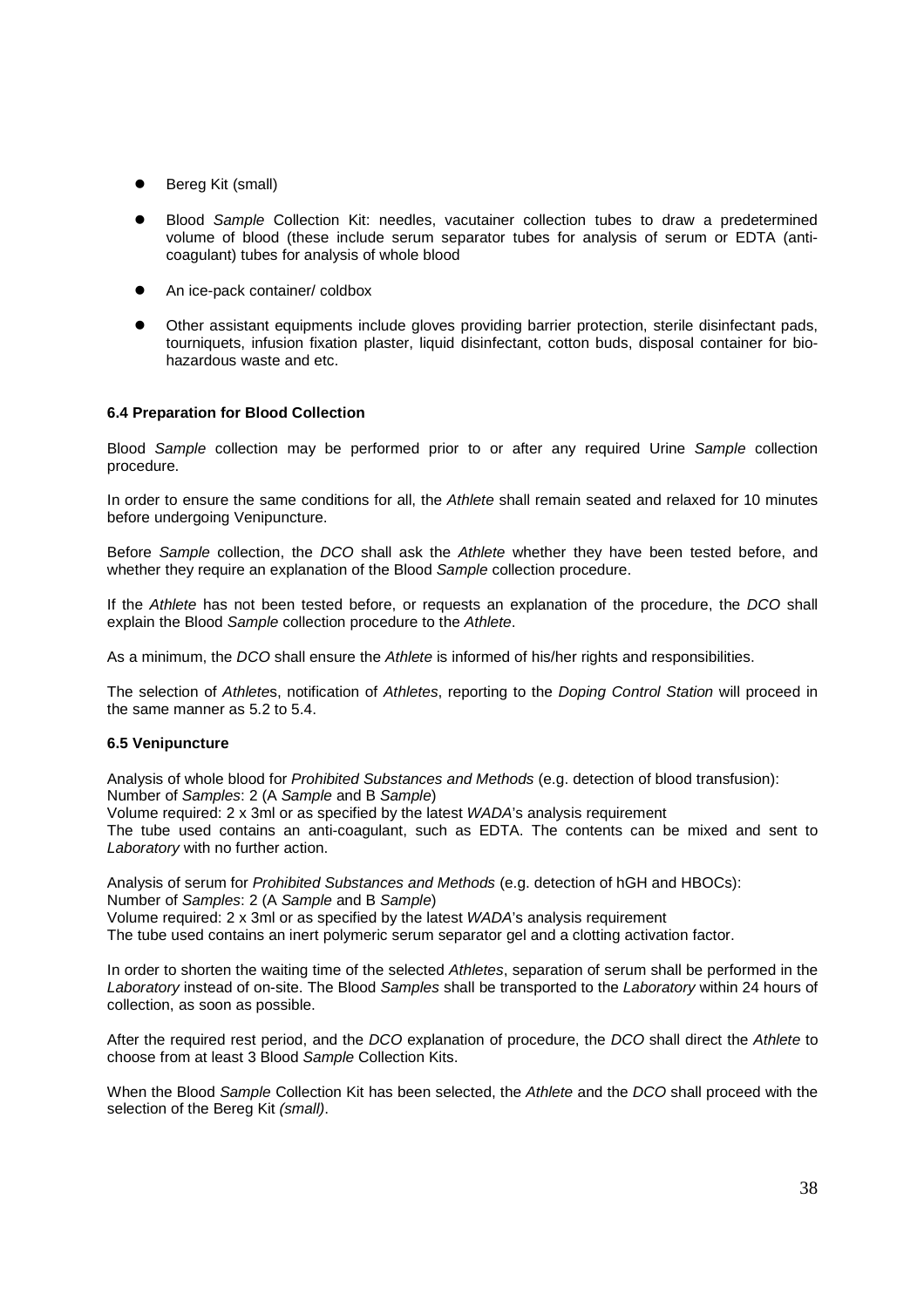- Bereg Kit (small)
- Blood *Sample* Collection Kit: needles, vacutainer collection tubes to draw a predetermined volume of blood (these include serum separator tubes for analysis of serum or EDTA (anti-coagulant) tubes for analysis of whole blood
- An ice-pack container/ coldbox
- Other assistant equipments include gloves providing barrier protection, sterile disinfectant pads, tourniquets, infusion fixation plaster, liquid disinfectant, cotton buds, disposal container for bio-hazardous waste and etc.

**6.4 Preparation for Blood Collection**

Blood *Sample* collection may be performed prior to or after any required Urine *Sample* collection procedure.

In order to ensure the same conditions for all, the *Athlete* shall remain seated and relaxed for 10 minutes before undergoing Venipuncture.

Before *Sample* collection, the *DCO* shall ask the *Athlete* whether they have been tested before, and whether they require an explanation of the Blood *Sample* collection procedure.

If the *Athlete* has not been tested before, or requests an explanation of the procedure, the *DCO* shall explain the Blood *Sample* collection procedure to the *Athlete*.

As a minimum, the *DCO* shall ensure the *Athlete* is informed of his/her rights and responsibilities.

The selection of *Athlete*s, notification of *Athletes*, reporting to the *Doping Control Station* will proceed in the same manner as 5.2 to 5.4.

**6.5 Venipuncture**

Analysis of whole blood for *Prohibited Substances and Methods* (e.g. detection of blood transfusion):
Number of *Samples*: 2 (A *Sample* and B *Sample*)
Volume required: 2 x 3ml or as specified by the latest *WADA*'s analysis requirement
The tube used contains an anti-coagulant, such as EDTA. The contents can be mixed and sent to *Laboratory* with no further action.

Analysis of serum for *Prohibited Substances and Methods* (e.g. detection of hGH and HBOCs):
Number of *Samples*: 2 (A *Sample* and B *Sample*)
Volume required: 2 x 3ml or as specified by the latest *WADA*'s analysis requirement
The tube used contains an inert polymeric serum separator gel and a clotting activation factor.

In order to shorten the waiting time of the selected *Athletes*, separation of serum shall be performed in the *Laboratory* instead of on-site. The Blood *Samples* shall be transported to the *Laboratory* within 24 hours of collection, as soon as possible.

After the required rest period, and the *DCO* explanation of procedure, the *DCO* shall direct the *Athlete* to choose from at least 3 Blood *Sample* Collection Kits.

When the Blood *Sample* Collection Kit has been selected, the *Athlete* and the *DCO* shall proceed with the selection of the Bereg Kit *(small)*.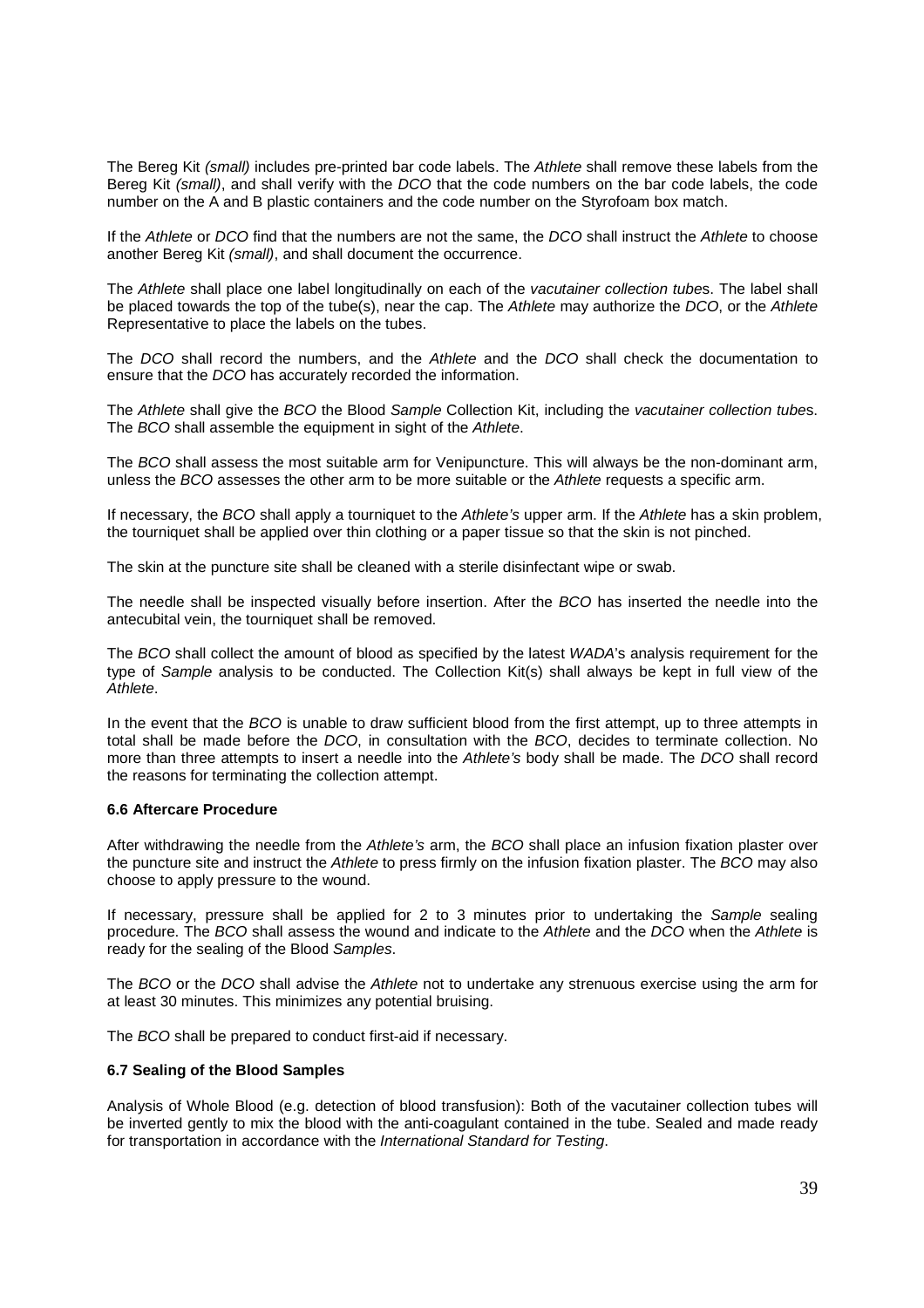The Bereg Kit *(small)* includes pre-printed bar code labels. The *Athlete* shall remove these labels from the Bereg Kit *(small)*, and shall verify with the *DCO* that the code numbers on the bar code labels, the code number on the A and B plastic containers and the code number on the Styrofoam box match.

If the *Athlete* or *DCO* find that the numbers are not the same, the *DCO* shall instruct the *Athlete* to choose another Bereg Kit *(small)*, and shall document the occurrence.

The *Athlete* shall place one label longitudinally on each of the *vacutainer collection tube*s. The label shall be placed towards the top of the tube(s), near the cap. The *Athlete* may authorize the *DCO*, or the *Athlete* Representative to place the labels on the tubes.

The *DCO* shall record the numbers, and the *Athlete* and the *DCO* shall check the documentation to ensure that the *DCO* has accurately recorded the information.

The *Athlete* shall give the *BCO* the Blood *Sample* Collection Kit, including the *vacutainer collection tube*s. The *BCO* shall assemble the equipment in sight of the *Athlete*.

The *BCO* shall assess the most suitable arm for Venipuncture. This will always be the non-dominant arm, unless the *BCO* assesses the other arm to be more suitable or the *Athlete* requests a specific arm.

If necessary, the *BCO* shall apply a tourniquet to the *Athlete's* upper arm. If the *Athlete* has a skin problem, the tourniquet shall be applied over thin clothing or a paper tissue so that the skin is not pinched.

The skin at the puncture site shall be cleaned with a sterile disinfectant wipe or swab.

The needle shall be inspected visually before insertion. After the *BCO* has inserted the needle into the antecubital vein, the tourniquet shall be removed.

The *BCO* shall collect the amount of blood as specified by the latest *WADA*'s analysis requirement for the type of *Sample* analysis to be conducted. The Collection Kit(s) shall always be kept in full view of the *Athlete*.

In the event that the *BCO* is unable to draw sufficient blood from the first attempt, up to three attempts in total shall be made before the *DCO*, in consultation with the *BCO*, decides to terminate collection. No more than three attempts to insert a needle into the *Athlete's* body shall be made. The *DCO* shall record the reasons for terminating the collection attempt.

#### 6.6 Aftercare Procedure

After withdrawing the needle from the *Athlete's* arm, the *BCO* shall place an infusion fixation plaster over the puncture site and instruct the *Athlete* to press firmly on the infusion fixation plaster. The *BCO* may also choose to apply pressure to the wound.

If necessary, pressure shall be applied for 2 to 3 minutes prior to undertaking the *Sample* sealing procedure. The *BCO* shall assess the wound and indicate to the *Athlete* and the *DCO* when the *Athlete* is ready for the sealing of the Blood *Samples*.

The *BCO* or the *DCO* shall advise the *Athlete* not to undertake any strenuous exercise using the arm for at least 30 minutes. This minimizes any potential bruising.

The *BCO* shall be prepared to conduct first-aid if necessary.

#### 6.7 Sealing of the Blood Samples

Analysis of Whole Blood (e.g. detection of blood transfusion): Both of the vacutainer collection tubes will be inverted gently to mix the blood with the anti-coagulant contained in the tube. Sealed and made ready for transportation in accordance with the *International Standard for Testing*.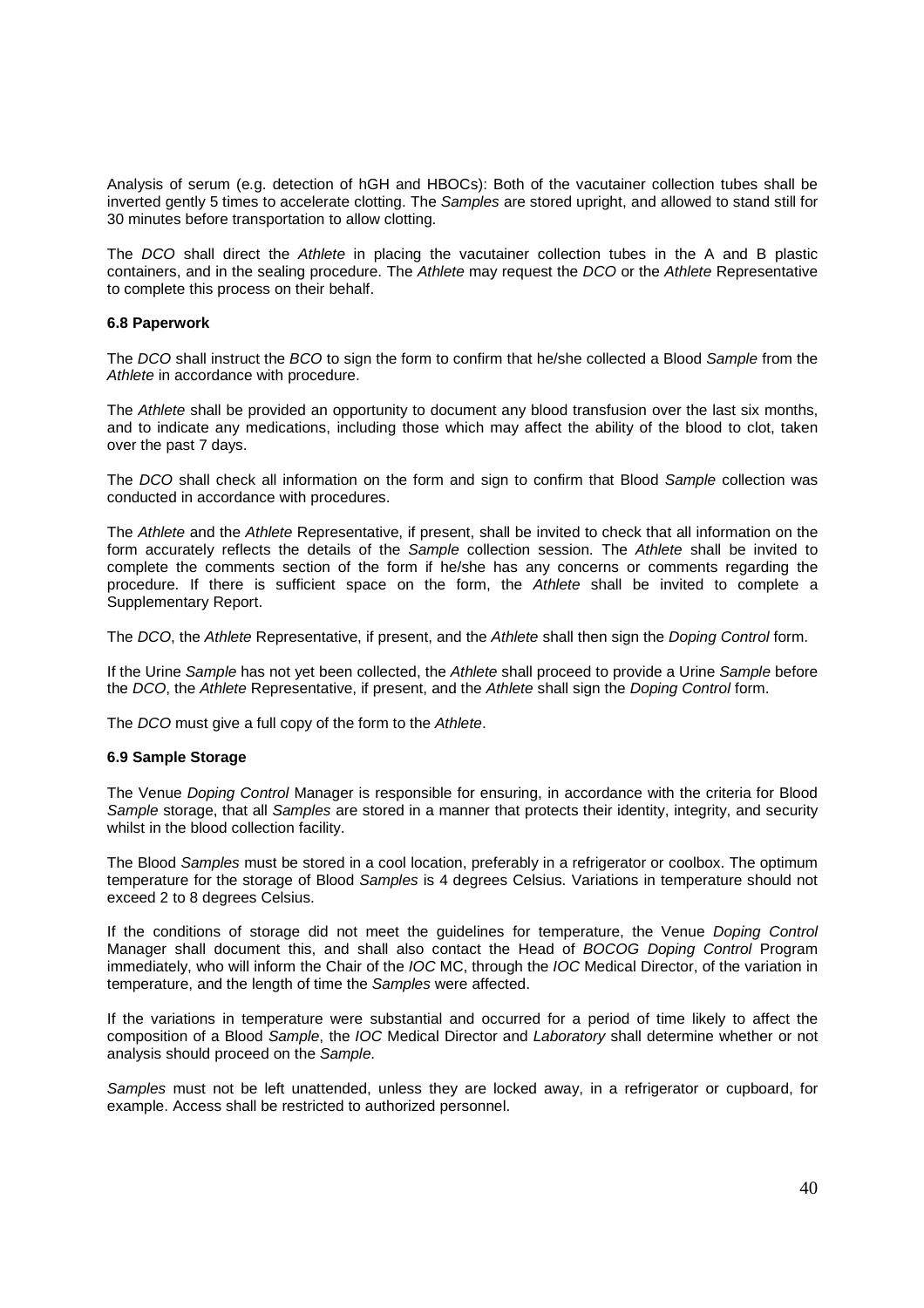Analysis of serum (e.g. detection of hGH and HBOCs): Both of the vacutainer collection tubes shall be inverted gently 5 times to accelerate clotting. The *Samples* are stored upright, and allowed to stand still for 30 minutes before transportation to allow clotting.

The *DCO* shall direct the *Athlete* in placing the vacutainer collection tubes in the A and B plastic containers, and in the sealing procedure. The *Athlete* may request the *DCO* or the *Athlete* Representative to complete this process on their behalf.

**6.8 Paperwork**

The *DCO* shall instruct the *BCO* to sign the form to confirm that he/she collected a Blood *Sample* from the *Athlete* in accordance with procedure.

The *Athlete* shall be provided an opportunity to document any blood transfusion over the last six months, and to indicate any medications, including those which may affect the ability of the blood to clot, taken over the past 7 days.

The *DCO* shall check all information on the form and sign to confirm that Blood *Sample* collection was conducted in accordance with procedures.

The *Athlete* and the *Athlete* Representative, if present, shall be invited to check that all information on the form accurately reflects the details of the *Sample* collection session. The *Athlete* shall be invited to complete the comments section of the form if he/she has any concerns or comments regarding the procedure. If there is sufficient space on the form, the *Athlete* shall be invited to complete a Supplementary Report.

The *DCO*, the *Athlete* Representative, if present, and the *Athlete* shall then sign the *Doping Control* form.

If the Urine *Sample* has not yet been collected, the *Athlete* shall proceed to provide a Urine *Sample* before the *DCO*, the *Athlete* Representative, if present, and the *Athlete* shall sign the *Doping Control* form.

The *DCO* must give a full copy of the form to the *Athlete*.

**6.9 Sample Storage**

The Venue *Doping Control* Manager is responsible for ensuring, in accordance with the criteria for Blood *Sample* storage, that all *Samples* are stored in a manner that protects their identity, integrity, and security whilst in the blood collection facility.

The Blood *Samples* must be stored in a cool location, preferably in a refrigerator or coolbox. The optimum temperature for the storage of Blood *Samples* is 4 degrees Celsius. Variations in temperature should not exceed 2 to 8 degrees Celsius.

If the conditions of storage did not meet the guidelines for temperature, the Venue *Doping Control* Manager shall document this, and shall also contact the Head of *BOCOG Doping Control* Program immediately, who will inform the Chair of the *IOC* MC, through the *IOC* Medical Director, of the variation in temperature, and the length of time the *Samples* were affected.

If the variations in temperature were substantial and occurred for a period of time likely to affect the composition of a Blood *Sample*, the *IOC* Medical Director and *Laboratory* shall determine whether or not analysis should proceed on the *Sample*.

*Samples* must not be left unattended, unless they are locked away, in a refrigerator or cupboard, for example. Access shall be restricted to authorized personnel.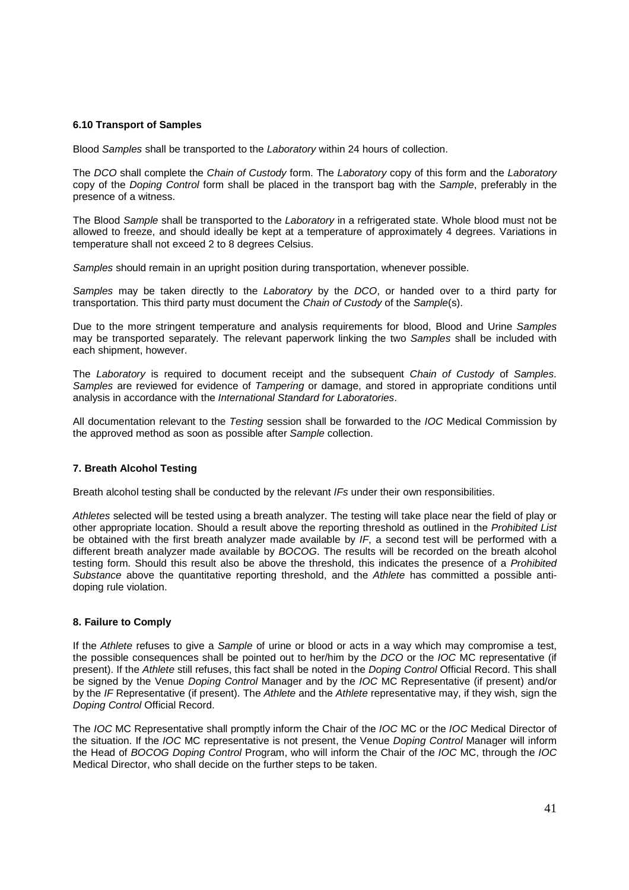### 6.10 Transport of Samples

Blood *Samples* shall be transported to the *Laboratory* within 24 hours of collection.

The *DCO* shall complete the *Chain of Custody* form. The *Laboratory* copy of this form and the *Laboratory* copy of the *Doping Control* form shall be placed in the transport bag with the *Sample*, preferably in the presence of a witness.

The Blood *Sample* shall be transported to the *Laboratory* in a refrigerated state. Whole blood must not be allowed to freeze, and should ideally be kept at a temperature of approximately 4 degrees. Variations in temperature shall not exceed 2 to 8 degrees Celsius.

*Samples* should remain in an upright position during transportation, whenever possible.

*Samples* may be taken directly to the *Laboratory* by the *DCO*, or handed over to a third party for transportation. This third party must document the *Chain of Custody* of the *Sample*(s).

Due to the more stringent temperature and analysis requirements for blood, Blood and Urine *Samples* may be transported separately. The relevant paperwork linking the two *Samples* shall be included with each shipment, however.

The *Laboratory* is required to document receipt and the subsequent *Chain of Custody* of *Samples*. *Samples* are reviewed for evidence of *Tampering* or damage, and stored in appropriate conditions until analysis in accordance with the *International Standard for Laboratories*.

All documentation relevant to the *Testing* session shall be forwarded to the *IOC* Medical Commission by the approved method as soon as possible after *Sample* collection.

### 7. Breath Alcohol Testing

Breath alcohol testing shall be conducted by the relevant *IFs* under their own responsibilities.

*Athletes* selected will be tested using a breath analyzer. The testing will take place near the field of play or other appropriate location. Should a result above the reporting threshold as outlined in the *Prohibited List* be obtained with the first breath analyzer made available by *IF*, a second test will be performed with a different breath analyzer made available by *BOCOG*. The results will be recorded on the breath alcohol testing form. Should this result also be above the threshold, this indicates the presence of a *Prohibited Substance* above the quantitative reporting threshold, and the *Athlete* has committed a possible anti-doping rule violation.

### 8. Failure to Comply

If the *Athlete* refuses to give a *Sample* of urine or blood or acts in a way which may compromise a test, the possible consequences shall be pointed out to her/him by the *DCO* or the *IOC* MC representative (if present). If the *Athlete* still refuses, this fact shall be noted in the *Doping Control* Official Record. This shall be signed by the Venue *Doping Control* Manager and by the *IOC* MC Representative (if present) and/or by the *IF* Representative (if present). The *Athlete* and the *Athlete* representative may, if they wish, sign the *Doping Control* Official Record.

The *IOC* MC Representative shall promptly inform the Chair of the *IOC* MC or the *IOC* Medical Director of the situation. If the *IOC* MC representative is not present, the Venue *Doping Control* Manager will inform the Head of *BOCOG Doping Control* Program, who will inform the Chair of the *IOC* MC, through the *IOC* Medical Director, who shall decide on the further steps to be taken.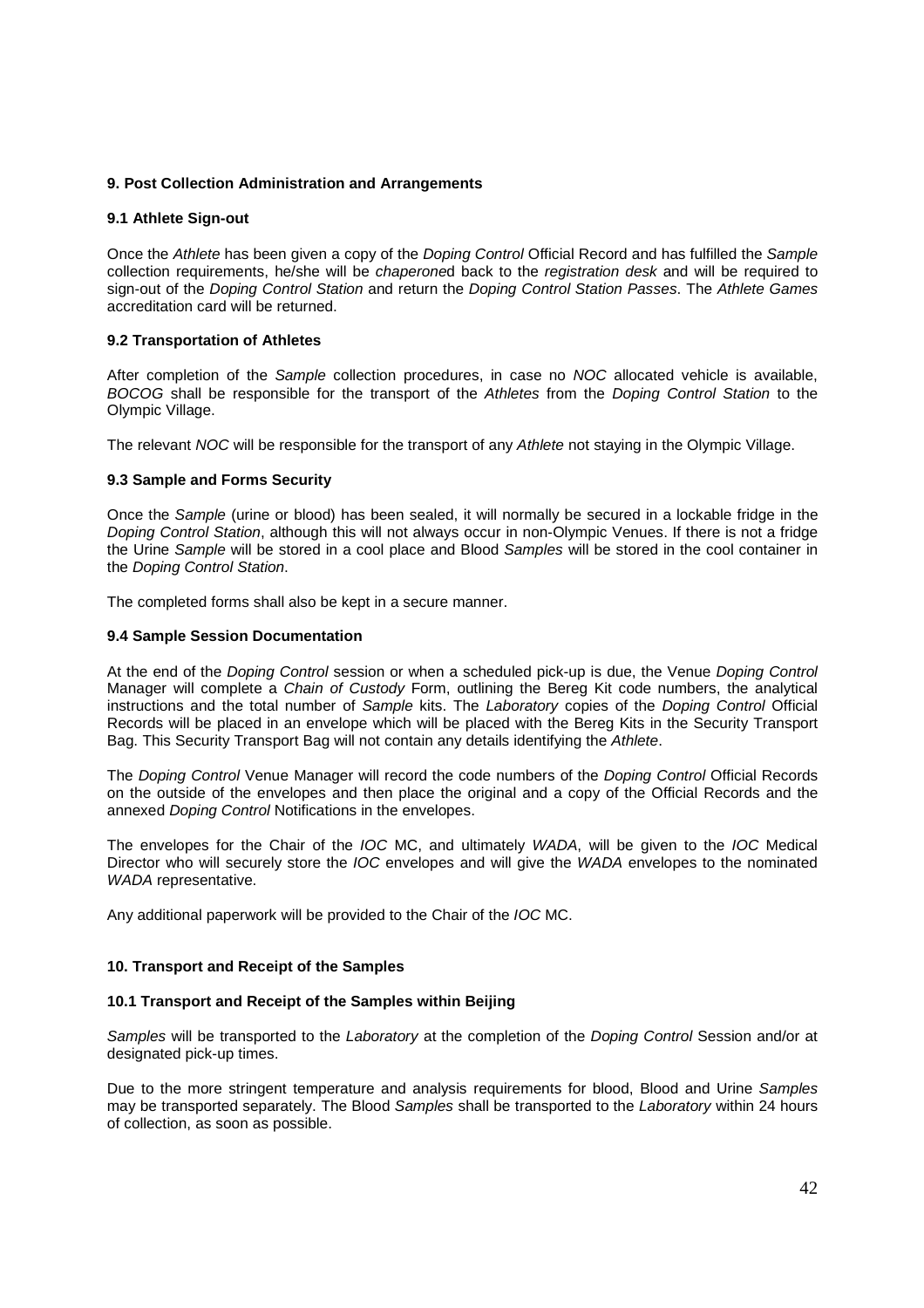## 9. Post Collection Administration and Arrangements

### 9.1 Athlete Sign-out

Once the *Athlete* has been given a copy of the *Doping Control* Official Record and has fulfilled the *Sample* collection requirements, he/she will be *chaperone*d back to the *registration desk* and will be required to sign-out of the *Doping Control Station* and return the *Doping Control Station Passes*. The *Athlete Games* accreditation card will be returned.

### 9.2 Transportation of Athletes

After completion of the *Sample* collection procedures, in case no *NOC* allocated vehicle is available, *BOCOG* shall be responsible for the transport of the *Athletes* from the *Doping Control Station* to the Olympic Village.

The relevant *NOC* will be responsible for the transport of any *Athlete* not staying in the Olympic Village.

### 9.3 Sample and Forms Security

Once the *Sample* (urine or blood) has been sealed, it will normally be secured in a lockable fridge in the *Doping Control Station*, although this will not always occur in non-Olympic Venues. If there is not a fridge the Urine *Sample* will be stored in a cool place and Blood *Samples* will be stored in the cool container in the *Doping Control Station*.

The completed forms shall also be kept in a secure manner.

### 9.4 Sample Session Documentation

At the end of the *Doping Control* session or when a scheduled pick-up is due, the Venue *Doping Control* Manager will complete a *Chain of Custody* Form, outlining the Bereg Kit code numbers, the analytical instructions and the total number of *Sample* kits. The *Laboratory* copies of the *Doping Control* Official Records will be placed in an envelope which will be placed with the Bereg Kits in the Security Transport Bag. This Security Transport Bag will not contain any details identifying the *Athlete*.

The *Doping Control* Venue Manager will record the code numbers of the *Doping Control* Official Records on the outside of the envelopes and then place the original and a copy of the Official Records and the annexed *Doping Control* Notifications in the envelopes.

The envelopes for the Chair of the *IOC* MC, and ultimately *WADA*, will be given to the *IOC* Medical Director who will securely store the *IOC* envelopes and will give the *WADA* envelopes to the nominated *WADA* representative.

Any additional paperwork will be provided to the Chair of the *IOC* MC.

## 10. Transport and Receipt of the Samples

### 10.1 Transport and Receipt of the Samples within Beijing

*Samples* will be transported to the *Laboratory* at the completion of the *Doping Control* Session and/or at designated pick-up times.

Due to the more stringent temperature and analysis requirements for blood, Blood and Urine *Samples* may be transported separately. The Blood *Samples* shall be transported to the *Laboratory* within 24 hours of collection, as soon as possible.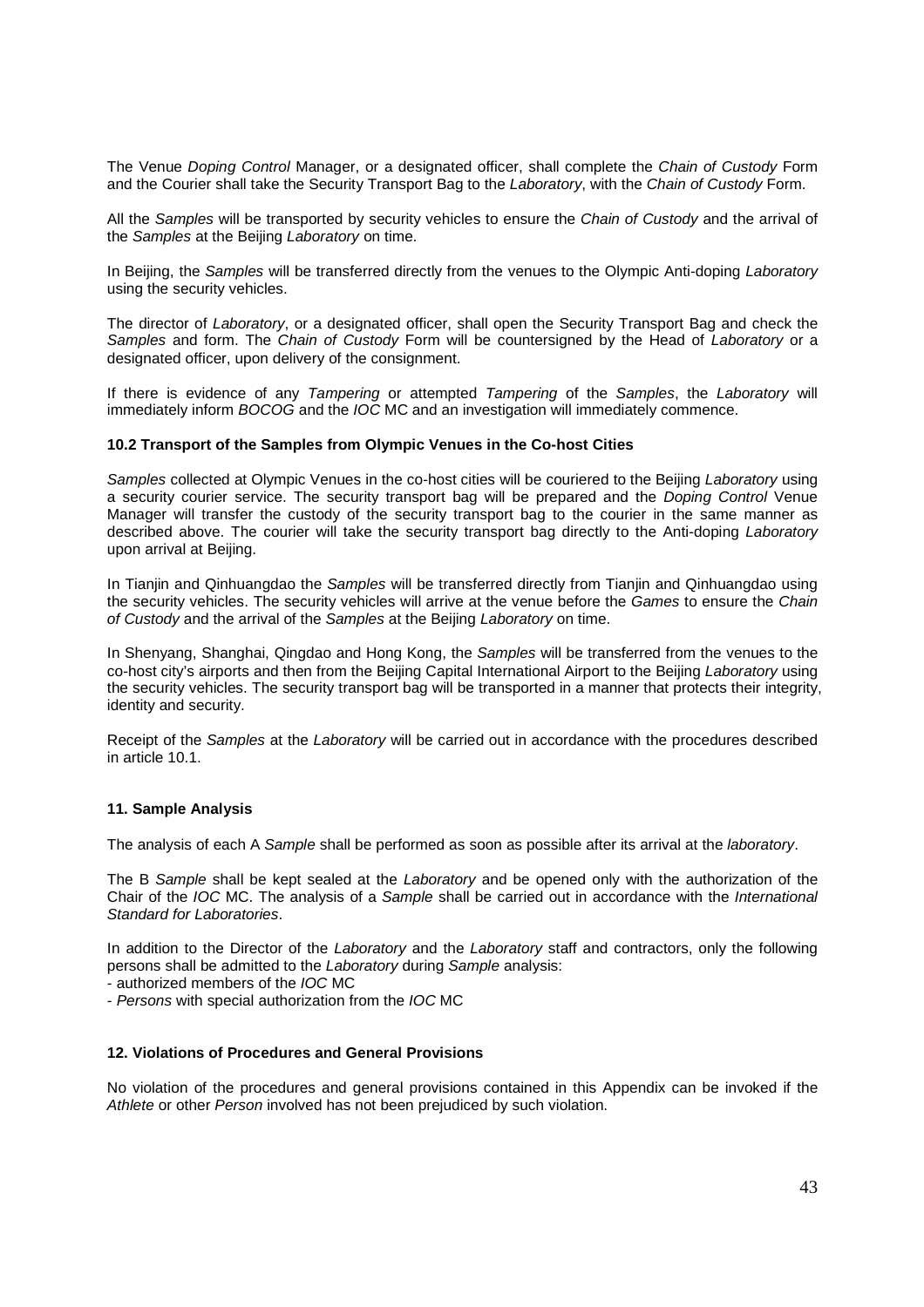The Venue *Doping Control* Manager, or a designated officer, shall complete the *Chain of Custody* Form and the Courier shall take the Security Transport Bag to the *Laboratory*, with the *Chain of Custody* Form.

All the *Samples* will be transported by security vehicles to ensure the *Chain of Custody* and the arrival of the *Samples* at the Beijing *Laboratory* on time.

In Beijing, the *Samples* will be transferred directly from the venues to the Olympic Anti-doping *Laboratory* using the security vehicles.

The director of *Laboratory*, or a designated officer, shall open the Security Transport Bag and check the *Samples* and form. The *Chain of Custody* Form will be countersigned by the Head of *Laboratory* or a designated officer, upon delivery of the consignment.

If there is evidence of any *Tampering* or attempted *Tampering* of the *Samples*, the *Laboratory* will immediately inform *BOCOG* and the *IOC* MC and an investigation will immediately commence.

**10.2 Transport of the Samples from Olympic Venues in the Co-host Cities**

*Samples* collected at Olympic Venues in the co-host cities will be couriered to the Beijing *Laboratory* using a security courier service. The security transport bag will be prepared and the *Doping Control* Venue Manager will transfer the custody of the security transport bag to the courier in the same manner as described above. The courier will take the security transport bag directly to the Anti-doping *Laboratory* upon arrival at Beijing.

In Tianjin and Qinhuangdao the *Samples* will be transferred directly from Tianjin and Qinhuangdao using the security vehicles. The security vehicles will arrive at the venue before the *Games* to ensure the *Chain of Custody* and the arrival of the *Samples* at the Beijing *Laboratory* on time.

In Shenyang, Shanghai, Qingdao and Hong Kong, the *Samples* will be transferred from the venues to the co-host city's airports and then from the Beijing Capital International Airport to the Beijing *Laboratory* using the security vehicles. The security transport bag will be transported in a manner that protects their integrity, identity and security.

Receipt of the *Samples* at the *Laboratory* will be carried out in accordance with the procedures described in article 10.1.

**11. Sample Analysis**

The analysis of each A *Sample* shall be performed as soon as possible after its arrival at the *laboratory*.

The B *Sample* shall be kept sealed at the *Laboratory* and be opened only with the authorization of the Chair of the *IOC* MC. The analysis of a *Sample* shall be carried out in accordance with the *International Standard for Laboratories*.

In addition to the Director of the *Laboratory* and the *Laboratory* staff and contractors, only the following persons shall be admitted to the *Laboratory* during *Sample* analysis:

- authorized members of the *IOC* MC
- *Persons* with special authorization from the *IOC* MC

**12. Violations of Procedures and General Provisions**

No violation of the procedures and general provisions contained in this Appendix can be invoked if the *Athlete* or other *Person* involved has not been prejudiced by such violation.